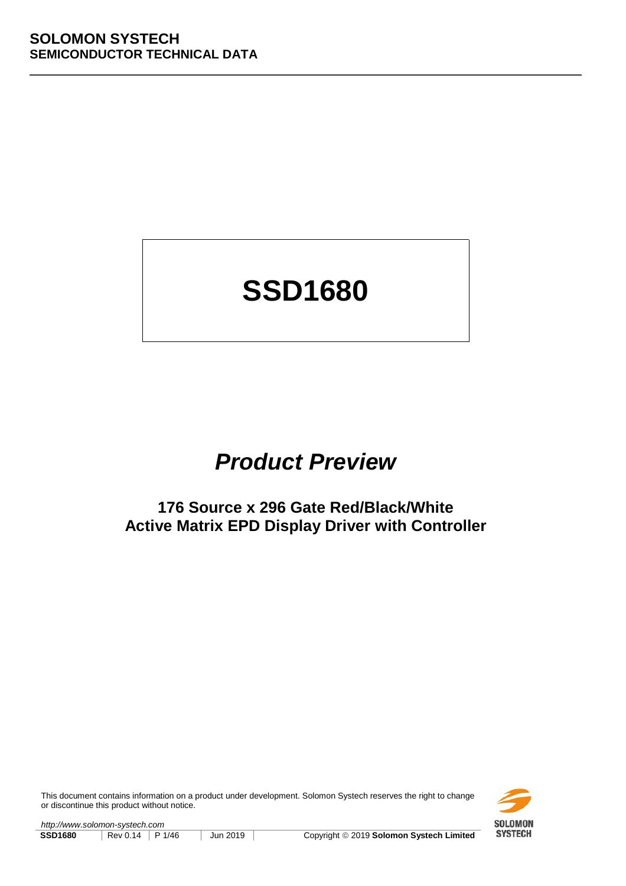**SOLOMON SYSTECH**
**SEMICONDUCTOR TECHNICAL DATA**

# SSD1680

## *Product Preview*

### 176 Source x 296 Gate Red/Black/White Active Matrix EPD Display Driver with Controller

This document contains information on a product under development. Solomon Systech reserves the right to change or discontinue this product without notice.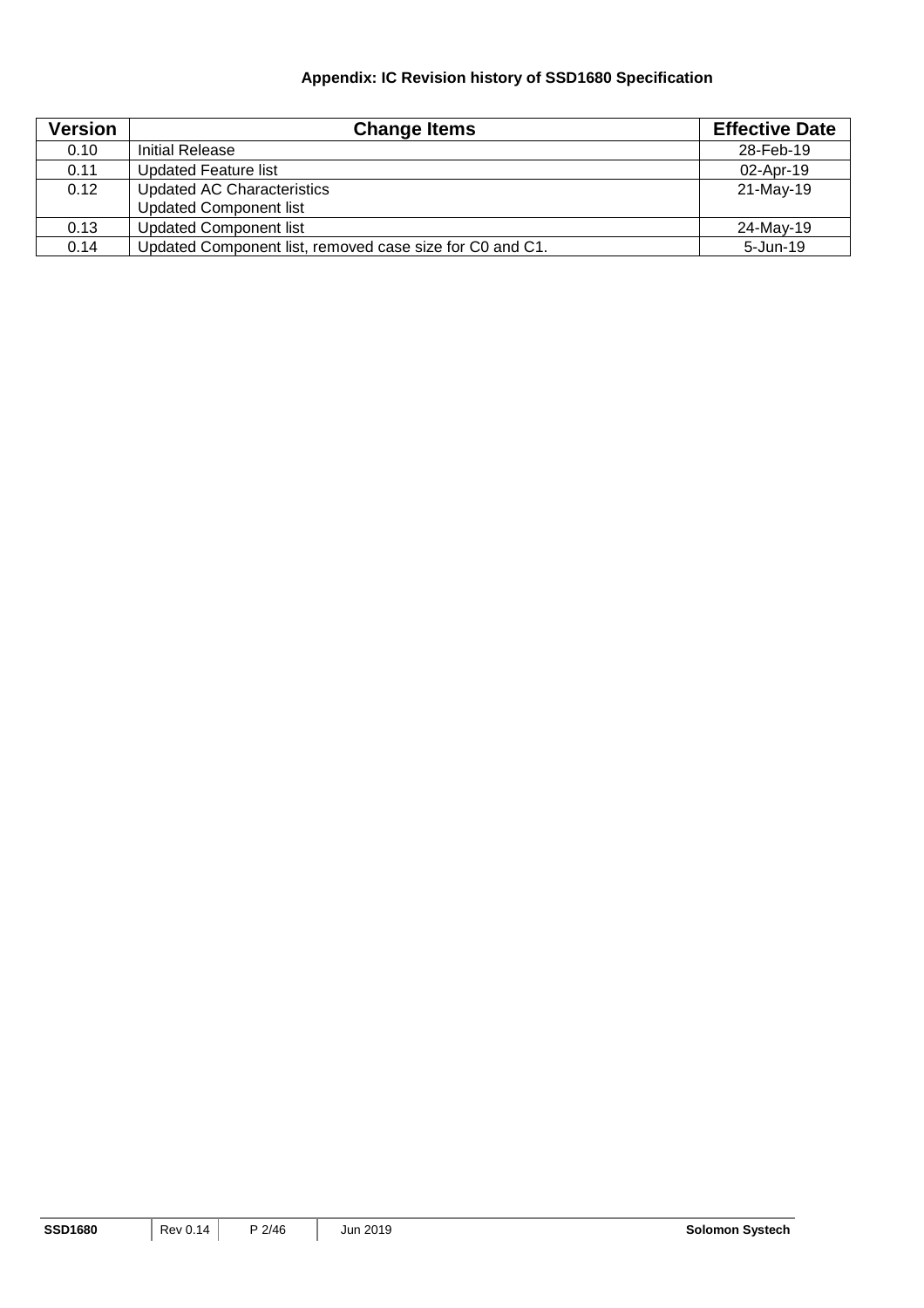**Appendix: IC Revision history of SSD1680 Specification**

| Version | Change Items | Effective Date |
|---|---|---|
| 0.10 | Initial Release | 28-Feb-19 |
| 0.11 | Updated Feature list | 02-Apr-19 |
| 0.12 | Updated AC Characteristics<br>Updated Component list | 21-May-19 |
| 0.13 | Updated Component list | 24-May-19 |
| 0.14 | Updated Component list, removed case size for C0 and C1. | 5-Jun-19 |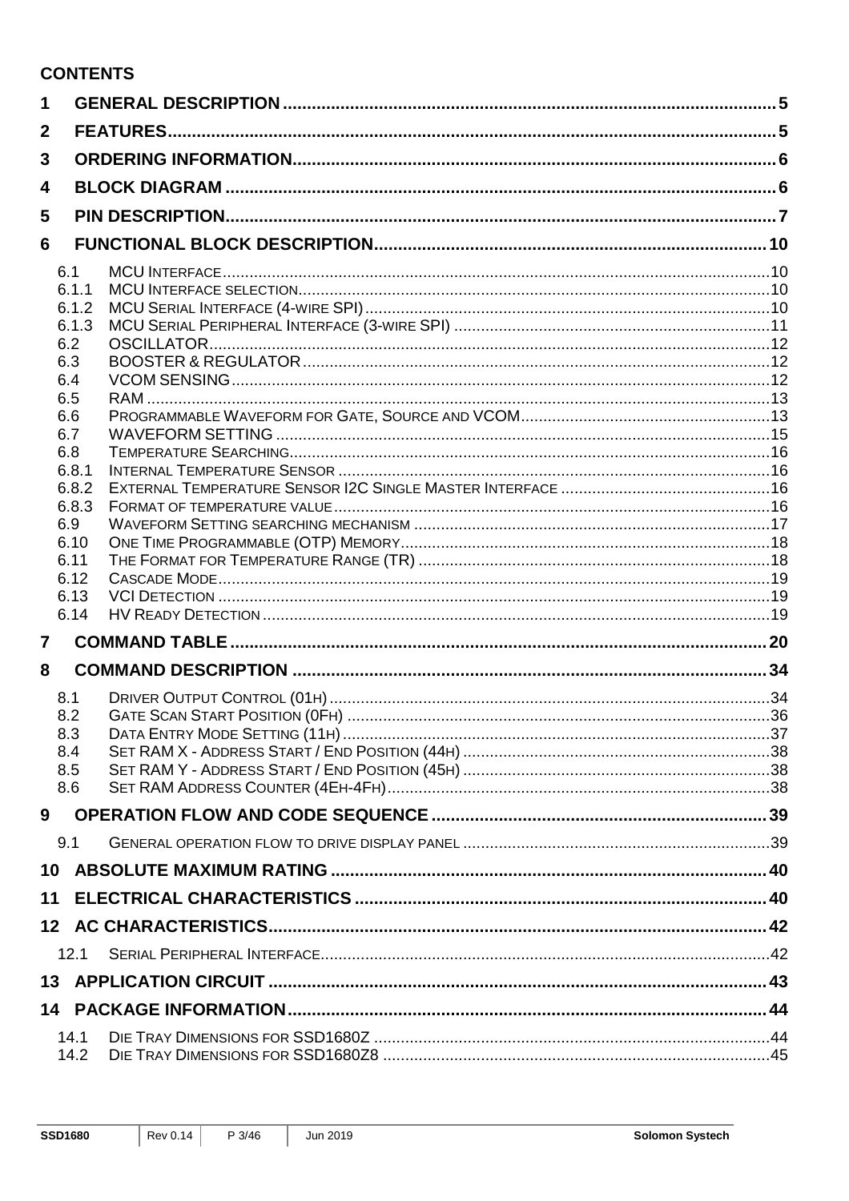## CONTENTS

1 GENERAL DESCRIPTION ..... 5
2 FEATURES ..... 5
3 ORDERING INFORMATION ..... 6
4 BLOCK DIAGRAM ..... 6
5 PIN DESCRIPTION ..... 7
6 FUNCTIONAL BLOCK DESCRIPTION ..... 10
- 6.1 MCU INTERFACE ..... 10
- 6.1.1 MCU INTERFACE SELECTION ..... 10
- 6.1.2 MCU SERIAL INTERFACE (4-WIRE SPI) ..... 10
- 6.1.3 MCU SERIAL PERIPHERAL INTERFACE (3-WIRE SPI) ..... 11
- 6.2 OSCILLATOR ..... 12
- 6.3 BOOSTER & REGULATOR ..... 12
- 6.4 VCOM SENSING ..... 12
- 6.5 RAM ..... 13
- 6.6 PROGRAMMABLE WAVEFORM FOR GATE, SOURCE AND VCOM ..... 13
- 6.7 WAVEFORM SETTING ..... 15
- 6.8 TEMPERATURE SEARCHING ..... 16
- 6.8.1 INTERNAL TEMPERATURE SENSOR ..... 16
- 6.8.2 EXTERNAL TEMPERATURE SENSOR I2C SINGLE MASTER INTERFACE ..... 16
- 6.8.3 FORMAT OF TEMPERATURE VALUE ..... 16
- 6.9 WAVEFORM SETTING SEARCHING MECHANISM ..... 17
- 6.10 ONE TIME PROGRAMMABLE (OTP) MEMORY ..... 18
- 6.11 THE FORMAT FOR TEMPERATURE RANGE (TR) ..... 18
- 6.12 CASCADE MODE ..... 19
- 6.13 VCI DETECTION ..... 19
- 6.14 HV READY DETECTION ..... 19

7 COMMAND TABLE ..... 20
8 COMMAND DESCRIPTION ..... 34
- 8.1 DRIVER OUTPUT CONTROL (01H) ..... 34
- 8.2 GATE SCAN START POSITION (0FH) ..... 36
- 8.3 DATA ENTRY MODE SETTING (11H) ..... 37
- 8.4 SET RAM X - ADDRESS START / END POSITION (44H) ..... 38
- 8.5 SET RAM Y - ADDRESS START / END POSITION (45H) ..... 38
- 8.6 SET RAM ADDRESS COUNTER (4EH-4FH) ..... 38

9 OPERATION FLOW AND CODE SEQUENCE ..... 39
- 9.1 GENERAL OPERATION FLOW TO DRIVE DISPLAY PANEL ..... 39

10 ABSOLUTE MAXIMUM RATING ..... 40
11 ELECTRICAL CHARACTERISTICS ..... 40
12 AC CHARACTERISTICS ..... 42
- 12.1 SERIAL PERIPHERAL INTERFACE ..... 42

13 APPLICATION CIRCUIT ..... 43
14 PACKAGE INFORMATION ..... 44
- 14.1 DIE TRAY DIMENSIONS FOR SSD1680Z ..... 44
- 14.2 DIE TRAY DIMENSIONS FOR SSD1680Z8 ..... 45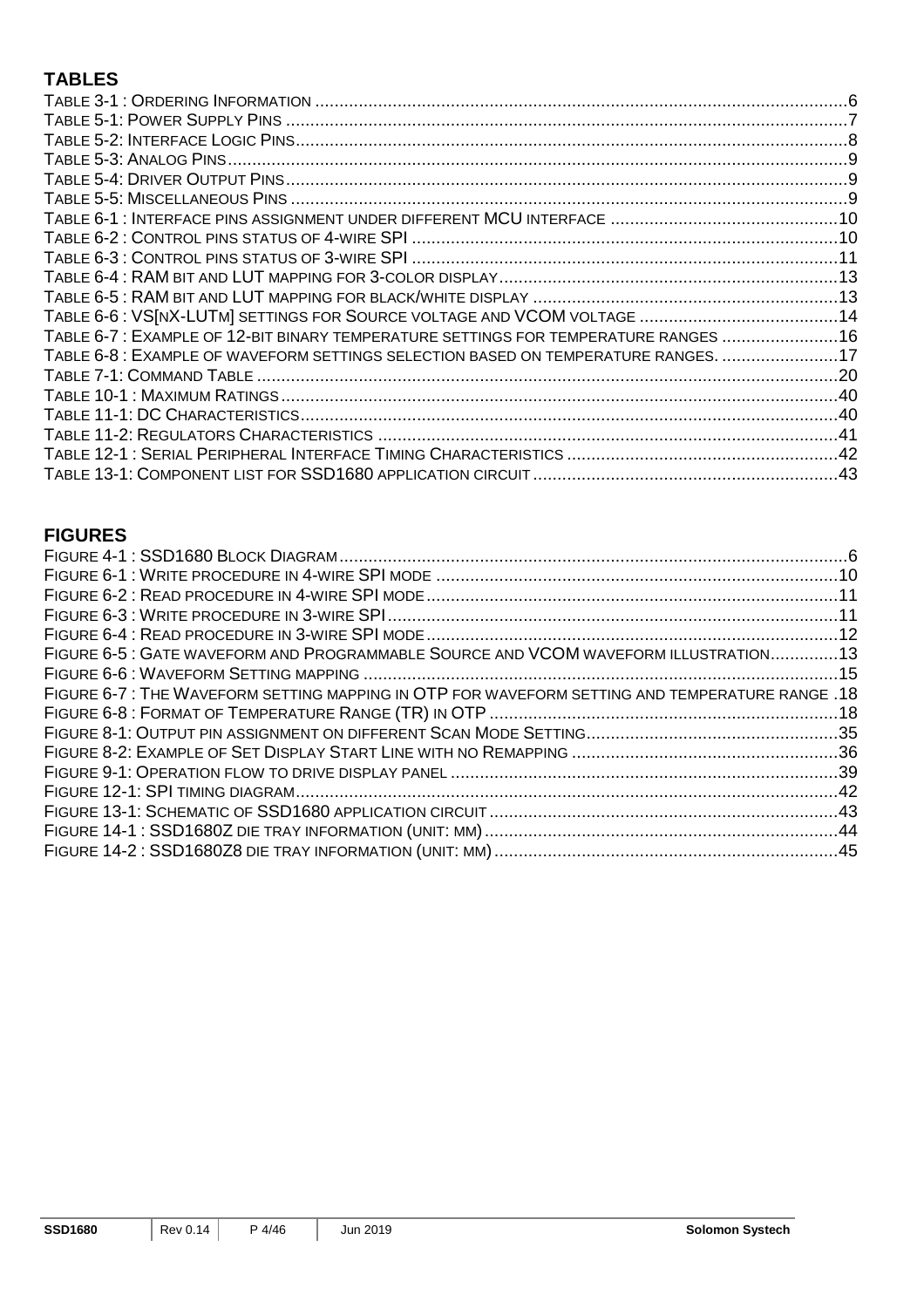## TABLES

TABLE 3-1 : ORDERING INFORMATION .......... 6
TABLE 5-1: POWER SUPPLY PINS .......... 7
TABLE 5-2: INTERFACE LOGIC PINS .......... 8
TABLE 5-3: ANALOG PINS .......... 9
TABLE 5-4: DRIVER OUTPUT PINS .......... 9
TABLE 5-5: MISCELLANEOUS PINS .......... 9
TABLE 6-1 : INTERFACE PINS ASSIGNMENT UNDER DIFFERENT MCU INTERFACE .......... 10
TABLE 6-2 : CONTROL PINS STATUS OF 4-WIRE SPI .......... 10
TABLE 6-3 : CONTROL PINS STATUS OF 3-WIRE SPI .......... 11
TABLE 6-4 : RAM BIT AND LUT MAPPING FOR 3-COLOR DISPLAY .......... 13
TABLE 6-5 : RAM BIT AND LUT MAPPING FOR BLACK/WHITE DISPLAY .......... 13
TABLE 6-6 : VS[NX-LUTM] SETTINGS FOR SOURCE VOLTAGE AND VCOM VOLTAGE .......... 14
TABLE 6-7 : EXAMPLE OF 12-BIT BINARY TEMPERATURE SETTINGS FOR TEMPERATURE RANGES .......... 16
TABLE 6-8 : EXAMPLE OF WAVEFORM SETTINGS SELECTION BASED ON TEMPERATURE RANGES. .......... 17
TABLE 7-1: COMMAND TABLE .......... 20
TABLE 10-1 : MAXIMUM RATINGS .......... 40
TABLE 11-1: DC CHARACTERISTICS .......... 40
TABLE 11-2: REGULATORS CHARACTERISTICS .......... 41
TABLE 12-1 : SERIAL PERIPHERAL INTERFACE TIMING CHARACTERISTICS .......... 42
TABLE 13-1: COMPONENT LIST FOR SSD1680 APPLICATION CIRCUIT .......... 43

## FIGURES

FIGURE 4-1 : SSD1680 BLOCK DIAGRAM .......... 6
FIGURE 6-1 : WRITE PROCEDURE IN 4-WIRE SPI MODE .......... 10
FIGURE 6-2 : READ PROCEDURE IN 4-WIRE SPI MODE .......... 11
FIGURE 6-3 : WRITE PROCEDURE IN 3-WIRE SPI .......... 11
FIGURE 6-4 : READ PROCEDURE IN 3-WIRE SPI MODE .......... 12
FIGURE 6-5 : GATE WAVEFORM AND PROGRAMMABLE SOURCE AND VCOM WAVEFORM ILLUSTRATION .......... 13
FIGURE 6-6 : WAVEFORM SETTING MAPPING .......... 15
FIGURE 6-7 : THE WAVEFORM SETTING MAPPING IN OTP FOR WAVEFORM SETTING AND TEMPERATURE RANGE .......... 18
FIGURE 6-8 : FORMAT OF TEMPERATURE RANGE (TR) IN OTP .......... 18
FIGURE 8-1: OUTPUT PIN ASSIGNMENT ON DIFFERENT SCAN MODE SETTING .......... 35
FIGURE 8-2: EXAMPLE OF SET DISPLAY START LINE WITH NO REMAPPING .......... 36
FIGURE 9-1: OPERATION FLOW TO DRIVE DISPLAY PANEL .......... 39
FIGURE 12-1: SPI TIMING DIAGRAM .......... 42
FIGURE 13-1: SCHEMATIC OF SSD1680 APPLICATION CIRCUIT .......... 43
FIGURE 14-1 : SSD1680Z DIE TRAY INFORMATION (UNIT: MM) .......... 44
FIGURE 14-2 : SSD1680Z8 DIE TRAY INFORMATION (UNIT: MM) .......... 45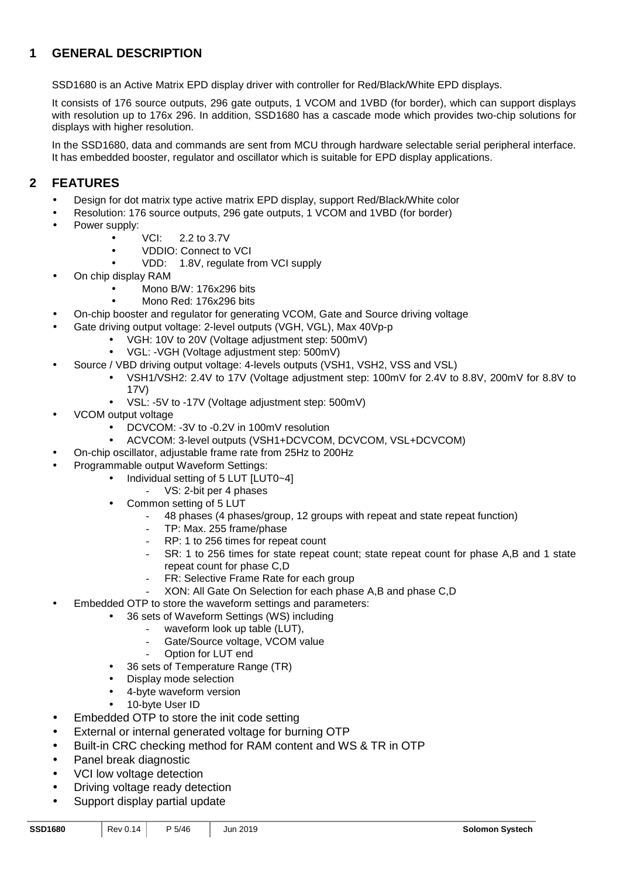## 1 GENERAL DESCRIPTION

SSD1680 is an Active Matrix EPD display driver with controller for Red/Black/White EPD displays.

It consists of 176 source outputs, 296 gate outputs, 1 VCOM and 1VBD (for border), which can support displays with resolution up to 176x 296. In addition, SSD1680 has a cascade mode which provides two-chip solutions for displays with higher resolution.

In the SSD1680, data and commands are sent from MCU through hardware selectable serial peripheral interface. It has embedded booster, regulator and oscillator which is suitable for EPD display applications.

## 2 FEATURES

- Design for dot matrix type active matrix EPD display, support Red/Black/White color
- Resolution: 176 source outputs, 296 gate outputs, 1 VCOM and 1VBD (for border)
- Power supply:
  - VCI: 2.2 to 3.7V
  - VDDIO: Connect to VCI
  - VDD: 1.8V, regulate from VCI supply
- On chip display RAM
  - Mono B/W: 176x296 bits
  - Mono Red: 176x296 bits
- On-chip booster and regulator for generating VCOM, Gate and Source driving voltage
- Gate driving output voltage: 2-level outputs (VGH, VGL), Max 40Vp-p
  - VGH: 10V to 20V (Voltage adjustment step: 500mV)
  - VGL: -VGH (Voltage adjustment step: 500mV)
- Source / VBD driving output voltage: 4-levels outputs (VSH1, VSH2, VSS and VSL)
  - VSH1/VSH2: 2.4V to 17V (Voltage adjustment step: 100mV for 2.4V to 8.8V, 200mV for 8.8V to 17V)
  - VSL: -5V to -17V (Voltage adjustment step: 500mV)
- VCOM output voltage
  - DCVCOM: -3V to -0.2V in 100mV resolution
  - ACVCOM: 3-level outputs (VSH1+DCVCOM, DCVCOM, VSL+DCVCOM)
- On-chip oscillator, adjustable frame rate from 25Hz to 200Hz
- Programmable output Waveform Settings:
  - Individual setting of 5 LUT [LUT0~4]
    - VS: 2-bit per 4 phases
  - Common setting of 5 LUT
    - 48 phases (4 phases/group, 12 groups with repeat and state repeat function)
    - TP: Max. 255 frame/phase
    - RP: 1 to 256 times for repeat count
    - SR: 1 to 256 times for state repeat count; state repeat count for phase A,B and 1 state repeat count for phase C,D
    - FR: Selective Frame Rate for each group
    - XON: All Gate On Selection for each phase A,B and phase C,D
- Embedded OTP to store the waveform settings and parameters:
  - 36 sets of Waveform Settings (WS) including
    - waveform look up table (LUT),
    - Gate/Source voltage, VCOM value
    - Option for LUT end
  - 36 sets of Temperature Range (TR)
  - Display mode selection
  - 4-byte waveform version
  - 10-byte User ID
- Embedded OTP to store the init code setting
- External or internal generated voltage for burning OTP
- Built-in CRC checking method for RAM content and WS & TR in OTP
- Panel break diagnostic
- VCI low voltage detection
- Driving voltage ready detection
- Support display partial update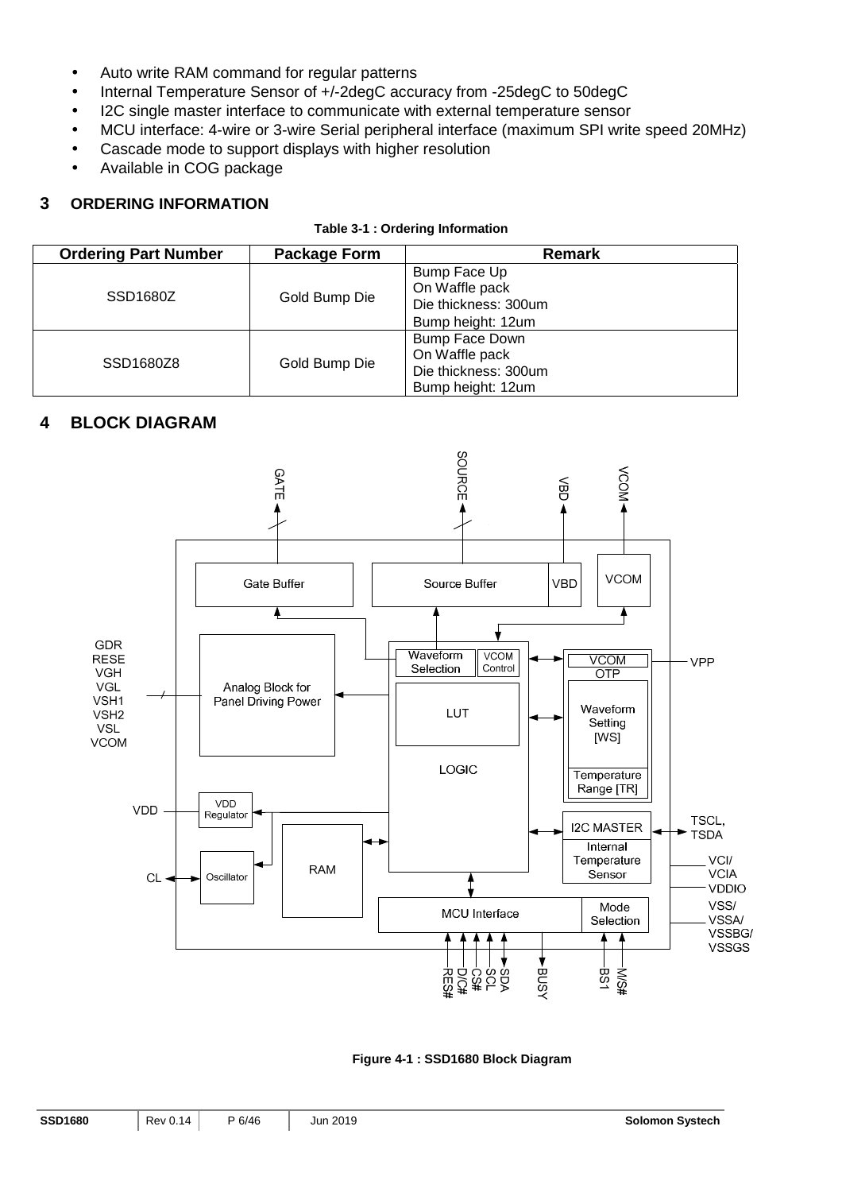- Auto write RAM command for regular patterns
- Internal Temperature Sensor of +/-2degC accuracy from -25degC to 50degC
- I2C single master interface to communicate with external temperature sensor
- MCU interface: 4-wire or 3-wire Serial peripheral interface (maximum SPI write speed 20MHz)
- Cascade mode to support displays with higher resolution
- Available in COG package

## 3 ORDERING INFORMATION

**Table 3-1 : Ordering Information**

| Ordering Part Number | Package Form | Remark |
|---|---|---|
| SSD1680Z | Gold Bump Die | Bump Face Up<br>On Waffle pack<br>Die thickness: 300um<br>Bump height: 12um |
| SSD1680Z8 | Gold Bump Die | Bump Face Down<br>On Waffle pack<br>Die thickness: 300um<br>Bump height: 12um |

## 4 BLOCK DIAGRAM

Figure 4-1 : SSD1680 Block Diagram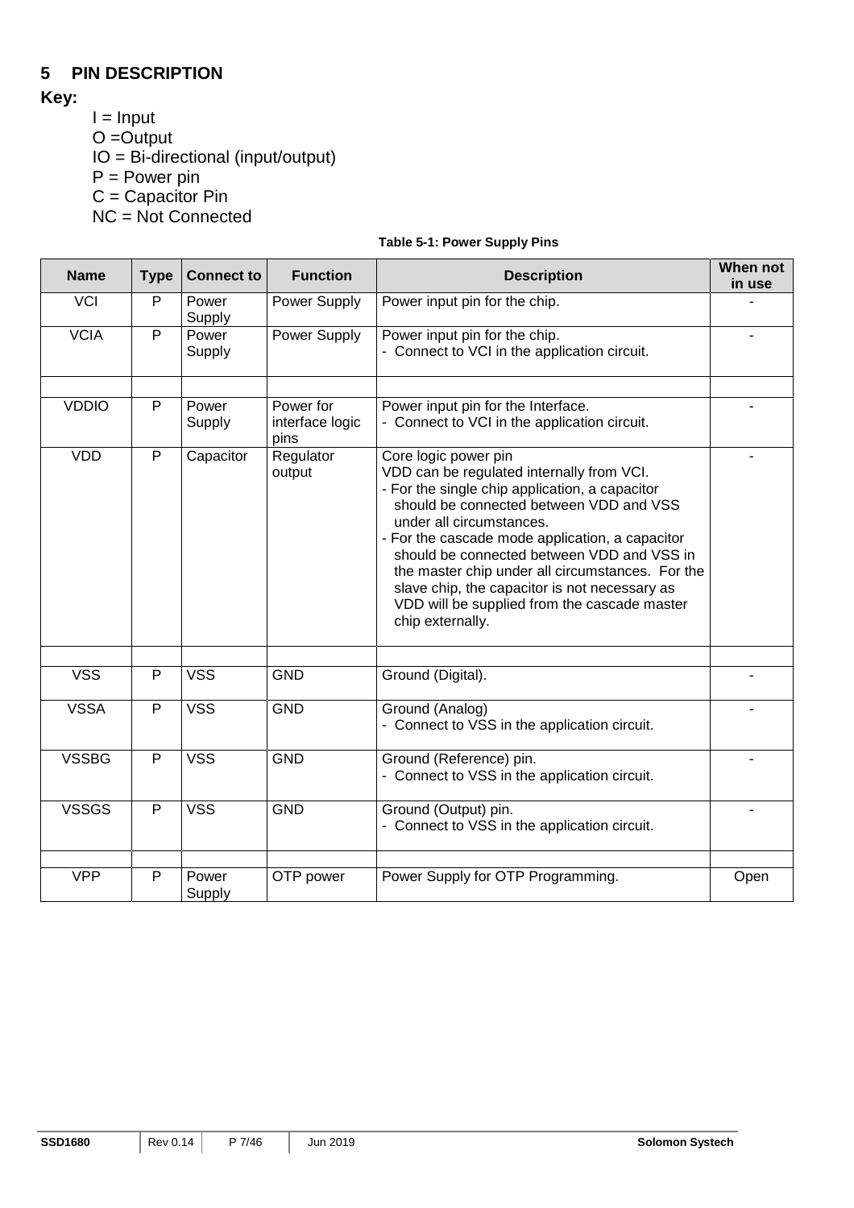# 5 PIN DESCRIPTION

**Key:**

I = Input
O =Output
IO = Bi-directional (input/output)
P = Power pin
C = Capacitor Pin
NC = Not Connected

**Table 5-1: Power Supply Pins**

| Name | Type | Connect to | Function | Description | When not in use |
|---|---|---|---|---|---|
| VCI | P | Power Supply | Power Supply | Power input pin for the chip. | - |
| VCIA | P | Power Supply | Power Supply | Power input pin for the chip.<br>- Connect to VCI in the application circuit. | - |
| | | | | | |
| VDDIO | P | Power Supply | Power for interface logic pins | Power input pin for the Interface.<br>- Connect to VCI in the application circuit. | - |
| VDD | P | Capacitor | Regulator output | Core logic power pin<br>VDD can be regulated internally from VCI.<br>- For the single chip application, a capacitor should be connected between VDD and VSS under all circumstances.<br>- For the cascade mode application, a capacitor should be connected between VDD and VSS in the master chip under all circumstances. For the slave chip, the capacitor is not necessary as VDD will be supplied from the cascade master chip externally. | - |
| | | | | | |
| VSS | P | VSS | GND | Ground (Digital). | - |
| VSSA | P | VSS | GND | Ground (Analog)<br>- Connect to VSS in the application circuit. | - |
| VSSBG | P | VSS | GND | Ground (Reference) pin.<br>- Connect to VSS in the application circuit. | - |
| VSSGS | P | VSS | GND | Ground (Output) pin.<br>- Connect to VSS in the application circuit. | - |
| | | | | | |
| VPP | P | Power Supply | OTP power | Power Supply for OTP Programming. | Open |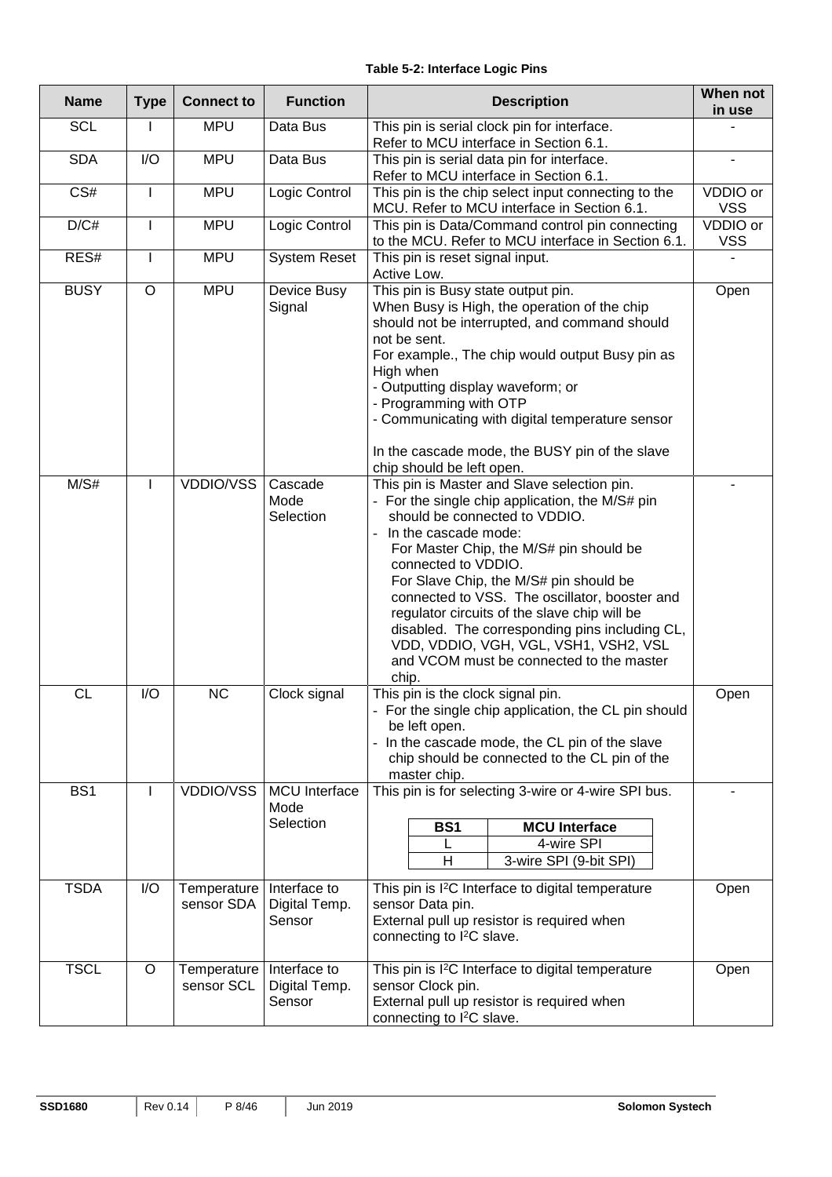**Table 5-2: Interface Logic Pins**

| Name | Type | Connect to | Function | Description | When not in use |
|---|---|---|---|---|---|
| SCL | I | MPU | Data Bus | This pin is serial clock pin for interface.<br>Refer to MCU interface in Section 6.1. | - |
| SDA | I/O | MPU | Data Bus | This pin is serial data pin for interface.<br>Refer to MCU interface in Section 6.1. | - |
| CS# | I | MPU | Logic Control | This pin is the chip select input connecting to the MCU. Refer to MCU interface in Section 6.1. | VDDIO or VSS |
| D/C# | I | MPU | Logic Control | This pin is Data/Command control pin connecting to the MCU. Refer to MCU interface in Section 6.1. | VDDIO or VSS |
| RES# | I | MPU | System Reset | This pin is reset signal input.<br>Active Low. | - |
| BUSY | O | MPU | Device Busy Signal | This pin is Busy state output pin.<br>When Busy is High, the operation of the chip should not be interrupted, and command should not be sent.<br>For example., The chip would output Busy pin as High when<br>- Outputting display waveform; or<br>- Programming with OTP<br>- Communicating with digital temperature sensor<br><br>In the cascade mode, the BUSY pin of the slave chip should be left open. | Open |
| M/S# | I | VDDIO/VSS | Cascade Mode Selection | This pin is Master and Slave selection pin.<br>- For the single chip application, the M/S# pin should be connected to VDDIO.<br>- In the cascade mode:<br>For Master Chip, the M/S# pin should be connected to VDDIO.<br>For Slave Chip, the M/S# pin should be connected to VSS. The oscillator, booster and regulator circuits of the slave chip will be disabled. The corresponding pins including CL, VDD, VDDIO, VGH, VGL, VSH1, VSH2, VSL and VCOM must be connected to the master chip. | - |
| CL | I/O | NC | Clock signal | This pin is the clock signal pin.<br>- For the single chip application, the CL pin should be left open.<br>- In the cascade mode, the CL pin of the slave chip should be connected to the CL pin of the master chip. | Open |
| BS1 | I | VDDIO/VSS | MCU Interface Mode Selection | This pin is for selecting 3-wire or 4-wire SPI bus.<br><br>BS1: L → MCU Interface: 4-wire SPI<br>BS1: H → MCU Interface: 3-wire SPI (9-bit SPI) | - |
| TSDA | I/O | Temperature sensor SDA | Interface to Digital Temp. Sensor | This pin is I²C Interface to digital temperature sensor Data pin.<br>External pull up resistor is required when connecting to I²C slave. | Open |
| TSCL | O | Temperature sensor SCL | Interface to Digital Temp. Sensor | This pin is I²C Interface to digital temperature sensor Clock pin.<br>External pull up resistor is required when connecting to I²C slave. | Open |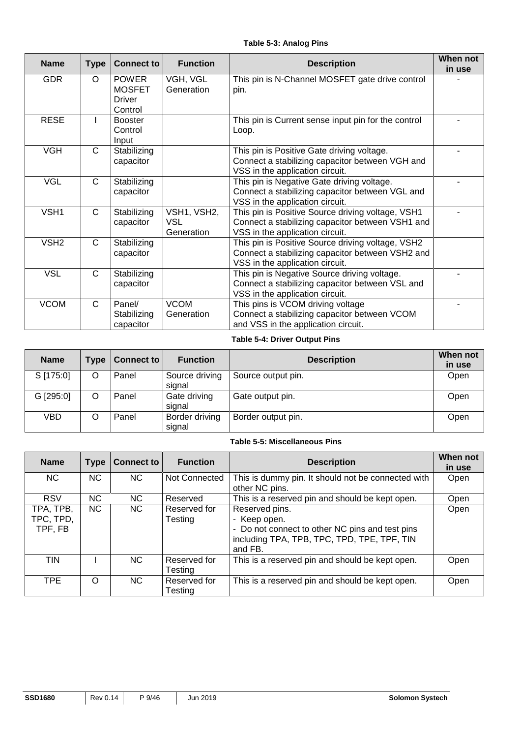**Table 5-3: Analog Pins**

| Name | Type | Connect to | Function | Description | When not in use |
|---|---|---|---|---|---|
| GDR | O | POWER MOSFET Driver Control | VGH, VGL Generation | This pin is N-Channel MOSFET gate drive control pin. | - |
| RESE | I | Booster Control Input | | This pin is Current sense input pin for the control Loop. | - |
| VGH | C | Stabilizing capacitor | | This pin is Positive Gate driving voltage. Connect a stabilizing capacitor between VGH and VSS in the application circuit. | - |
| VGL | C | Stabilizing capacitor | | This pin is Negative Gate driving voltage. Connect a stabilizing capacitor between VGL and VSS in the application circuit. | - |
| VSH1 | C | Stabilizing capacitor | VSH1, VSH2, VSL Generation | This pin is Positive Source driving voltage, VSH1 Connect a stabilizing capacitor between VSH1 and VSS in the application circuit. | - |
| VSH2 | C | Stabilizing capacitor | | This pin is Positive Source driving voltage, VSH2 Connect a stabilizing capacitor between VSH2 and VSS in the application circuit. | |
| VSL | C | Stabilizing capacitor | | This pin is Negative Source driving voltage. Connect a stabilizing capacitor between VSL and VSS in the application circuit. | - |
| VCOM | C | Panel/ Stabilizing capacitor | VCOM Generation | This pins is VCOM driving voltage Connect a stabilizing capacitor between VCOM and VSS in the application circuit. | - |

**Table 5-4: Driver Output Pins**

| Name | Type | Connect to | Function | Description | When not in use |
|---|---|---|---|---|---|
| S [175:0] | O | Panel | Source driving signal | Source output pin. | Open |
| G [295:0] | O | Panel | Gate driving signal | Gate output pin. | Open |
| VBD | O | Panel | Border driving signal | Border output pin. | Open |

**Table 5-5: Miscellaneous Pins**

| Name | Type | Connect to | Function | Description | When not in use |
|---|---|---|---|---|---|
| NC | NC | NC | Not Connected | This is dummy pin. It should not be connected with other NC pins. | Open |
| RSV | NC | NC | Reserved | This is a reserved pin and should be kept open. | Open |
| TPA, TPB, TPC, TPD, TPF, FB | NC | NC | Reserved for Testing | Reserved pins. - Keep open. - Do not connect to other NC pins and test pins including TPA, TPB, TPC, TPD, TPE, TPF, TIN and FB. | Open |
| TIN | I | NC | Reserved for Testing | This is a reserved pin and should be kept open. | Open |
| TPE | O | NC | Reserved for Testing | This is a reserved pin and should be kept open. | Open |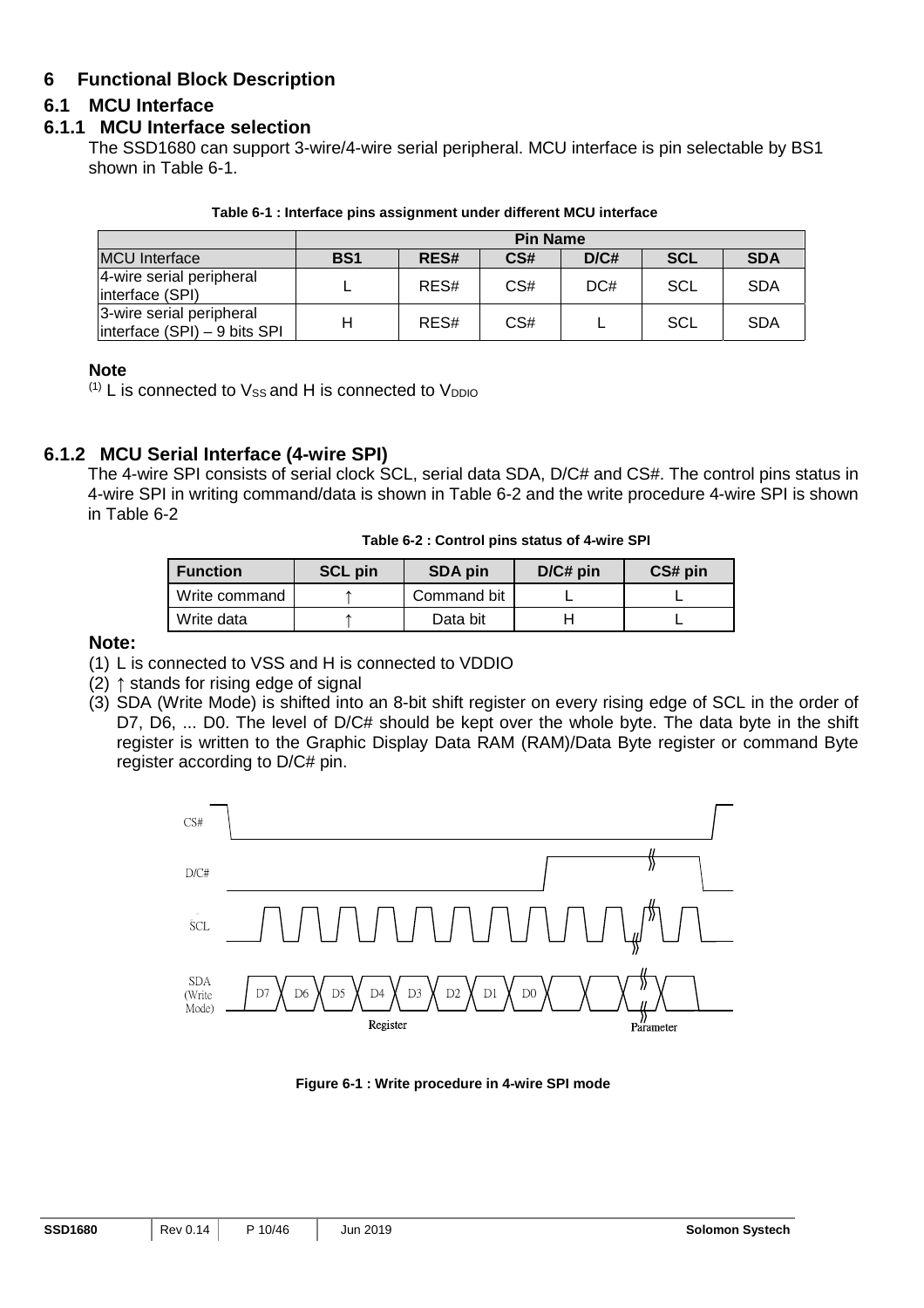# 6 Functional Block Description

## 6.1 MCU Interface

### 6.1.1 MCU Interface selection

The SSD1680 can support 3-wire/4-wire serial peripheral. MCU interface is pin selectable by BS1 shown in Table 6-1.

**Table 6-1 : Interface pins assignment under different MCU interface**

| | Pin Name | | | | | |
|---|---|---|---|---|---|---|
| MCU Interface | **BS1** | **RES#** | **CS#** | **D/C#** | **SCL** | **SDA** |
| 4-wire serial peripheral interface (SPI) | L | RES# | CS# | DC# | SCL | SDA |
| 3-wire serial peripheral interface (SPI) – 9 bits SPI | H | RES# | CS# | L | SCL | SDA |

**Note**

(1) L is connected to $V_{SS}$ and H is connected to $V_{DDIO}$

### 6.1.2 MCU Serial Interface (4-wire SPI)

The 4-wire SPI consists of serial clock SCL, serial data SDA, D/C# and CS#. The control pins status in 4-wire SPI in writing command/data is shown in Table 6-2 and the write procedure 4-wire SPI is shown in Table 6-2

**Table 6-2 : Control pins status of 4-wire SPI**

| Function | SCL pin | SDA pin | D/C# pin | CS# pin |
|---|---|---|---|---|
| Write command | ↑ | Command bit | L | L |
| Write data | ↑ | Data bit | H | L |

**Note:**

(1) L is connected to VSS and H is connected to VDDIO

(2) ↑ stands for rising edge of signal

(3) SDA (Write Mode) is shifted into an 8-bit shift register on every rising edge of SCL in the order of D7, D6, ... D0. The level of D/C# should be kept over the whole byte. The data byte in the shift register is written to the Graphic Display Data RAM (RAM)/Data Byte register or command Byte register according to D/C# pin.

**Figure 6-1 : Write procedure in 4-wire SPI mode**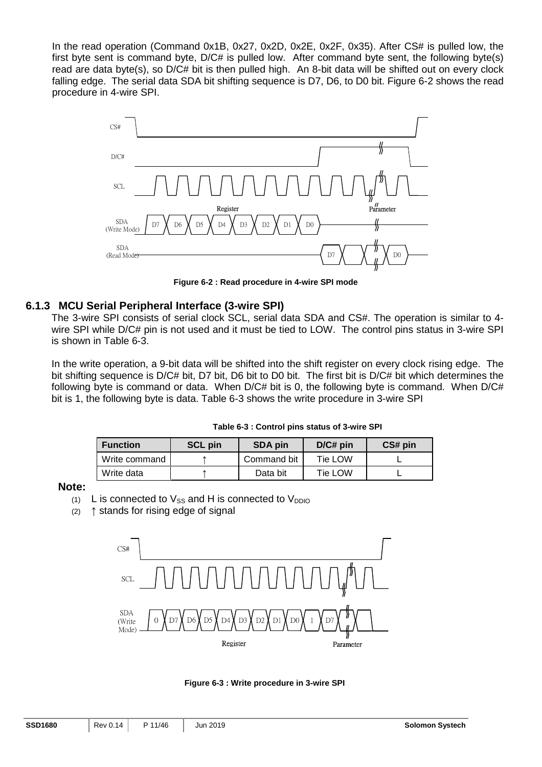In the read operation (Command 0x1B, 0x27, 0x2D, 0x2E, 0x2F, 0x35). After CS# is pulled low, the first byte sent is command byte, D/C# is pulled low. After command byte sent, the following byte(s) read are data byte(s), so D/C# bit is then pulled high. An 8-bit data will be shifted out on every clock falling edge. The serial data SDA bit shifting sequence is D7, D6, to D0 bit. Figure 6-2 shows the read procedure in 4-wire SPI.

**Figure 6-2 : Read procedure in 4-wire SPI mode**

### 6.1.3 MCU Serial Peripheral Interface (3-wire SPI)

The 3-wire SPI consists of serial clock SCL, serial data SDA and CS#. The operation is similar to 4-wire SPI while D/C# pin is not used and it must be tied to LOW. The control pins status in 3-wire SPI is shown in Table 6-3.

In the write operation, a 9-bit data will be shifted into the shift register on every clock rising edge. The bit shifting sequence is D/C# bit, D7 bit, D6 bit to D0 bit. The first bit is D/C# bit which determines the following byte is command or data. When D/C# bit is 0, the following byte is command. When D/C# bit is 1, the following byte is data. Table 6-3 shows the write procedure in 3-wire SPI

**Table 6-3 : Control pins status of 3-wire SPI**

| Function | SCL pin | SDA pin | D/C# pin | CS# pin |
|---|---|---|---|---|
| Write command | ↑ | Command bit | Tie LOW | L |
| Write data | ↑ | Data bit | Tie LOW | L |

**Note:**

(1) L is connected to $V_{SS}$ and H is connected to $V_{DDIO}$

(2) ↑ stands for rising edge of signal

**Figure 6-3 : Write procedure in 3-wire SPI**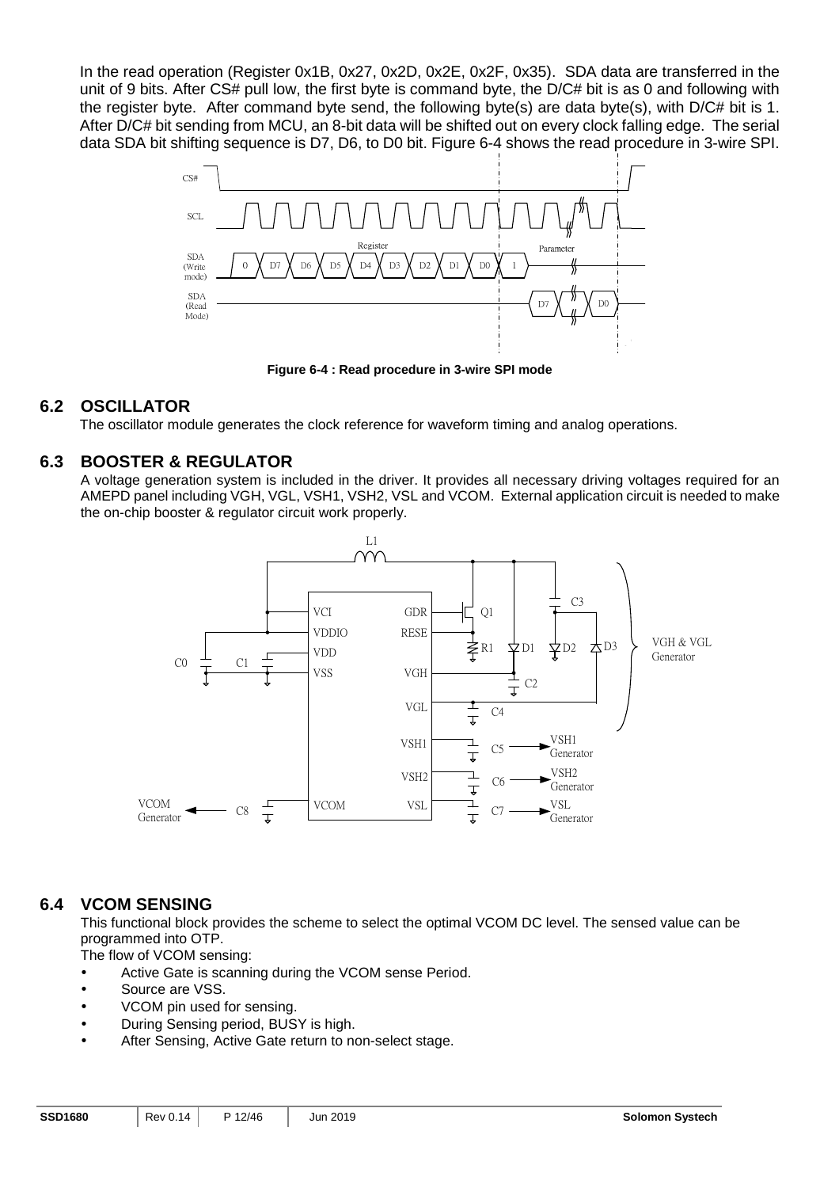In the read operation (Register 0x1B, 0x27, 0x2D, 0x2E, 0x2F, 0x35). SDA data are transferred in the unit of 9 bits. After CS# pull low, the first byte is command byte, the D/C# bit is as 0 and following with the register byte. After command byte send, the following byte(s) are data byte(s), with D/C# bit is 1. After D/C# bit sending from MCU, an 8-bit data will be shifted out on every clock falling edge. The serial data SDA bit shifting sequence is D7, D6, to D0 bit. Figure 6-4 shows the read procedure in 3-wire SPI.

**Figure 6-4 : Read procedure in 3-wire SPI mode**

## 6.2 OSCILLATOR

The oscillator module generates the clock reference for waveform timing and analog operations.

## 6.3 BOOSTER & REGULATOR

A voltage generation system is included in the driver. It provides all necessary driving voltages required for an AMEPD panel including VGH, VGL, VSH1, VSH2, VSL and VCOM. External application circuit is needed to make the on-chip booster & regulator circuit work properly.

## 6.4 VCOM SENSING

This functional block provides the scheme to select the optimal VCOM DC level. The sensed value can be programmed into OTP.

The flow of VCOM sensing:

- Active Gate is scanning during the VCOM sense Period.
- Source are VSS.
- VCOM pin used for sensing.
- During Sensing period, BUSY is high.
- After Sensing, Active Gate return to non-select stage.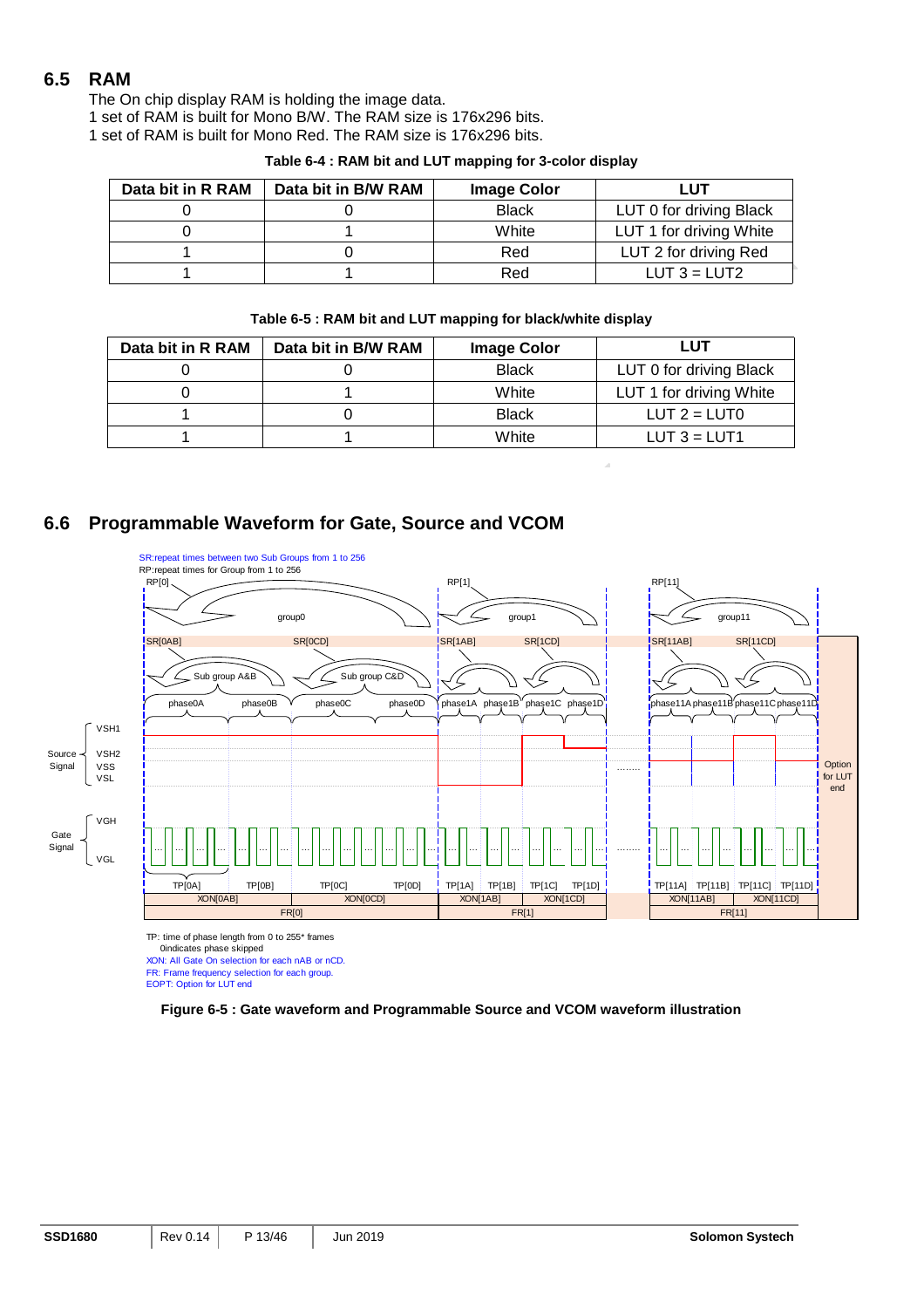## 6.5 RAM

The On chip display RAM is holding the image data.
1 set of RAM is built for Mono B/W. The RAM size is 176x296 bits.
1 set of RAM is built for Mono Red. The RAM size is 176x296 bits.

**Table 6-4 : RAM bit and LUT mapping for 3-color display**

| Data bit in R RAM | Data bit in B/W RAM | Image Color | LUT |
|---|---|---|---|
| 0 | 0 | Black | LUT 0 for driving Black |
| 0 | 1 | White | LUT 1 for driving White |
| 1 | 0 | Red | LUT 2 for driving Red |
| 1 | 1 | Red | LUT 3 = LUT2 |

**Table 6-5 : RAM bit and LUT mapping for black/white display**

| Data bit in R RAM | Data bit in B/W RAM | Image Color | LUT |
|---|---|---|---|
| 0 | 0 | Black | LUT 0 for driving Black |
| 0 | 1 | White | LUT 1 for driving White |
| 1 | 0 | Black | LUT 2 = LUT0 |
| 1 | 1 | White | LUT 3 = LUT1 |

## 6.6 Programmable Waveform for Gate, Source and VCOM

SR:repeat times between two Sub Groups from 1 to 256
RP:repeat times for Group from 1 to 256

TP: time of phase length from 0 to 255* frames
0indicates phase skipped
XON: All Gate On selection for each nAB or nCD.
FR: Frame frequency selection for each group.
EOPT: Option for LUT end

**Figure 6-5 : Gate waveform and Programmable Source and VCOM waveform illustration**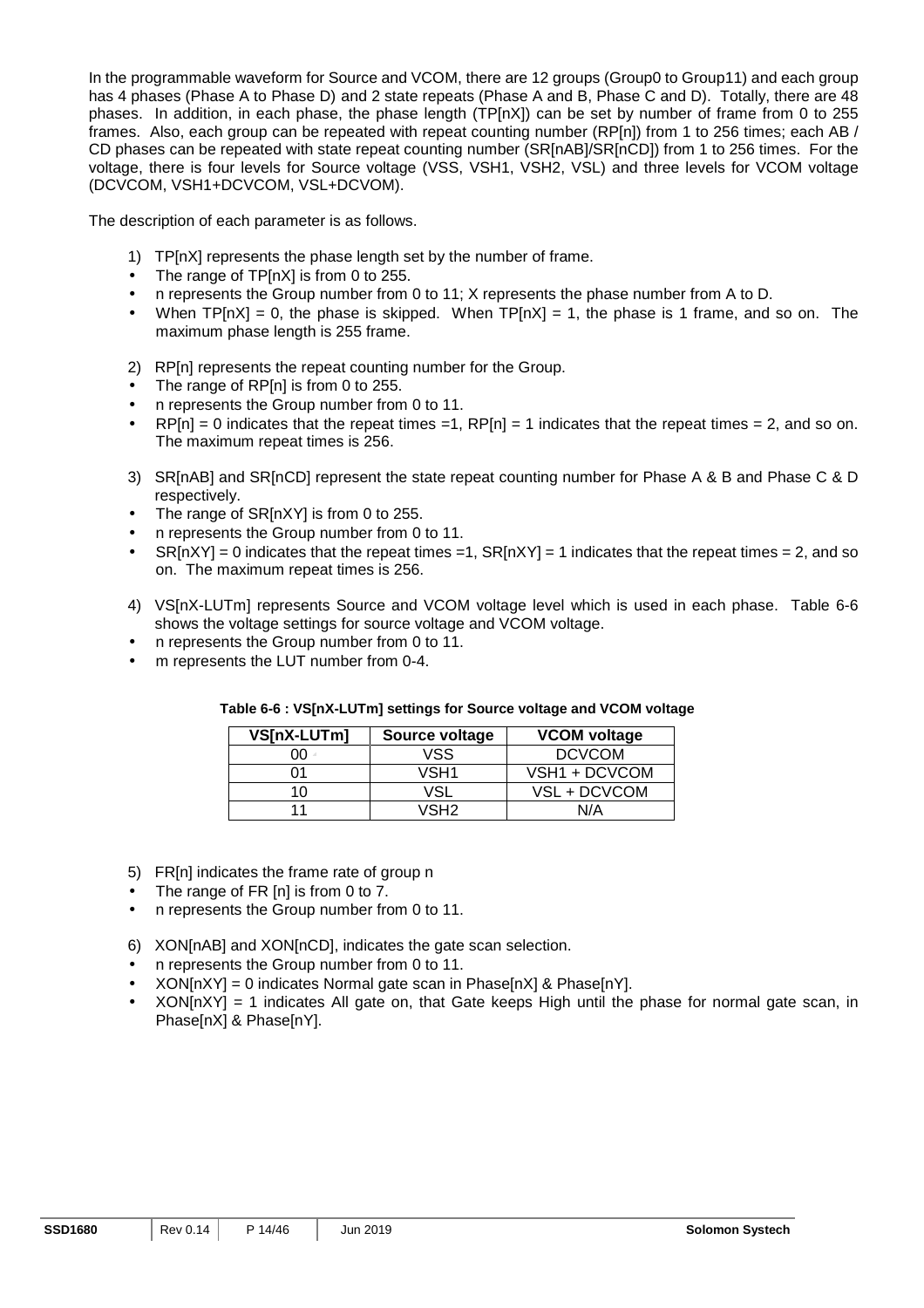In the programmable waveform for Source and VCOM, there are 12 groups (Group0 to Group11) and each group has 4 phases (Phase A to Phase D) and 2 state repeats (Phase A and B, Phase C and D). Totally, there are 48 phases. In addition, in each phase, the phase length (TP[nX]) can be set by number of frame from 0 to 255 frames. Also, each group can be repeated with repeat counting number (RP[n]) from 1 to 256 times; each AB / CD phases can be repeated with state repeat counting number (SR[nAB]/SR[nCD]) from 1 to 256 times. For the voltage, there is four levels for Source voltage (VSS, VSH1, VSH2, VSL) and three levels for VCOM voltage (DCVCOM, VSH1+DCVCOM, VSL+DCVOM).

The description of each parameter is as follows.

1) TP[nX] represents the phase length set by the number of frame.
- The range of TP[nX] is from 0 to 255.
- n represents the Group number from 0 to 11; X represents the phase number from A to D.
- When TP[nX] = 0, the phase is skipped. When TP[nX] = 1, the phase is 1 frame, and so on. The maximum phase length is 255 frame.

2) RP[n] represents the repeat counting number for the Group.
- The range of RP[n] is from 0 to 255.
- n represents the Group number from 0 to 11.
- RP[n] = 0 indicates that the repeat times =1, RP[n] = 1 indicates that the repeat times = 2, and so on. The maximum repeat times is 256.

3) SR[nAB] and SR[nCD] represent the state repeat counting number for Phase A & B and Phase C & D respectively.
- The range of SR[nXY] is from 0 to 255.
- n represents the Group number from 0 to 11.
- SR[nXY] = 0 indicates that the repeat times =1, SR[nXY] = 1 indicates that the repeat times = 2, and so on. The maximum repeat times is 256.

4) VS[nX-LUTm] represents Source and VCOM voltage level which is used in each phase. Table 6-6 shows the voltage settings for source voltage and VCOM voltage.
- n represents the Group number from 0 to 11.
- m represents the LUT number from 0-4.

**Table 6-6 : VS[nX-LUTm] settings for Source voltage and VCOM voltage**

| VS[nX-LUTm] | Source voltage | VCOM voltage |
|---|---|---|
| 00 | VSS | DCVCOM |
| 01 | VSH1 | VSH1 + DCVCOM |
| 10 | VSL | VSL + DCVCOM |
| 11 | VSH2 | N/A |

5) FR[n] indicates the frame rate of group n
- The range of FR [n] is from 0 to 7.
- n represents the Group number from 0 to 11.

6) XON[nAB] and XON[nCD], indicates the gate scan selection.
- n represents the Group number from 0 to 11.
- XON[nXY] = 0 indicates Normal gate scan in Phase[nX] & Phase[nY].
- XON[nXY] = 1 indicates All gate on, that Gate keeps High until the phase for normal gate scan, in Phase[nX] & Phase[nY].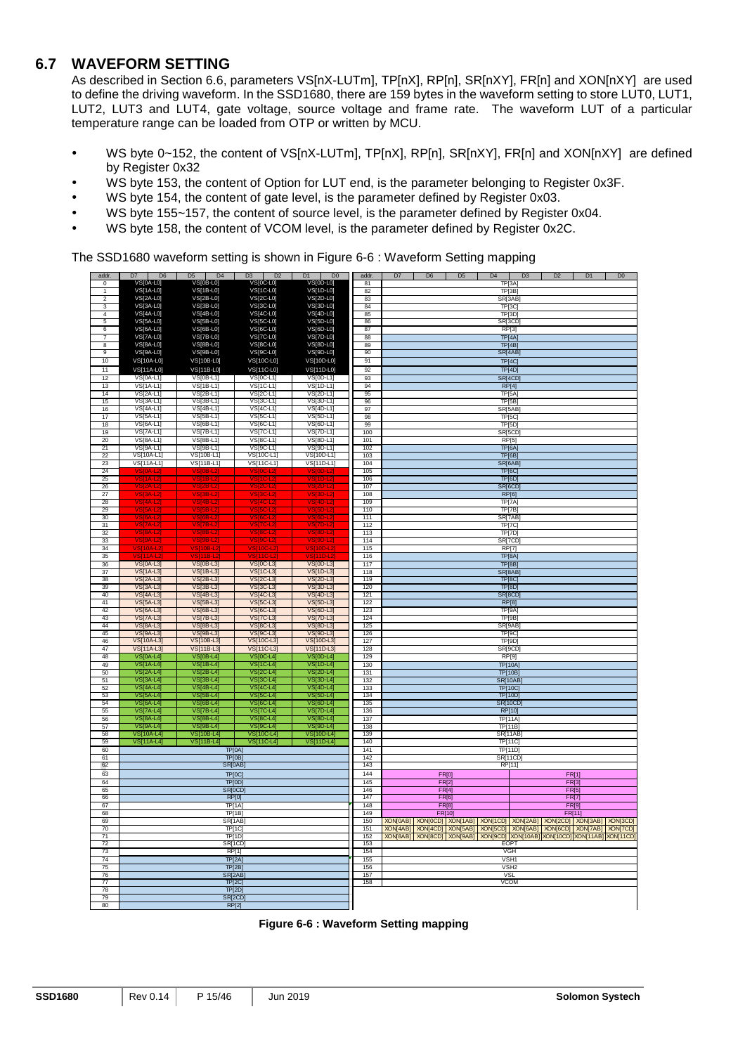## 6.7 WAVEFORM SETTING

As described in Section 6.6, parameters VS[nX-LUTm], TP[nX], RP[n], SR[nXY], FR[n] and XON[nXY] are used to define the driving waveform. In the SSD1680, there are 159 bytes in the waveform setting to store LUT0, LUT1, LUT2, LUT3 and LUT4, gate voltage, source voltage and frame rate. The waveform LUT of a particular temperature range can be loaded from OTP or written by MCU.

- WS byte 0~152, the content of VS[nX-LUTm], TP[nX], RP[n], SR[nXY], FR[n] and XON[nXY] are defined by Register 0x32
- WS byte 153, the content of Option for LUT end, is the parameter belonging to Register 0x3F.
- WS byte 154, the content of gate level, is the parameter defined by Register 0x03.
- WS byte 155~157, the content of source level, is the parameter defined by Register 0x04.
- WS byte 158, the content of VCOM level, is the parameter defined by Register 0x2C.

The SSD1680 waveform setting is shown in Figure 6-6 : Waveform Setting mapping

| addr. | D7 D6 | D5 D4 | D3 D2 | D1 D0 |
|---|---|---|---|---|
| 0 | VS[0A-L0] | VS[0B-L0] | VS[0C-L0] | VS[0D-L0] |
| 1 | VS[1A-L0] | VS[1B-L0] | VS[1C-L0] | VS[1D-L0] |
| 2 | VS[2A-L0] | VS[2B-L0] | VS[2C-L0] | VS[2D-L0] |
| 3 | VS[3A-L0] | VS[3B-L0] | VS[3C-L0] | VS[3D-L0] |
| 4 | VS[4A-L0] | VS[4B-L0] | VS[4C-L0] | VS[4D-L0] |
| 5 | VS[5A-L0] | VS[5B-L0] | VS[5C-L0] | VS[5D-L0] |
| 6 | VS[6A-L0] | VS[6B-L0] | VS[6C-L0] | VS[6D-L0] |
| 7 | VS[7A-L0] | VS[7B-L0] | VS[7C-L0] | VS[7D-L0] |
| 8 | VS[8A-L0] | VS[8B-L0] | VS[8C-L0] | VS[8D-L0] |
| 9 | VS[9A-L0] | VS[9B-L0] | VS[9C-L0] | VS[9D-L0] |
| 10 | VS[10A-L0] | VS[10B-L0] | VS[10C-L0] | VS[10D-L0] |
| 11 | VS[11A-L0] | VS[11B-L0] | VS[11C-L0] | VS[11D-L0] |
| 12 | VS[0A-L1] | VS[0B-L1] | VS[0C-L1] | VS[0D-L1] |
| 13 | VS[1A-L1] | VS[1B-L1] | VS[1C-L1] | VS[1D-L1] |
| 14 | VS[2A-L1] | VS[2B-L1] | VS[2C-L1] | VS[2D-L1] |
| 15 | VS[3A-L1] | VS[3B-L1] | VS[3C-L1] | VS[3D-L1] |
| 16 | VS[4A-L1] | VS[4B-L1] | VS[4C-L1] | VS[4D-L1] |
| 17 | VS[5A-L1] | VS[5B-L1] | VS[5C-L1] | VS[5D-L1] |
| 18 | VS[6A-L1] | VS[6B-L1] | VS[6C-L1] | VS[6D-L1] |
| 19 | VS[7A-L1] | VS[7B-L1] | VS[7C-L1] | VS[7D-L1] |
| 20 | VS[8A-L1] | VS[8B-L1] | VS[8C-L1] | VS[8D-L1] |
| 21 | VS[9A-L1] | VS[9B-L1] | VS[9C-L1] | VS[9D-L1] |
| 22 | VS[10A-L1] | VS[10B-L1] | VS[10C-L1] | VS[10D-L1] |
| 23 | VS[11A-L1] | VS[11B-L1] | VS[11C-L1] | VS[11D-L1] |
| 24 | VS[0A-L2] | VS[0B-L2] | VS[0C-L2] | VS[0D-L2] |
| 25 | VS[1A-L2] | VS[1B-L2] | VS[1C-L2] | VS[1D-L2] |
| 26 | VS[2A-L2] | VS[2B-L2] | VS[2C-L2] | VS[2D-L2] |
| 27 | VS[3A-L2] | VS[3B-L2] | VS[3C-L2] | VS[3D-L2] |
| 28 | VS[4A-L2] | VS[4B-L2] | VS[4C-L2] | VS[4D-L2] |
| 29 | VS[5A-L2] | VS[5B-L2] | VS[5C-L2] | VS[5D-L2] |
| 30 | VS[6A-L2] | VS[6B-L2] | VS[6C-L2] | VS[6D-L2] |
| 31 | VS[7A-L2] | VS[7B-L2] | VS[7C-L2] | VS[7D-L2] |
| 32 | VS[8A-L2] | VS[8B-L2] | VS[8C-L2] | VS[8D-L2] |
| 33 | VS[9A-L2] | VS[9B-L2] | VS[9C-L2] | VS[9D-L2] |
| 34 | VS[10A-L2] | VS[10B-L2] | VS[10C-L2] | VS[10D-L2] |
| 35 | VS[11A-L2] | VS[11B-L2] | VS[11C-L2] | VS[11D-L2] |
| 36 | VS[0A-L3] | VS[0B-L3] | VS[0C-L3] | VS[0D-L3] |
| 37 | VS[1A-L3] | VS[1B-L3] | VS[1C-L3] | VS[1D-L3] |
| 38 | VS[2A-L3] | VS[2B-L3] | VS[2C-L3] | VS[2D-L3] |
| 39 | VS[3A-L3] | VS[3B-L3] | VS[3C-L3] | VS[3D-L3] |
| 40 | VS[4A-L3] | VS[4B-L3] | VS[4C-L3] | VS[4D-L3] |
| 41 | VS[5A-L3] | VS[5B-L3] | VS[5C-L3] | VS[5D-L3] |
| 42 | VS[6A-L3] | VS[6B-L3] | VS[6C-L3] | VS[6D-L3] |
| 43 | VS[7A-L3] | VS[7B-L3] | VS[7C-L3] | VS[7D-L3] |
| 44 | VS[8A-L3] | VS[8B-L3] | VS[8C-L3] | VS[8D-L3] |
| 45 | VS[9A-L3] | VS[9B-L3] | VS[9C-L3] | VS[9D-L3] |
| 46 | VS[10A-L3] | VS[10B-L3] | VS[10C-L3] | VS[10D-L3] |
| 47 | VS[11A-L3] | VS[11B-L3] | VS[11C-L3] | VS[11D-L3] |
| 48 | VS[0A-L4] | VS[0B-L4] | VS[0C-L4] | VS[0D-L4] |
| 49 | VS[1A-L4] | VS[1B-L4] | VS[1C-L4] | VS[1D-L4] |
| 50 | VS[2A-L4] | VS[2B-L4] | VS[2C-L4] | VS[2D-L4] |
| 51 | VS[3A-L4] | VS[3B-L4] | VS[3C-L4] | VS[3D-L4] |
| 52 | VS[4A-L4] | VS[4B-L4] | VS[4C-L4] | VS[4D-L4] |
| 53 | VS[5A-L4] | VS[5B-L4] | VS[5C-L4] | VS[5D-L4] |
| 54 | VS[6A-L4] | VS[6B-L4] | VS[6C-L4] | VS[6D-L4] |
| 55 | VS[7A-L4] | VS[7B-L4] | VS[7C-L4] | VS[7D-L4] |
| 56 | VS[8A-L4] | VS[8B-L4] | VS[8C-L4] | VS[8D-L4] |
| 57 | VS[9A-L4] | VS[9B-L4] | VS[9C-L4] | VS[9D-L4] |
| 58 | VS[10A-L4] | VS[10B-L4] | VS[10C-L4] | VS[10D-L4] |
| 59 | VS[11A-L4] | VS[11B-L4] | VS[11C-L4] | VS[11D-L4] |
| 60 | TP[0A] | | | |
| 61 | TP[0B] | | | |
| 62 | SR[0AB] | | | |
| 63 | TP[0C] | | | |
| 64 | TP[0D] | | | |
| 65 | SR[0CD] | | | |
| 66 | RP[0] | | | |
| 67 | TP[1A] | | | |
| 68 | TP[1B] | | | |
| 69 | SR[1AB] | | | |
| 70 | TP[1C] | | | |
| 71 | TP[1D] | | | |
| 72 | SR[1CD] | | | |
| 73 | RP[1] | | | |
| 74 | TP[2A] | | | |
| 75 | TP[2B] | | | |
| 76 | SR[2AB] | | | |
| 77 | TP[2C] | | | |
| 78 | TP[2D] | | | |
| 79 | SR[2CD] | | | |
| 80 | RP[2] | | | |

| addr. | D7 | D6 | D5 | D4 | D3 | D2 | D1 | D0 |
|---|---|---|---|---|---|---|---|---|
| 81 | TP[3A] | | | | | | | |
| 82 | TP[3B] | | | | | | | |
| 83 | SR[3AB] | | | | | | | |
| 84 | TP[3C] | | | | | | | |
| 85 | TP[3D] | | | | | | | |
| 86 | SR[3CD] | | | | | | | |
| 87 | RP[3] | | | | | | | |
| 88 | TP[4A] | | | | | | | |
| 89 | TP[4B] | | | | | | | |
| 90 | SR[4AB] | | | | | | | |
| 91 | TP[4C] | | | | | | | |
| 92 | TP[4D] | | | | | | | |
| 93 | SR[4CD] | | | | | | | |
| 94 | RP[4] | | | | | | | |
| 95 | TP[5A] | | | | | | | |
| 96 | TP[5B] | | | | | | | |
| 97 | SR[5AB] | | | | | | | |
| 98 | TP[5C] | | | | | | | |
| 99 | TP[5D] | | | | | | | |
| 100 | SR[5CD] | | | | | | | |
| 101 | RP[5] | | | | | | | |
| 102 | TP[6A] | | | | | | | |
| 103 | TP[6B] | | | | | | | |
| 104 | SR[6AB] | | | | | | | |
| 105 | TP[6C] | | | | | | | |
| 106 | TP[6D] | | | | | | | |
| 107 | SR[6CD] | | | | | | | |
| 108 | RP[6] | | | | | | | |
| 109 | TP[7A] | | | | | | | |
| 110 | TP[7B] | | | | | | | |
| 111 | SR[7AB] | | | | | | | |
| 112 | TP[7C] | | | | | | | |
| 113 | TP[7D] | | | | | | | |
| 114 | SR[7CD] | | | | | | | |
| 115 | RP[7] | | | | | | | |
| 116 | TP[8A] | | | | | | | |
| 117 | TP[8B] | | | | | | | |
| 118 | SR[8AB] | | | | | | | |
| 119 | TP[8C] | | | | | | | |
| 120 | TP[8D] | | | | | | | |
| 121 | SR[8CD] | | | | | | | |
| 122 | RP[8] | | | | | | | |
| 123 | TP[9A] | | | | | | | |
| 124 | TP[9B] | | | | | | | |
| 125 | SR[9AB] | | | | | | | |
| 126 | TP[9C] | | | | | | | |
| 127 | TP[9D] | | | | | | | |
| 128 | SR[9CD] | | | | | | | |
| 129 | RP[9] | | | | | | | |
| 130 | TP[10A] | | | | | | | |
| 131 | TP[10B] | | | | | | | |
| 132 | SR[10AB] | | | | | | | |
| 133 | TP[10C] | | | | | | | |
| 134 | TP[10D] | | | | | | | |
| 135 | SR[10CD] | | | | | | | |
| 136 | RP[10] | | | | | | | |
| 137 | TP[11A] | | | | | | | |
| 138 | TP[11B] | | | | | | | |
| 139 | SR[11AB] | | | | | | | |
| 140 | TP[11C] | | | | | | | |
| 141 | TP[11D] | | | | | | | |
| 142 | SR[11CD] | | | | | | | |
| 143 | RP[11] | | | | | | | |
| 144 | FR[0] | | | | FR[1] | | | |
| 145 | FR[2] | | | | FR[3] | | | |
| 146 | FR[4] | | | | FR[5] | | | |
| 147 | FR[6] | | | | FR[7] | | | |
| 148 | FR[8] | | | | FR[9] | | | |
| 149 | FR[10] | | | | FR[11] | | | |
| 150 | XON[0AB] | XON[0CD] | XON[1AB] | XON[1CD] | XON[2AB] | XON[2CD] | XON[3AB] | XON[3CD] |
| 151 | XON[4AB] | XON[4CD] | XON[5AB] | XON[5CD] | XON[6AB] | XON[6CD] | XON[7AB] | XON[7CD] |
| 152 | XON[8AB] | XON[8CD] | XON[9AB] | XON[9CD] | XON[10AB] | XON[10CD] | XON[11AB] | XON[11CD] |
| 153 | EOPT | | | | | | | |
| 154 | VGH | | | | | | | |
| 155 | VSH1 | | | | | | | |
| 156 | VSH2 | | | | | | | |
| 157 | VSL | | | | | | | |
| 158 | VCOM | | | | | | | |

**Figure 6-6 : Waveform Setting mapping**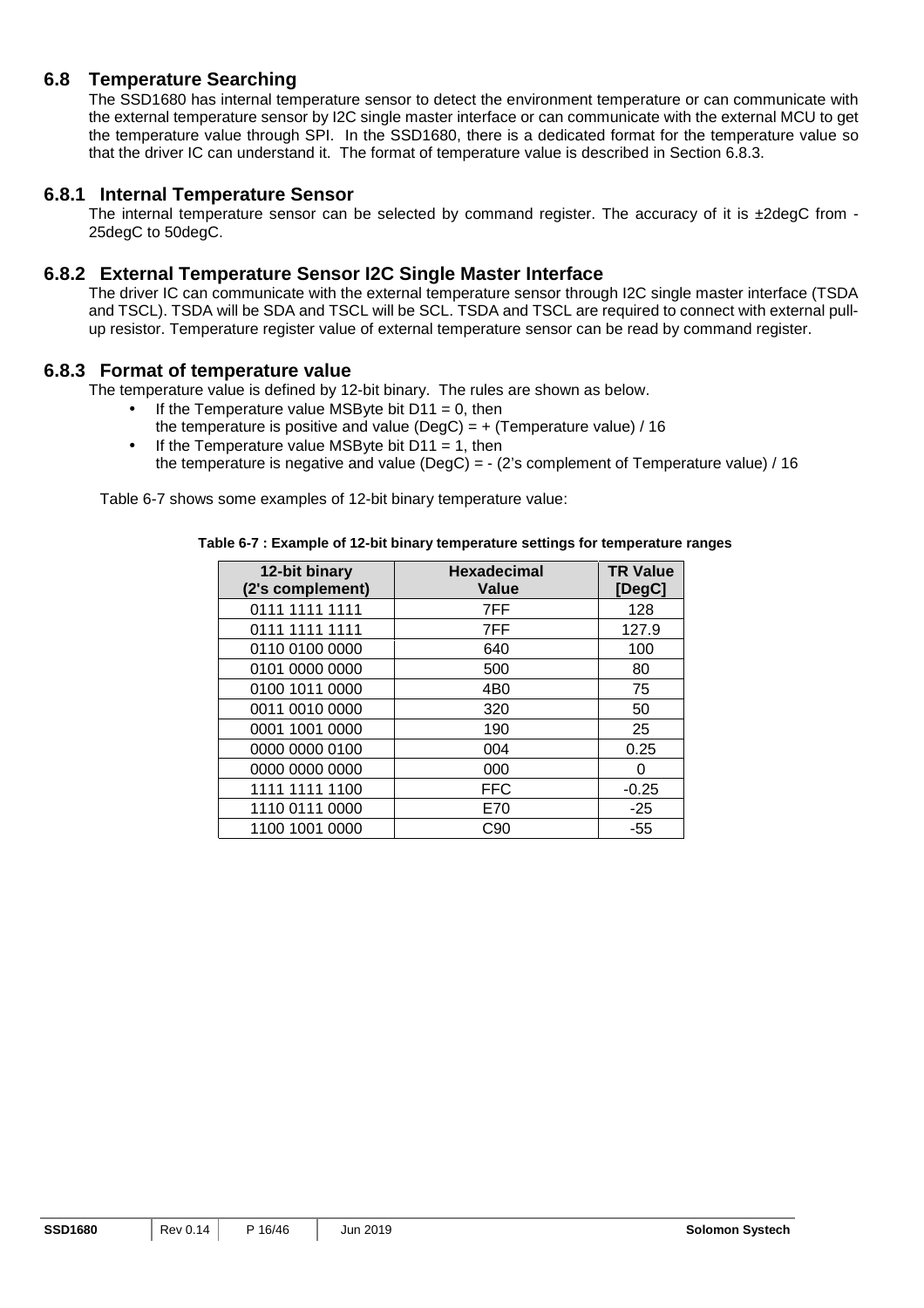## 6.8 Temperature Searching

The SSD1680 has internal temperature sensor to detect the environment temperature or can communicate with the external temperature sensor by I2C single master interface or can communicate with the external MCU to get the temperature value through SPI. In the SSD1680, there is a dedicated format for the temperature value so that the driver IC can understand it. The format of temperature value is described in Section 6.8.3.

### 6.8.1 Internal Temperature Sensor

The internal temperature sensor can be selected by command register. The accuracy of it is ±2degC from -25degC to 50degC.

### 6.8.2 External Temperature Sensor I2C Single Master Interface

The driver IC can communicate with the external temperature sensor through I2C single master interface (TSDA and TSCL). TSDA will be SDA and TSCL will be SCL. TSDA and TSCL are required to connect with external pull-up resistor. Temperature register value of external temperature sensor can be read by command register.

### 6.8.3 Format of temperature value

The temperature value is defined by 12-bit binary. The rules are shown as below.

- If the Temperature value MSByte bit D11 = 0, then
  the temperature is positive and value (DegC) = + (Temperature value) / 16
- If the Temperature value MSByte bit D11 = 1, then
  the temperature is negative and value (DegC) = - (2's complement of Temperature value) / 16

Table 6-7 shows some examples of 12-bit binary temperature value:

**Table 6-7 : Example of 12-bit binary temperature settings for temperature ranges**

| 12-bit binary (2's complement) | Hexadecimal Value | TR Value [DegC] |
|---|---|---|
| 0111 1111 1111 | 7FF | 128 |
| 0111 1111 1111 | 7FF | 127.9 |
| 0110 0100 0000 | 640 | 100 |
| 0101 0000 0000 | 500 | 80 |
| 0100 1011 0000 | 4B0 | 75 |
| 0011 0010 0000 | 320 | 50 |
| 0001 1001 0000 | 190 | 25 |
| 0000 0000 0100 | 004 | 0.25 |
| 0000 0000 0000 | 000 | 0 |
| 1111 1111 1100 | FFC | -0.25 |
| 1110 0111 0000 | E70 | -25 |
| 1100 1001 0000 | C90 | -55 |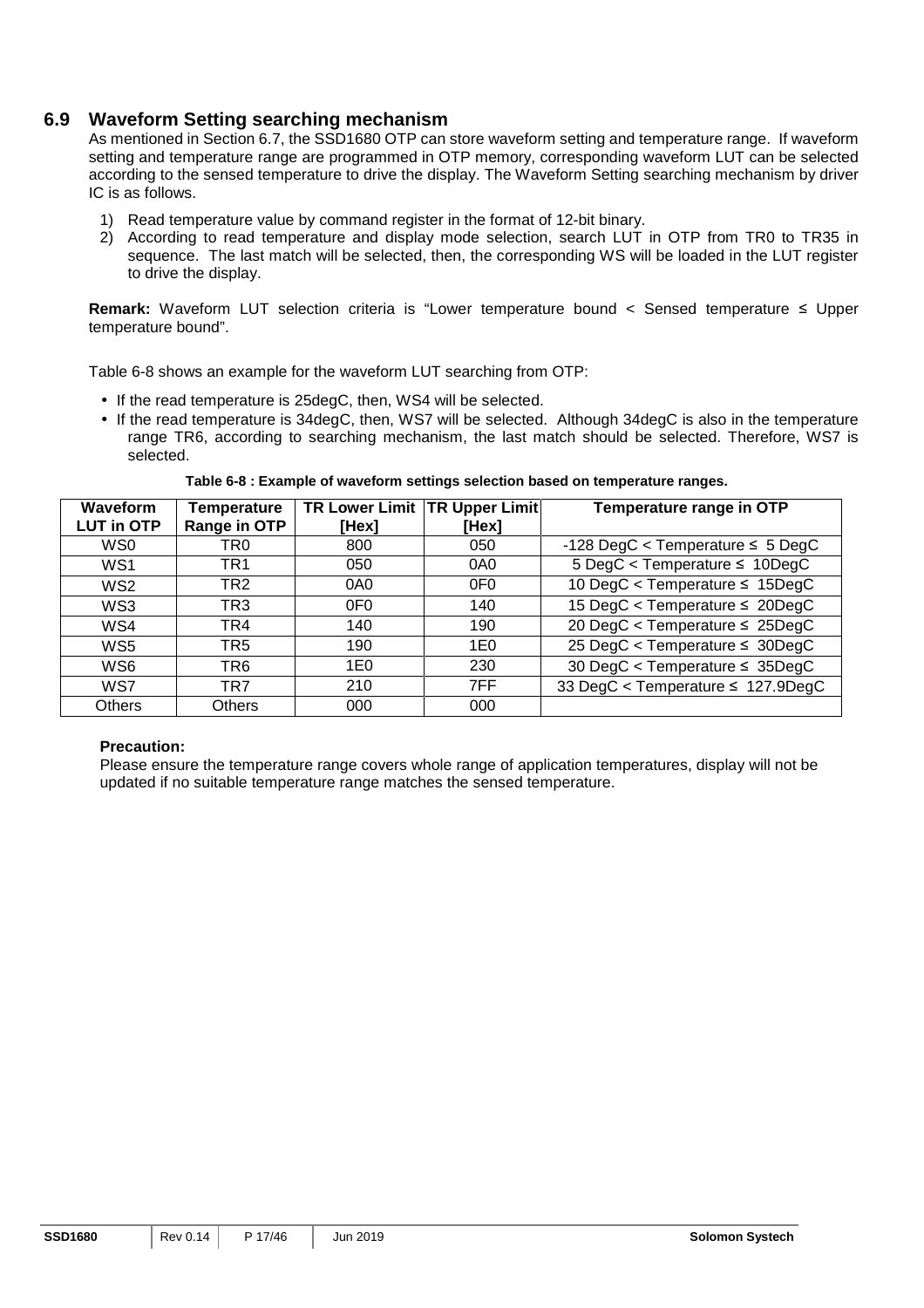## 6.9 Waveform Setting searching mechanism

As mentioned in Section 6.7, the SSD1680 OTP can store waveform setting and temperature range. If waveform setting and temperature range are programmed in OTP memory, corresponding waveform LUT can be selected according to the sensed temperature to drive the display. The Waveform Setting searching mechanism by driver IC is as follows.

1) Read temperature value by command register in the format of 12-bit binary.
2) According to read temperature and display mode selection, search LUT in OTP from TR0 to TR35 in sequence. The last match will be selected, then, the corresponding WS will be loaded in the LUT register to drive the display.

**Remark:** Waveform LUT selection criteria is "Lower temperature bound < Sensed temperature ≤ Upper temperature bound".

Table 6-8 shows an example for the waveform LUT searching from OTP:

- If the read temperature is 25degC, then, WS4 will be selected.
- If the read temperature is 34degC, then, WS7 will be selected. Although 34degC is also in the temperature range TR6, according to searching mechanism, the last match should be selected. Therefore, WS7 is selected.

**Table 6-8 : Example of waveform settings selection based on temperature ranges.**

| Waveform LUT in OTP | Temperature Range in OTP | TR Lower Limit [Hex] | TR Upper Limit [Hex] | Temperature range in OTP |
|---|---|---|---|---|
| WS0 | TR0 | 800 | 050 | -128 DegC < Temperature ≤ 5 DegC |
| WS1 | TR1 | 050 | 0A0 | 5 DegC < Temperature ≤ 10DegC |
| WS2 | TR2 | 0A0 | 0F0 | 10 DegC < Temperature ≤ 15DegC |
| WS3 | TR3 | 0F0 | 140 | 15 DegC < Temperature ≤ 20DegC |
| WS4 | TR4 | 140 | 190 | 20 DegC < Temperature ≤ 25DegC |
| WS5 | TR5 | 190 | 1E0 | 25 DegC < Temperature ≤ 30DegC |
| WS6 | TR6 | 1E0 | 230 | 30 DegC < Temperature ≤ 35DegC |
| WS7 | TR7 | 210 | 7FF | 33 DegC < Temperature ≤ 127.9DegC |
| Others | Others | 000 | 000 | |

**Precaution:**

Please ensure the temperature range covers whole range of application temperatures, display will not be updated if no suitable temperature range matches the sensed temperature.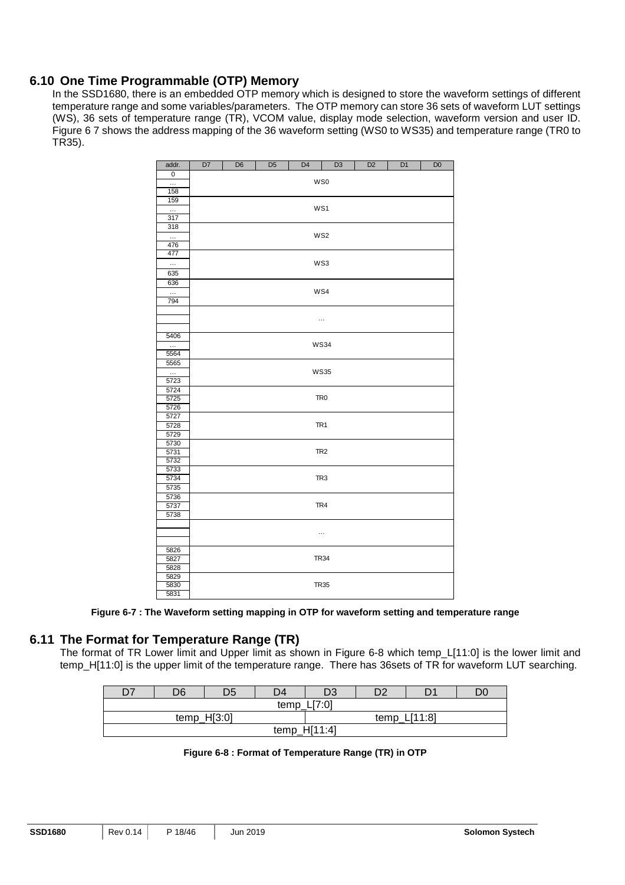## 6.10 One Time Programmable (OTP) Memory

In the SSD1680, there is an embedded OTP memory which is designed to store the waveform settings of different temperature range and some variables/parameters. The OTP memory can store 36 sets of waveform LUT settings (WS), 36 sets of temperature range (TR), VCOM value, display mode selection, waveform version and user ID. Figure 6 7 shows the address mapping of the 36 waveform setting (WS0 to WS35) and temperature range (TR0 to TR35).

| addr. | D7 | D6 | D5 | D4 | D3 | D2 | D1 | D0 |
|---|---|---|---|---|---|---|---|---|
| 0 … 158 | WS0 | | | | | | | |
| 159 … 317 | WS1 | | | | | | | |
| 318 … 476 | WS2 | | | | | | | |
| 477 … 635 | WS3 | | | | | | | |
| 636 … 794 | WS4 | | | | | | | |
| | … | | | | | | | |
| 5406 … 5564 | WS34 | | | | | | | |
| 5565 … 5723 | WS35 | | | | | | | |
| 5724 5725 5726 | TR0 | | | | | | | |
| 5727 5728 5729 | TR1 | | | | | | | |
| 5730 5731 5732 | TR2 | | | | | | | |
| 5733 5734 5735 | TR3 | | | | | | | |
| 5736 5737 5738 | TR4 | | | | | | | |
| | … | | | | | | | |
| 5826 5827 5828 | TR34 | | | | | | | |
| 5829 5830 5831 | TR35 | | | | | | | |

**Figure 6-7 : The Waveform setting mapping in OTP for waveform setting and temperature range**

## 6.11 The Format for Temperature Range (TR)

The format of TR Lower limit and Upper limit as shown in Figure 6-8 which temp_L[11:0] is the lower limit and temp_H[11:0] is the upper limit of the temperature range. There has 36sets of TR for waveform LUT searching.

| D7 | D6 | D5 | D4 | D3 | D2 | D1 | D0 |
|---|---|---|---|---|---|---|---|
| temp_L[7:0] | | | | | | | |
| temp_H[3:0] | | | | temp_L[11:8] | | | |
| temp_H[11:4] | | | | | | | |

**Figure 6-8 : Format of Temperature Range (TR) in OTP**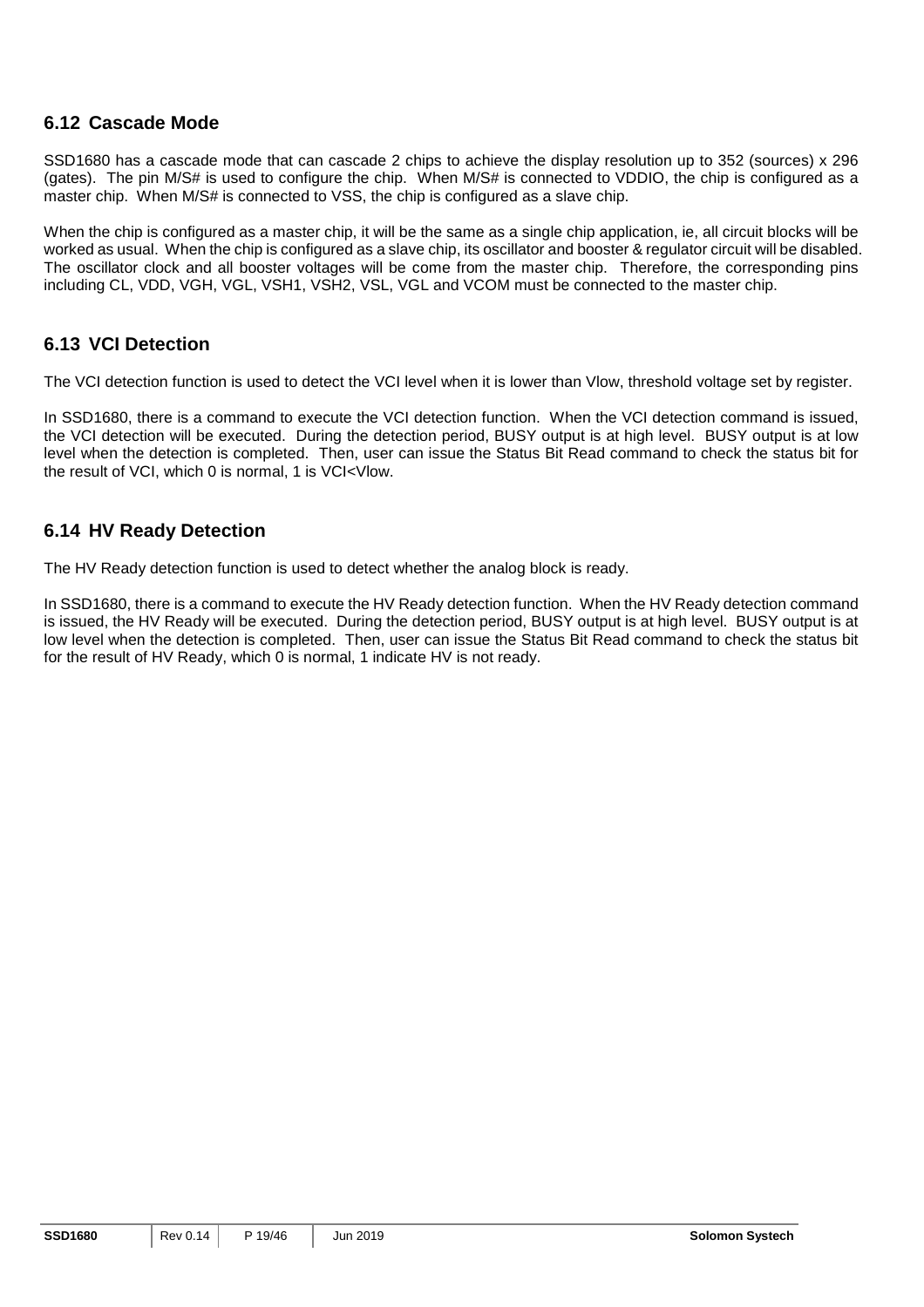## 6.12 Cascade Mode

SSD1680 has a cascade mode that can cascade 2 chips to achieve the display resolution up to 352 (sources) x 296 (gates). The pin M/S# is used to configure the chip. When M/S# is connected to VDDIO, the chip is configured as a master chip. When M/S# is connected to VSS, the chip is configured as a slave chip.

When the chip is configured as a master chip, it will be the same as a single chip application, ie, all circuit blocks will be worked as usual. When the chip is configured as a slave chip, its oscillator and booster & regulator circuit will be disabled. The oscillator clock and all booster voltages will be come from the master chip. Therefore, the corresponding pins including CL, VDD, VGH, VGL, VSH1, VSH2, VSL, VGL and VCOM must be connected to the master chip.

## 6.13 VCI Detection

The VCI detection function is used to detect the VCI level when it is lower than Vlow, threshold voltage set by register.

In SSD1680, there is a command to execute the VCI detection function. When the VCI detection command is issued, the VCI detection will be executed. During the detection period, BUSY output is at high level. BUSY output is at low level when the detection is completed. Then, user can issue the Status Bit Read command to check the status bit for the result of VCI, which 0 is normal, 1 is VCI<Vlow.

## 6.14 HV Ready Detection

The HV Ready detection function is used to detect whether the analog block is ready.

In SSD1680, there is a command to execute the HV Ready detection function. When the HV Ready detection command is issued, the HV Ready will be executed. During the detection period, BUSY output is at high level. BUSY output is at low level when the detection is completed. Then, user can issue the Status Bit Read command to check the status bit for the result of HV Ready, which 0 is normal, 1 indicate HV is not ready.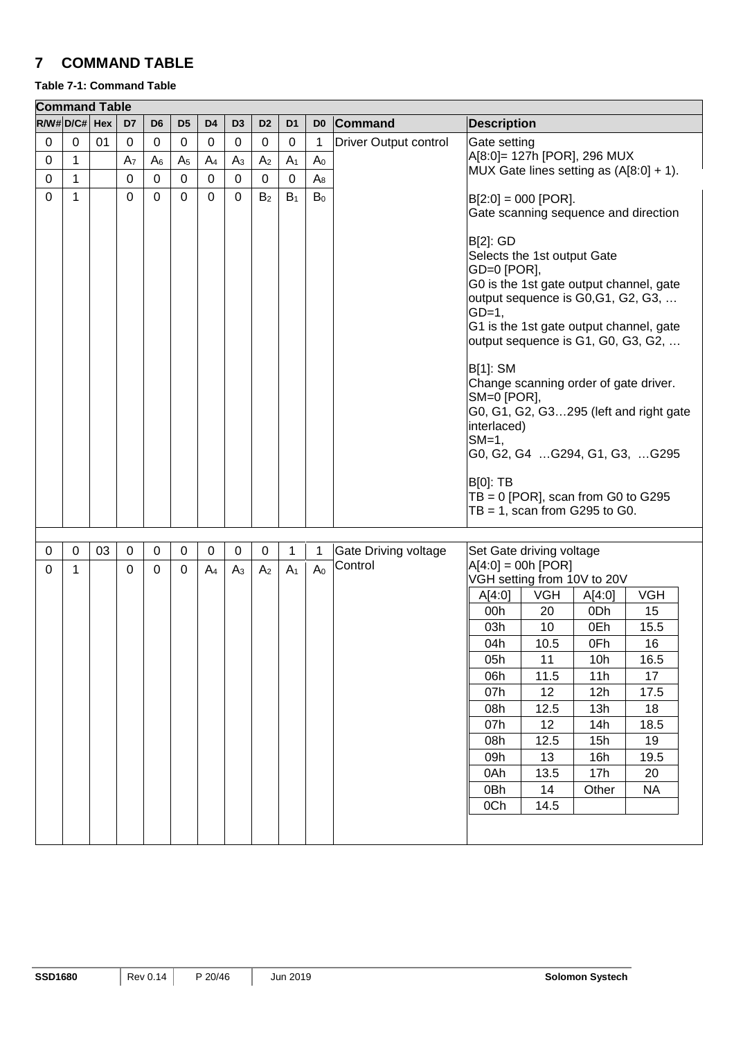## 7 COMMAND TABLE

**Table 7-1: Command Table**

| R/W# | D/C# | Hex | D7 | D6 | D5 | D4 | D3 | D2 | D1 | D0 | Command | Description |
|---|---|---|---|---|---|---|---|---|---|---|---|---|
| 0 | 0 | 01 | 0 | 0 | 0 | 0 | 0 | 0 | 0 | 1 | Driver Output control | Gate setting<br>A[8:0]= 127h [POR], 296 MUX<br>MUX Gate lines setting as (A[8:0] + 1). |
| 0 | 1 | | $A_7$ | $A_6$ | $A_5$ | $A_4$ | $A_3$ | $A_2$ | $A_1$ | $A_0$ | | |
| 0 | 1 | | 0 | 0 | 0 | 0 | 0 | 0 | 0 | $A_8$ | | |
| 0 | 1 | | 0 | 0 | 0 | 0 | 0 | $B_2$ | $B_1$ | $B_0$ | | B[2:0] = 000 [POR].<br>Gate scanning sequence and direction<br><br>B[2]: GD<br>Selects the 1st output Gate<br>GD=0 [POR],<br>G0 is the 1st gate output channel, gate output sequence is G0,G1, G2, G3, …<br>GD=1,<br>G1 is the 1st gate output channel, gate output sequence is G1, G0, G3, G2, …<br><br>B[1]: SM<br>Change scanning order of gate driver.<br>SM=0 [POR],<br>G0, G1, G2, G3…295 (left and right gate interlaced)<br>SM=1,<br>G0, G2, G4 …G294, G1, G3, …G295<br><br>B[0]: TB<br>TB = 0 [POR], scan from G0 to G295<br>TB = 1, scan from G295 to G0. |
| 0 | 0 | 03 | 0 | 0 | 0 | 0 | 0 | 0 | 1 | 1 | Gate Driving voltage Control | Set Gate driving voltage<br>A[4:0] = 00h [POR]<br>VGH setting from 10V to 20V |
| 0 | 1 | | 0 | 0 | 0 | $A_4$ | $A_3$ | $A_2$ | $A_1$ | $A_0$ | | |

| A[4:0] | VGH | A[4:0] | VGH |
|---|---|---|---|
| 00h | 20 | 0Dh | 15 |
| 03h | 10 | 0Eh | 15.5 |
| 04h | 10.5 | 0Fh | 16 |
| 05h | 11 | 10h | 16.5 |
| 06h | 11.5 | 11h | 17 |
| 07h | 12 | 12h | 17.5 |
| 08h | 12.5 | 13h | 18 |
| 07h | 12 | 14h | 18.5 |
| 08h | 12.5 | 15h | 19 |
| 09h | 13 | 16h | 19.5 |
| 0Ah | 13.5 | 17h | 20 |
| 0Bh | 14 | Other | NA |
| 0Ch | 14.5 | | |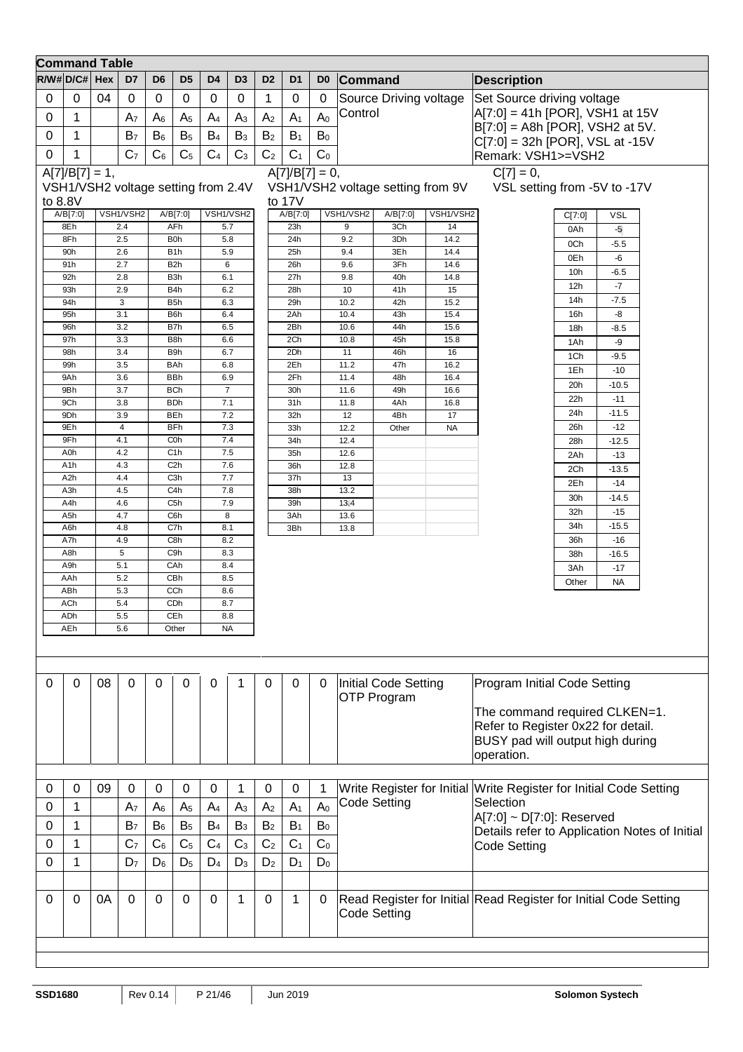## Command Table

| R/W# | D/C# | Hex | D7 | D6 | D5 | D4 | D3 | D2 | D1 | D0 | Command | Description |
|---|---|---|---|---|---|---|---|---|---|---|---|---|
| 0 | 0 | 04 | 0 | 0 | 0 | 0 | 0 | 1 | 0 | 0 | Source Driving voltage Control | Set Source driving voltage |
| 0 | 1 | | $A_7$ | $A_6$ | $A_5$ | $A_4$ | $A_3$ | $A_2$ | $A_1$ | $A_0$ | | A[7:0] = 41h [POR], VSH1 at 15V |
| 0 | 1 | | $B_7$ | $B_6$ | $B_5$ | $B_4$ | $B_3$ | $B_2$ | $B_1$ | $B_0$ | | B[7:0] = A8h [POR], VSH2 at 5V. |
| 0 | 1 | | $C_7$ | $C_6$ | $C_5$ | $C_4$ | $C_3$ | $C_2$ | $C_1$ | $C_0$ | | C[7:0] = 32h [POR], VSL at -15V<br>Remark: VSH1>=VSH2 |

A[7]/B[7] = 1,
VSH1/VSH2 voltage setting from 2.4V to 8.8V

| A/B[7:0] | VSH1/VSH2 | A/B[7:0] | VSH1/VSH2 |
|---|---|---|---|
| 8Eh | 2.4 | AFh | 5.7 |
| 8Fh | 2.5 | B0h | 5.8 |
| 90h | 2.6 | B1h | 5.9 |
| 91h | 2.7 | B2h | 6 |
| 92h | 2.8 | B3h | 6.1 |
| 93h | 2.9 | B4h | 6.2 |
| 94h | 3 | B5h | 6.3 |
| 95h | 3.1 | B6h | 6.4 |
| 96h | 3.2 | B7h | 6.5 |
| 97h | 3.3 | B8h | 6.6 |
| 98h | 3.4 | B9h | 6.7 |
| 99h | 3.5 | BAh | 6.8 |
| 9Ah | 3.6 | BBh | 6.9 |
| 9Bh | 3.7 | BCh | 7 |
| 9Ch | 3.8 | BDh | 7.1 |
| 9Dh | 3.9 | BEh | 7.2 |
| 9Eh | 4 | BFh | 7.3 |
| 9Fh | 4.1 | C0h | 7.4 |
| A0h | 4.2 | C1h | 7.5 |
| A1h | 4.3 | C2h | 7.6 |
| A2h | 4.4 | C3h | 7.7 |
| A3h | 4.5 | C4h | 7.8 |
| A4h | 4.6 | C5h | 7.9 |
| A5h | 4.7 | C6h | 8 |
| A6h | 4.8 | C7h | 8.1 |
| A7h | 4.9 | C8h | 8.2 |
| A8h | 5 | C9h | 8.3 |
| A9h | 5.1 | CAh | 8.4 |
| AAh | 5.2 | CBh | 8.5 |
| ABh | 5.3 | CCh | 8.6 |
| ACh | 5.4 | CDh | 8.7 |
| ADh | 5.5 | CEh | 8.8 |
| AEh | 5.6 | Other | NA |

A[7]/B[7] = 0,
VSH1/VSH2 voltage setting from 9V to 17V

| A/B[7:0] | VSH1/VSH2 | A/B[7:0] | VSH1/VSH2 |
|---|---|---|---|
| 23h | 9 | 3Ch | 14 |
| 24h | 9.2 | 3Dh | 14.2 |
| 25h | 9.4 | 3Eh | 14.4 |
| 26h | 9.6 | 3Fh | 14.6 |
| 27h | 9.8 | 40h | 14.8 |
| 28h | 10 | 41h | 15 |
| 29h | 10.2 | 42h | 15.2 |
| 2Ah | 10.4 | 43h | 15.4 |
| 2Bh | 10.6 | 44h | 15.6 |
| 2Ch | 10.8 | 45h | 15.8 |
| 2Dh | 11 | 46h | 16 |
| 2Eh | 11.2 | 47h | 16.2 |
| 2Fh | 11.4 | 48h | 16.4 |
| 30h | 11.6 | 49h | 16.6 |
| 31h | 11.8 | 4Ah | 16.8 |
| 32h | 12 | 4Bh | 17 |
| 33h | 12.2 | Other | NA |
| 34h | 12.4 | | |
| 35h | 12.6 | | |
| 36h | 12.8 | | |
| 37h | 13 | | |
| 38h | 13.2 | | |
| 39h | 13.4 | | |
| 3Ah | 13.6 | | |
| 3Bh | 13.8 | | |

C[7] = 0,
VSL setting from -5V to -17V

| C[7:0] | VSL |
|---|---|
| 0Ah | -5 |
| 0Ch | -5.5 |
| 0Eh | -6 |
| 10h | -6.5 |
| 12h | -7 |
| 14h | -7.5 |
| 16h | -8 |
| 18h | -8.5 |
| 1Ah | -9 |
| 1Ch | -9.5 |
| 1Eh | -10 |
| 20h | -10.5 |
| 22h | -11 |
| 24h | -11.5 |
| 26h | -12 |
| 28h | -12.5 |
| 2Ah | -13 |
| 2Ch | -13.5 |
| 2Eh | -14 |
| 30h | -14.5 |
| 32h | -15 |
| 34h | -15.5 |
| 36h | -16 |
| 38h | -16.5 |
| 3Ah | -17 |
| Other | NA |

| R/W# | D/C# | Hex | D7 | D6 | D5 | D4 | D3 | D2 | D1 | D0 | Command | Description |
|---|---|---|---|---|---|---|---|---|---|---|---|---|
| 0 | 0 | 08 | 0 | 0 | 0 | 0 | 1 | 0 | 0 | 0 | Initial Code Setting OTP Program | Program Initial Code Setting<br><br>The command required CLKEN=1. Refer to Register 0x22 for detail. BUSY pad will output high during operation. |
| 0 | 0 | 09 | 0 | 0 | 0 | 0 | 1 | 0 | 0 | 1 | Write Register for Initial Code Setting | Write Register for Initial Code Setting Selection |
| 0 | 1 | | $A_7$ | $A_6$ | $A_5$ | $A_4$ | $A_3$ | $A_2$ | $A_1$ | $A_0$ | | A[7:0] ~ D[7:0]: Reserved |
| 0 | 1 | | $B_7$ | $B_6$ | $B_5$ | $B_4$ | $B_3$ | $B_2$ | $B_1$ | $B_0$ | | Details refer to Application Notes of Initial Code Setting |
| 0 | 1 | | $C_7$ | $C_6$ | $C_5$ | $C_4$ | $C_3$ | $C_2$ | $C_1$ | $C_0$ | | |
| 0 | 1 | | $D_7$ | $D_6$ | $D_5$ | $D_4$ | $D_3$ | $D_2$ | $D_1$ | $D_0$ | | |
| 0 | 0 | 0A | 0 | 0 | 0 | 0 | 1 | 0 | 1 | 0 | Read Register for Initial Code Setting | Read Register for Initial Code Setting |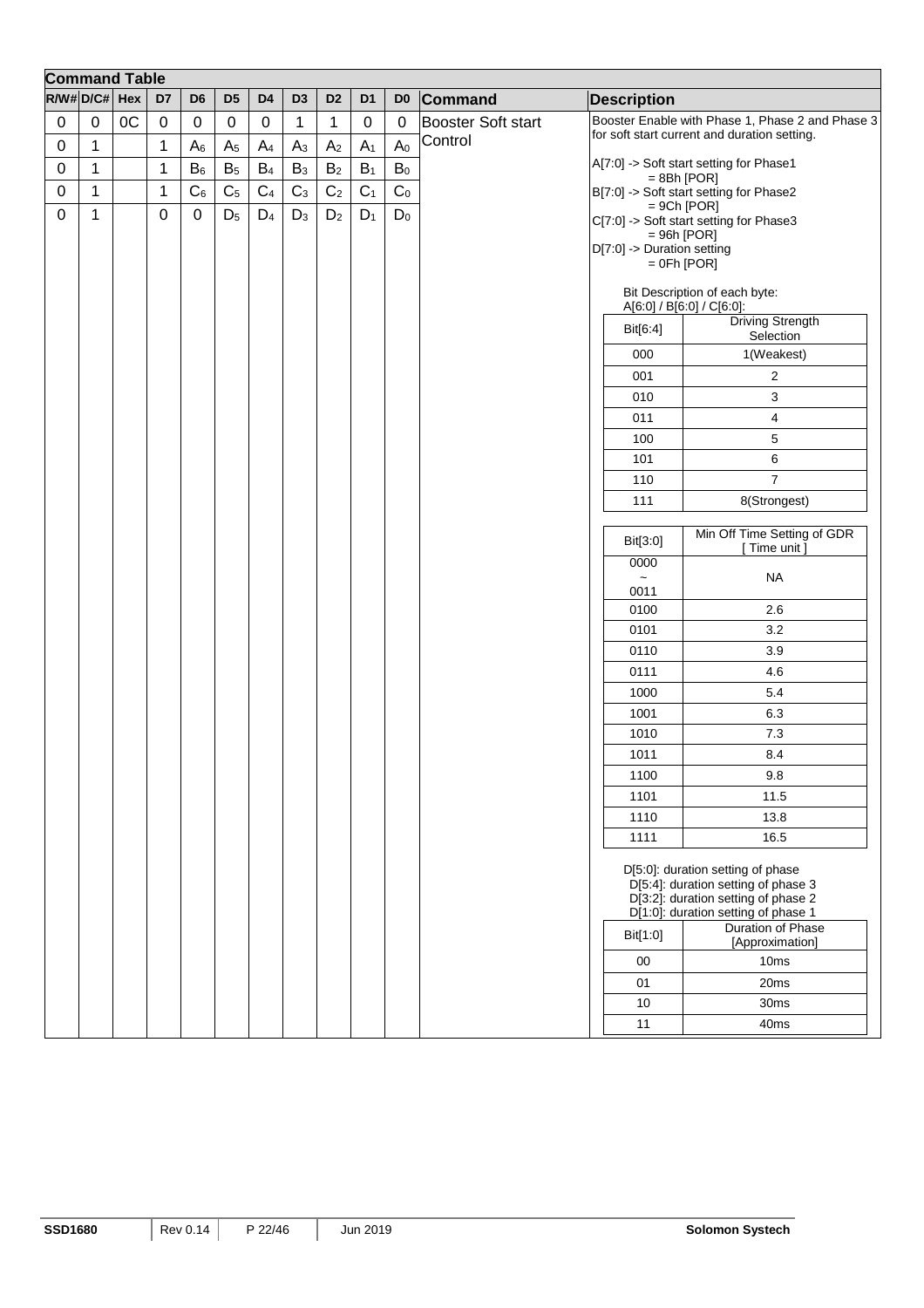**Command Table**

| R/W# | D/C# | Hex | D7 | D6 | D5 | D4 | D3 | D2 | D1 | D0 | Command | Description |
|---|---|---|---|---|---|---|---|---|---|---|---|---|
| 0 | 0 | 0C | 0 | 0 | 0 | 0 | 1 | 1 | 0 | 0 | Booster Soft start Control | Booster Enable with Phase 1, Phase 2 and Phase 3 for soft start current and duration setting. |
| 0 | 1 | | 1 | $A_6$ | $A_5$ | $A_4$ | $A_3$ | $A_2$ | $A_1$ | $A_0$ | | A[7:0] -> Soft start setting for Phase1 = 8Bh [POR] |
| 0 | 1 | | 1 | $B_6$ | $B_5$ | $B_4$ | $B_3$ | $B_2$ | $B_1$ | $B_0$ | | B[7:0] -> Soft start setting for Phase2 = 9Ch [POR] |
| 0 | 1 | | 1 | $C_6$ | $C_5$ | $C_4$ | $C_3$ | $C_2$ | $C_1$ | $C_0$ | | C[7:0] -> Soft start setting for Phase3 = 96h [POR] |
| 0 | 1 | | 0 | 0 | $D_5$ | $D_4$ | $D_3$ | $D_2$ | $D_1$ | $D_0$ | | D[7:0] -> Duration setting = 0Fh [POR] |

Bit Description of each byte:
A[6:0] / B[6:0] / C[6:0]:

| Bit[6:4] | Driving Strength Selection |
|---|---|
| 000 | 1(Weakest) |
| 001 | 2 |
| 010 | 3 |
| 011 | 4 |
| 100 | 5 |
| 101 | 6 |
| 110 | 7 |
| 111 | 8(Strongest) |

| Bit[3:0] | Min Off Time Setting of GDR [ Time unit ] |
|---|---|
| 0000 ~ 0011 | NA |
| 0100 | 2.6 |
| 0101 | 3.2 |
| 0110 | 3.9 |
| 0111 | 4.6 |
| 1000 | 5.4 |
| 1001 | 6.3 |
| 1010 | 7.3 |
| 1011 | 8.4 |
| 1100 | 9.8 |
| 1101 | 11.5 |
| 1110 | 13.8 |
| 1111 | 16.5 |

D[5:0]: duration setting of phase
D[5:4]: duration setting of phase 3
D[3:2]: duration setting of phase 2
D[1:0]: duration setting of phase 1

| Bit[1:0] | Duration of Phase [Approximation] |
|---|---|
| 00 | 10ms |
| 01 | 20ms |
| 10 | 30ms |
| 11 | 40ms |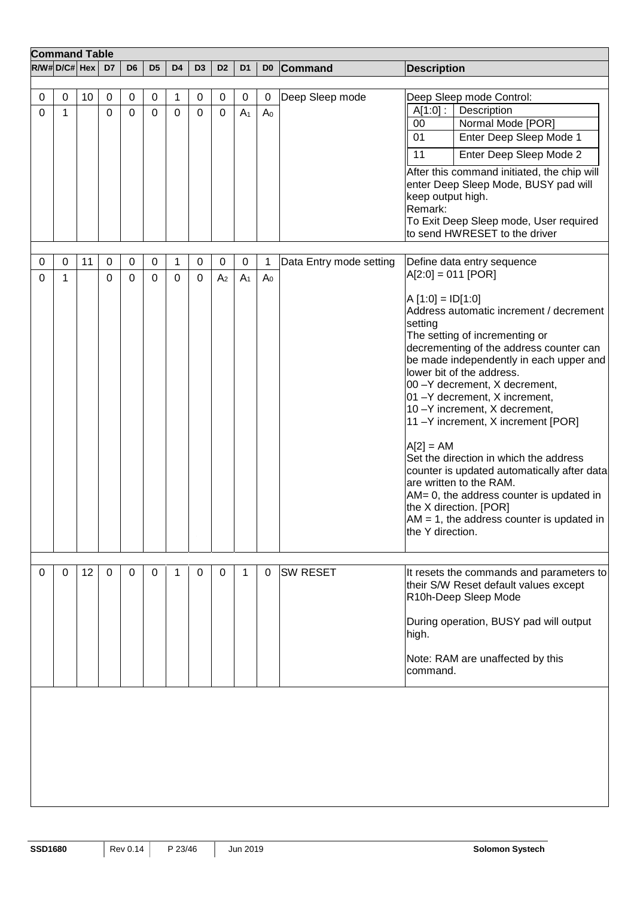**Command Table**

| R/W# | D/C# | Hex | D7 | D6 | D5 | D4 | D3 | D2 | D1 | D0 | Command | Description |
|---|---|---|---|---|---|---|---|---|---|---|---|---|
| 0 | 0 | 10 | 0 | 0 | 0 | 1 | 0 | 0 | 0 | 0 | Deep Sleep mode | Deep Sleep mode Control:<br>A[1:0] : Description<br>00 Normal Mode [POR]<br>01 Enter Deep Sleep Mode 1<br>11 Enter Deep Sleep Mode 2<br>After this command initiated, the chip will enter Deep Sleep Mode, BUSY pad will keep output high.<br>Remark:<br>To Exit Deep Sleep mode, User required to send HWRESET to the driver |
| 0 | 1 | | 0 | 0 | 0 | 0 | 0 | 0 | $A_1$ | $A_0$ | | |
| 0 | 0 | 11 | 0 | 0 | 0 | 1 | 0 | 0 | 0 | 1 | Data Entry mode setting | Define data entry sequence<br>A[2:0] = 011 [POR]<br><br>A [1:0] = ID[1:0]<br>Address automatic increment / decrement setting<br>The setting of incrementing or decrementing of the address counter can be made independently in each upper and lower bit of the address.<br>00 –Y decrement, X decrement,<br>01 –Y decrement, X increment,<br>10 –Y increment, X decrement,<br>11 –Y increment, X increment [POR]<br><br>A[2] = AM<br>Set the direction in which the address counter is updated automatically after data are written to the RAM.<br>AM= 0, the address counter is updated in the X direction. [POR]<br>AM = 1, the address counter is updated in the Y direction. |
| 0 | 1 | | 0 | 0 | 0 | 0 | 0 | $A_2$ | $A_1$ | $A_0$ | | |
| 0 | 0 | 12 | 0 | 0 | 0 | 1 | 0 | 0 | 1 | 0 | SW RESET | It resets the commands and parameters to their S/W Reset default values except R10h-Deep Sleep Mode<br><br>During operation, BUSY pad will output high.<br><br>Note: RAM are unaffected by this command. |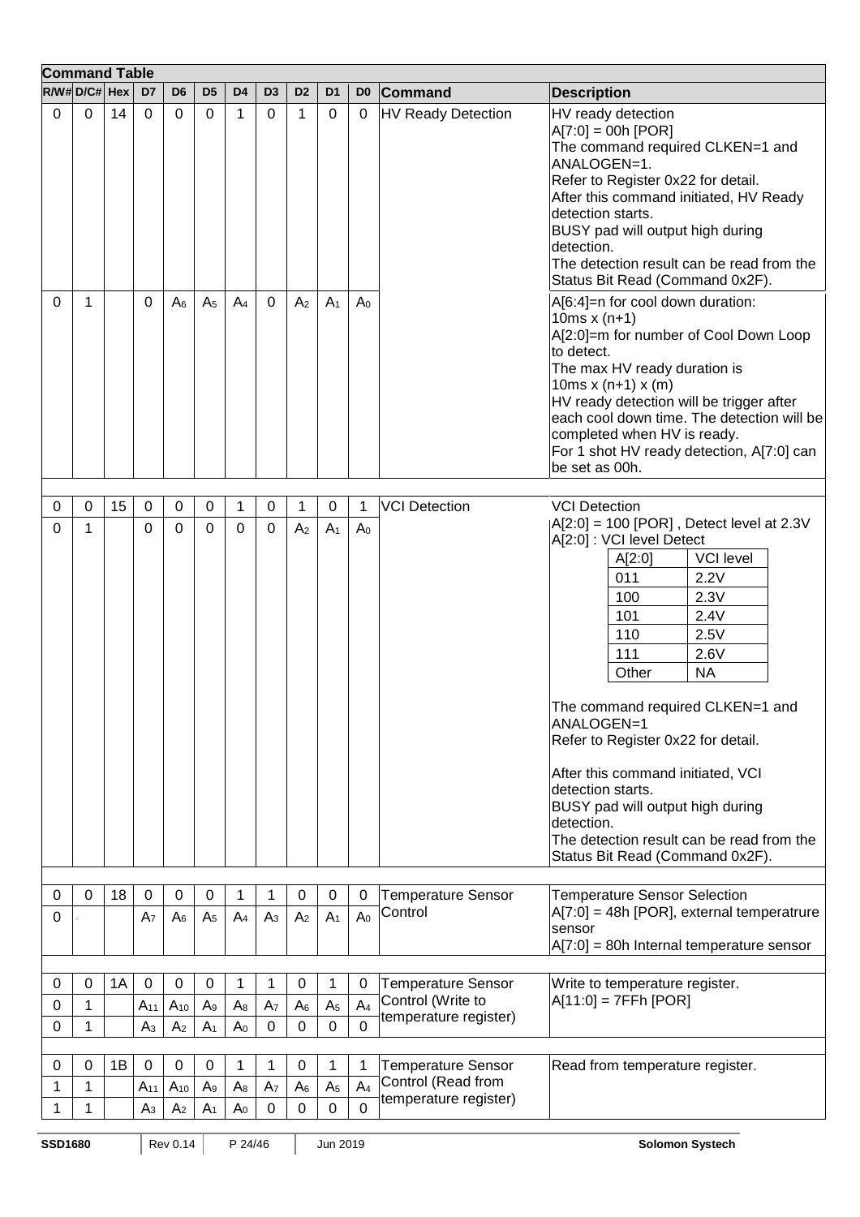**Command Table**

| R/W# | D/C# | Hex | D7 | D6 | D5 | D4 | D3 | D2 | D1 | D0 | Command | Description |
|---|---|---|---|---|---|---|---|---|---|---|---|---|
| 0 | 0 | 14 | 0 | 0 | 0 | 1 | 0 | 1 | 0 | 0 | HV Ready Detection | HV ready detection<br>A[7:0] = 00h [POR]<br>The command required CLKEN=1 and ANALOGEN=1.<br>Refer to Register 0x22 for detail.<br>After this command initiated, HV Ready detection starts.<br>BUSY pad will output high during detection.<br>The detection result can be read from the Status Bit Read (Command 0x2F). |
| 0 | 1 | | 0 | $A_6$ | $A_5$ | $A_4$ | 0 | $A_2$ | $A_1$ | $A_0$ | | A[6:4]=n for cool down duration:<br>10ms x (n+1)<br>A[2:0]=m for number of Cool Down Loop to detect.<br>The max HV ready duration is<br>10ms x (n+1) x (m)<br>HV ready detection will be trigger after each cool down time. The detection will be completed when HV is ready.<br>For 1 shot HV ready detection, A[7:0] can be set as 00h. |
| | | | | | | | | | | | | |
| 0 | 0 | 15 | 0 | 0 | 0 | 1 | 0 | 1 | 0 | 1 | VCI Detection | VCI Detection<br>A[2:0] = 100 [POR] , Detect level at 2.3V<br>A[2:0] : VCI level Detect<br>A[2:0] / VCI level:<br>011 = 2.2V<br>100 = 2.3V<br>101 = 2.4V<br>110 = 2.5V<br>111 = 2.6V<br>Other = NA<br><br>The command required CLKEN=1 and ANALOGEN=1<br>Refer to Register 0x22 for detail.<br><br>After this command initiated, VCI detection starts.<br>BUSY pad will output high during detection.<br>The detection result can be read from the Status Bit Read (Command 0x2F). |
| 0 | 1 | | 0 | 0 | 0 | 0 | 0 | $A_2$ | $A_1$ | $A_0$ | | |
| | | | | | | | | | | | | |
| 0 | 0 | 18 | 0 | 0 | 0 | 1 | 1 | 0 | 0 | 0 | Temperature Sensor Control | Temperature Sensor Selection<br>A[7:0] = 48h [POR], external temperatrure sensor<br>A[7:0] = 80h Internal temperature sensor |
| 0 | | | $A_7$ | $A_6$ | $A_5$ | $A_4$ | $A_3$ | $A_2$ | $A_1$ | $A_0$ | | |
| | | | | | | | | | | | | |
| 0 | 0 | 1A | 0 | 0 | 0 | 1 | 1 | 0 | 1 | 0 | Temperature Sensor Control (Write to temperature register) | Write to temperature register.<br>A[11:0] = 7FFh [POR] |
| 0 | 1 | | $A_{11}$ | $A_{10}$ | $A_9$ | $A_8$ | $A_7$ | $A_6$ | $A_5$ | $A_4$ | | |
| 0 | 1 | | $A_3$ | $A_2$ | $A_1$ | $A_0$ | 0 | 0 | 0 | 0 | | |
| | | | | | | | | | | | | |
| 0 | 0 | 1B | 0 | 0 | 0 | 1 | 1 | 0 | 1 | 1 | Temperature Sensor Control (Read from temperature register) | Read from temperature register. |
| 1 | 1 | | $A_{11}$ | $A_{10}$ | $A_9$ | $A_8$ | $A_7$ | $A_6$ | $A_5$ | $A_4$ | | |
| 1 | 1 | | $A_3$ | $A_2$ | $A_1$ | $A_0$ | 0 | 0 | 0 | 0 | | |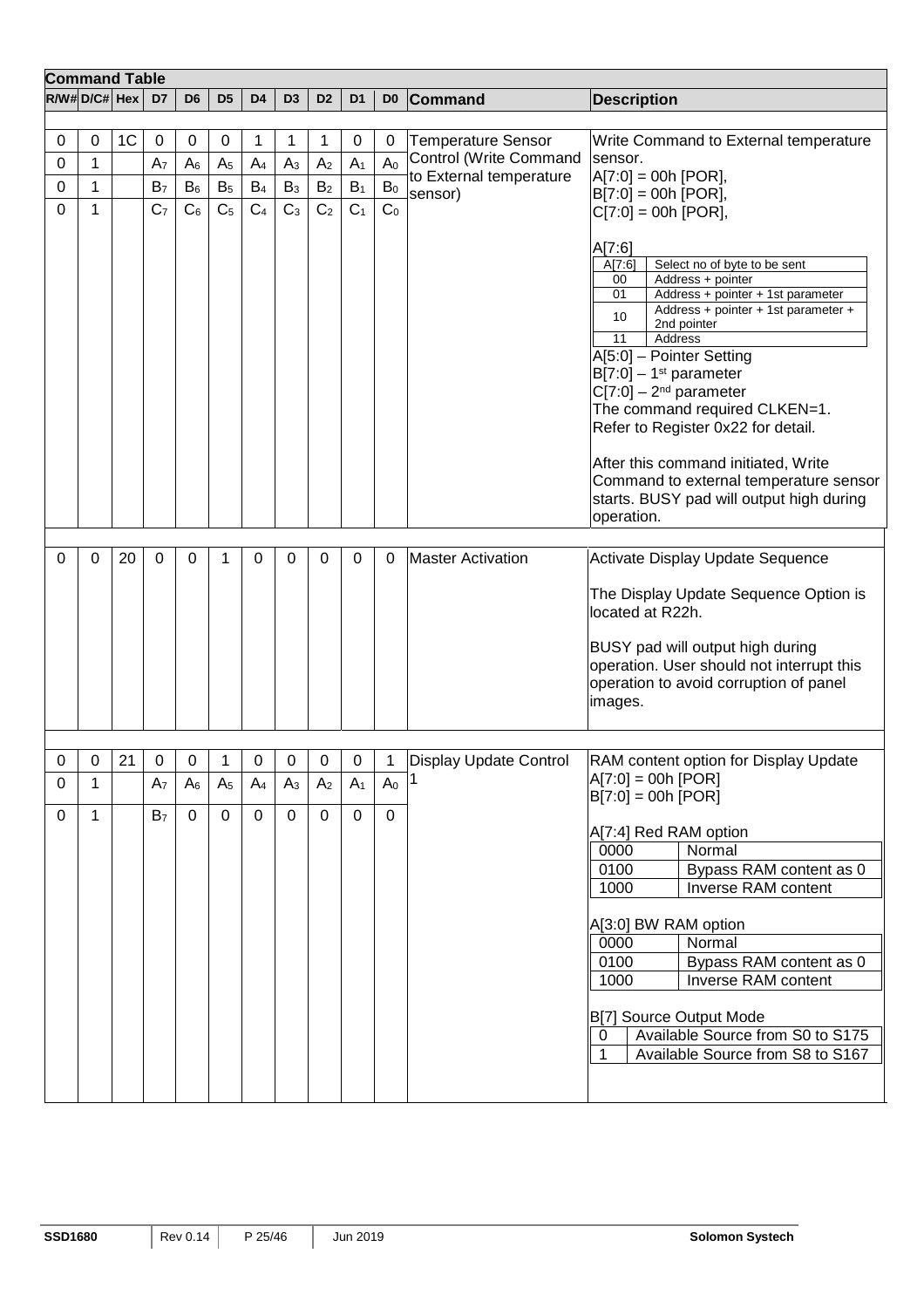**Command Table**

| R/W# | D/C# | Hex | D7 | D6 | D5 | D4 | D3 | D2 | D1 | D0 | Command | Description |
|---|---|---|---|---|---|---|---|---|---|---|---|---|
| 0 | 0 | 1C | 0 | 0 | 0 | 1 | 1 | 1 | 0 | 0 | Temperature Sensor Control (Write Command to External temperature sensor) | Write Command to External temperature sensor. |
| 0 | 1 | | $A_7$ | $A_6$ | $A_5$ | $A_4$ | $A_3$ | $A_2$ | $A_1$ | $A_0$ | | A[7:0] = 00h [POR], |
| 0 | 1 | | $B_7$ | $B_6$ | $B_5$ | $B_4$ | $B_3$ | $B_2$ | $B_1$ | $B_0$ | | B[7:0] = 00h [POR], |
| 0 | 1 | | $C_7$ | $C_6$ | $C_5$ | $C_4$ | $C_3$ | $C_2$ | $C_1$ | $C_0$ | | C[7:0] = 00h [POR], |

A[7:6]

| A[7:6] | Select no of byte to be sent |
|---|---|
| 00 | Address + pointer |
| 01 | Address + pointer + 1st parameter |
| 10 | Address + pointer + 1st parameter + 2nd pointer |
| 11 | Address |

A[5:0] – Pointer Setting
B[7:0] – 1st parameter
C[7:0] – 2nd parameter
The command required CLKEN=1.
Refer to Register 0x22 for detail.

After this command initiated, Write Command to external temperature sensor starts. BUSY pad will output high during operation.

| R/W# | D/C# | Hex | D7 | D6 | D5 | D4 | D3 | D2 | D1 | D0 | Command | Description |
|---|---|---|---|---|---|---|---|---|---|---|---|---|
| 0 | 0 | 20 | 0 | 0 | 1 | 0 | 0 | 0 | 0 | 0 | Master Activation | Activate Display Update Sequence |

The Display Update Sequence Option is located at R22h.

BUSY pad will output high during operation. User should not interrupt this operation to avoid corruption of panel images.

| R/W# | D/C# | Hex | D7 | D6 | D5 | D4 | D3 | D2 | D1 | D0 | Command | Description |
|---|---|---|---|---|---|---|---|---|---|---|---|---|
| 0 | 0 | 21 | 0 | 0 | 1 | 0 | 0 | 0 | 0 | 1 | Display Update Control 1 | RAM content option for Display Update |
| 0 | 1 | | $A_7$ | $A_6$ | $A_5$ | $A_4$ | $A_3$ | $A_2$ | $A_1$ | $A_0$ | | A[7:0] = 00h [POR] |
| 0 | 1 | | $B_7$ | 0 | 0 | 0 | 0 | 0 | 0 | 0 | | B[7:0] = 00h [POR] |

A[7:4] Red RAM option

| | |
|---|---|
| 0000 | Normal |
| 0100 | Bypass RAM content as 0 |
| 1000 | Inverse RAM content |

A[3:0] BW RAM option

| | |
|---|---|
| 0000 | Normal |
| 0100 | Bypass RAM content as 0 |
| 1000 | Inverse RAM content |

B[7] Source Output Mode

| | |
|---|---|
| 0 | Available Source from S0 to S175 |
| 1 | Available Source from S8 to S167 |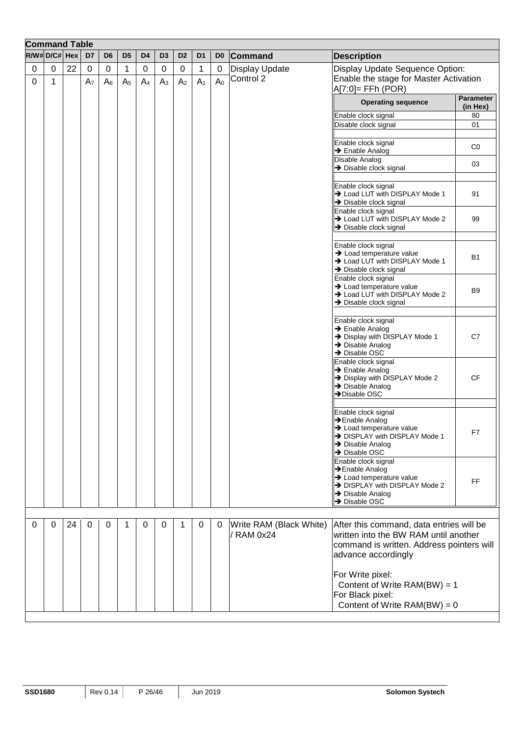## Command Table

| R/W# | D/C# | Hex | D7 | D6 | D5 | D4 | D3 | D2 | D1 | D0 | Command | Description |
|---|---|---|---|---|---|---|---|---|---|---|---|---|
| 0 | 0 | 22 | 0 | 0 | 1 | 0 | 0 | 0 | 1 | 0 | Display Update Control 2 | Display Update Sequence Option: Enable the stage for Master Activation |
| 0 | 1 | | $A_7$ | $A_6$ | $A_5$ | $A_4$ | $A_3$ | $A_2$ | $A_1$ | $A_0$ | | A[7:0]= FFh (POR) |

| Operating sequence | Parameter (in Hex) |
|---|---|
| Enable clock signal | 80 |
| Disable clock signal | 01 |
| | |
| Enable clock signal → Enable Analog | C0 |
| Disable Analog → Disable clock signal | 03 |
| | |
| Enable clock signal → Load LUT with DISPLAY Mode 1 → Disable clock signal | 91 |
| Enable clock signal → Load LUT with DISPLAY Mode 2 → Disable clock signal | 99 |
| | |
| Enable clock signal → Load temperature value → Load LUT with DISPLAY Mode 1 → Disable clock signal | B1 |
| Enable clock signal → Load temperature value → Load LUT with DISPLAY Mode 2 → Disable clock signal | B9 |
| | |
| Enable clock signal → Enable Analog → Display with DISPLAY Mode 1 → Disable Analog → Disable OSC | C7 |
| Enable clock signal → Enable Analog → Display with DISPLAY Mode 2 → Disable Analog → Disable OSC | CF |
| | |
| Enable clock signal → Enable Analog → Load temperature value → DISPLAY with DISPLAY Mode 1 → Disable Analog → Disable OSC | F7 |
| Enable clock signal → Enable Analog → Load temperature value → DISPLAY with DISPLAY Mode 2 → Disable Analog → Disable OSC | FF |

| R/W# | D/C# | Hex | D7 | D6 | D5 | D4 | D3 | D2 | D1 | D0 | Command | Description |
|---|---|---|---|---|---|---|---|---|---|---|---|---|
| 0 | 0 | 24 | 0 | 0 | 1 | 0 | 0 | 1 | 0 | 0 | Write RAM (Black White) / RAM 0x24 | After this command, data entries will be written into the BW RAM until another command is written. Address pointers will advance accordingly<br><br>For Write pixel:<br>Content of Write RAM(BW) = 1<br>For Black pixel:<br>Content of Write RAM(BW) = 0 |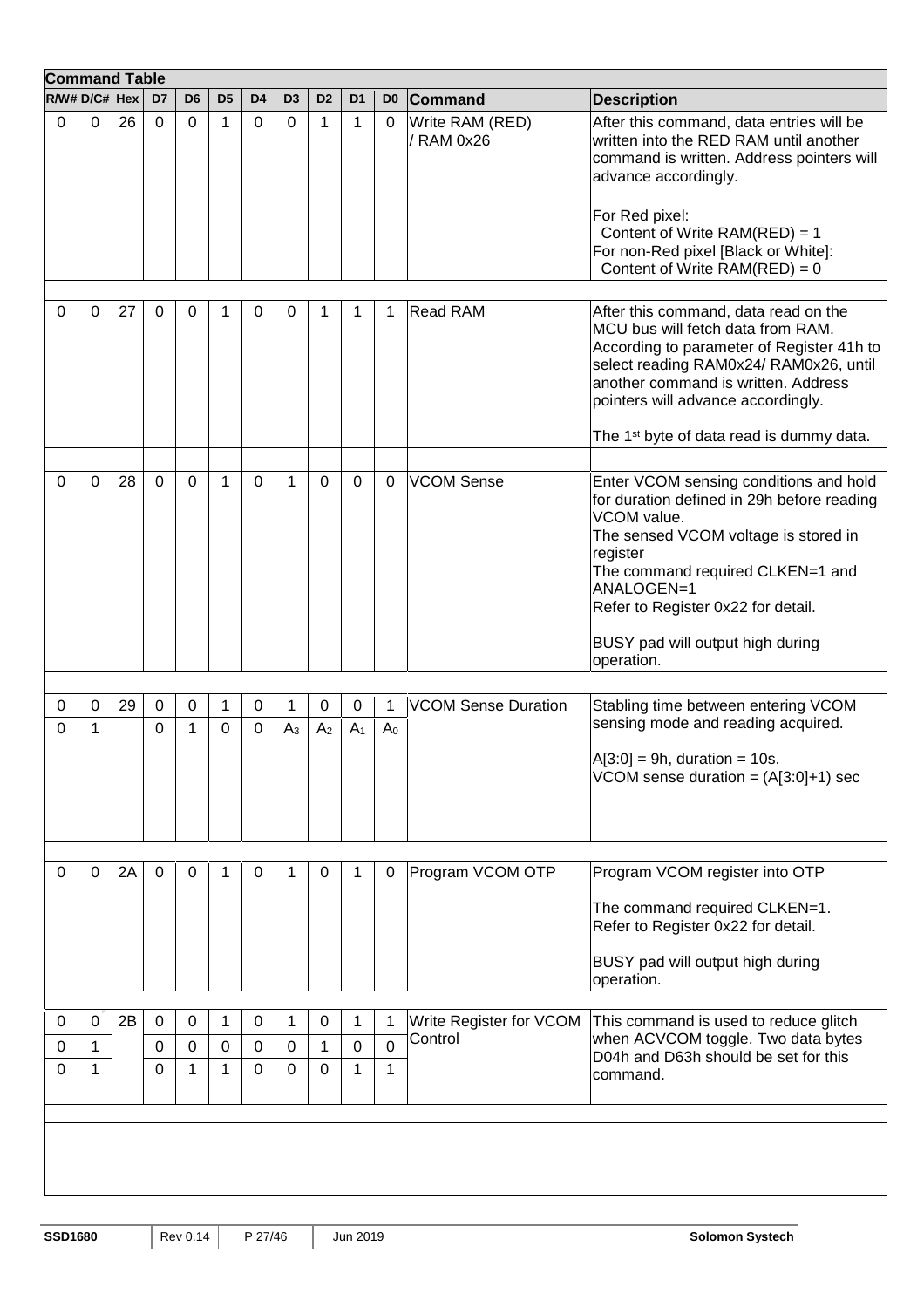**Command Table**

| R/W# | D/C# | Hex | D7 | D6 | D5 | D4 | D3 | D2 | D1 | D0 | Command | Description |
|---|---|---|---|---|---|---|---|---|---|---|---|---|
| 0 | 0 | 26 | 0 | 0 | 1 | 0 | 0 | 1 | 1 | 0 | Write RAM (RED) / RAM 0x26 | After this command, data entries will be written into the RED RAM until another command is written. Address pointers will advance accordingly.<br><br>For Red pixel:<br>Content of Write RAM(RED) = 1<br>For non-Red pixel [Black or White]:<br>Content of Write RAM(RED) = 0 |
| | | | | | | | | | | | | |
| 0 | 0 | 27 | 0 | 0 | 1 | 0 | 0 | 1 | 1 | 1 | Read RAM | After this command, data read on the MCU bus will fetch data from RAM. According to parameter of Register 41h to select reading RAM0x24/ RAM0x26, until another command is written. Address pointers will advance accordingly.<br><br>The 1st byte of data read is dummy data. |
| | | | | | | | | | | | | |
| 0 | 0 | 28 | 0 | 0 | 1 | 0 | 1 | 0 | 0 | 0 | VCOM Sense | Enter VCOM sensing conditions and hold for duration defined in 29h before reading VCOM value.<br>The sensed VCOM voltage is stored in register<br>The command required CLKEN=1 and ANALOGEN=1<br>Refer to Register 0x22 for detail.<br><br>BUSY pad will output high during operation. |
| | | | | | | | | | | | | |
| 0 | 0 | 29 | 0 | 0 | 1 | 0 | 1 | 0 | 0 | 1 | VCOM Sense Duration | Stabling time between entering VCOM sensing mode and reading acquired.<br><br>A[3:0] = 9h, duration = 10s.<br>VCOM sense duration = (A[3:0]+1) sec |
| 0 | 1 | | 0 | 1 | 0 | 0 | $A_3$ | $A_2$ | $A_1$ | $A_0$ | | |
| | | | | | | | | | | | | |
| 0 | 0 | 2A | 0 | 0 | 1 | 0 | 1 | 0 | 1 | 0 | Program VCOM OTP | Program VCOM register into OTP<br><br>The command required CLKEN=1.<br>Refer to Register 0x22 for detail.<br><br>BUSY pad will output high during operation. |
| | | | | | | | | | | | | |
| 0 | 0 | 2B | 0 | 0 | 1 | 0 | 1 | 0 | 1 | 1 | Write Register for VCOM Control | This command is used to reduce glitch when ACVCOM toggle. Two data bytes D04h and D63h should be set for this command. |
| 0 | 1 | | 0 | 0 | 0 | 0 | 0 | 1 | 0 | 0 | | |
| 0 | 1 | | 0 | 1 | 1 | 0 | 0 | 0 | 1 | 1 | | |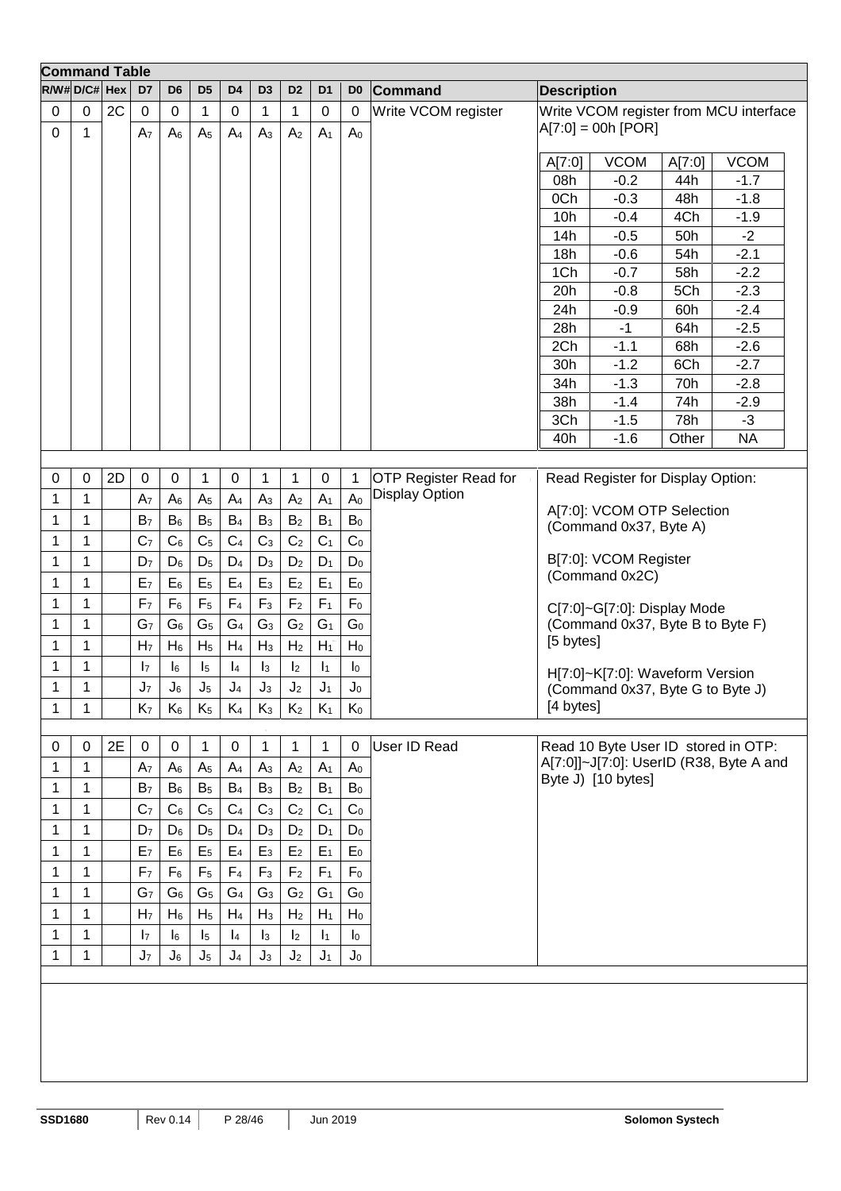**Command Table**

| R/W# | D/C# | Hex | D7 | D6 | D5 | D4 | D3 | D2 | D1 | D0 | Command | Description |
|---|---|---|---|---|---|---|---|---|---|---|---|---|
| 0 | 0 | 2C | 0 | 0 | 1 | 0 | 1 | 1 | 0 | 0 | Write VCOM register | Write VCOM register from MCU interface |
| 0 | 1 | | $A_7$ | $A_6$ | $A_5$ | $A_4$ | $A_3$ | $A_2$ | $A_1$ | $A_0$ | | A[7:0] = 00h [POR] |

| A[7:0] | VCOM | A[7:0] | VCOM |
|---|---|---|---|
| 08h | -0.2 | 44h | -1.7 |
| 0Ch | -0.3 | 48h | -1.8 |
| 10h | -0.4 | 4Ch | -1.9 |
| 14h | -0.5 | 50h | -2 |
| 18h | -0.6 | 54h | -2.1 |
| 1Ch | -0.7 | 58h | -2.2 |
| 20h | -0.8 | 5Ch | -2.3 |
| 24h | -0.9 | 60h | -2.4 |
| 28h | -1 | 64h | -2.5 |
| 2Ch | -1.1 | 68h | -2.6 |
| 30h | -1.2 | 6Ch | -2.7 |
| 34h | -1.3 | 70h | -2.8 |
| 38h | -1.4 | 74h | -2.9 |
| 3Ch | -1.5 | 78h | -3 |
| 40h | -1.6 | Other | NA |

| R/W# | D/C# | Hex | D7 | D6 | D5 | D4 | D3 | D2 | D1 | D0 | Command | Description |
|---|---|---|---|---|---|---|---|---|---|---|---|---|
| 0 | 0 | 2D | 0 | 0 | 1 | 0 | 1 | 1 | 0 | 1 | OTP Register Read for Display Option | Read Register for Display Option: |
| 1 | 1 | | $A_7$ | $A_6$ | $A_5$ | $A_4$ | $A_3$ | $A_2$ | $A_1$ | $A_0$ | | A[7:0]: VCOM OTP Selection (Command 0x37, Byte A) |
| 1 | 1 | | $B_7$ | $B_6$ | $B_5$ | $B_4$ | $B_3$ | $B_2$ | $B_1$ | $B_0$ | | B[7:0]: VCOM Register (Command 0x2C) |
| 1 | 1 | | $C_7$ | $C_6$ | $C_5$ | $C_4$ | $C_3$ | $C_2$ | $C_1$ | $C_0$ | | C[7:0]~G[7:0]: Display Mode (Command 0x37, Byte B to Byte F) [5 bytes] |
| 1 | 1 | | $D_7$ | $D_6$ | $D_5$ | $D_4$ | $D_3$ | $D_2$ | $D_1$ | $D_0$ | | |
| 1 | 1 | | $E_7$ | $E_6$ | $E_5$ | $E_4$ | $E_3$ | $E_2$ | $E_1$ | $E_0$ | | |
| 1 | 1 | | $F_7$ | $F_6$ | $F_5$ | $F_4$ | $F_3$ | $F_2$ | $F_1$ | $F_0$ | | |
| 1 | 1 | | $G_7$ | $G_6$ | $G_5$ | $G_4$ | $G_3$ | $G_2$ | $G_1$ | $G_0$ | | |
| 1 | 1 | | $H_7$ | $H_6$ | $H_5$ | $H_4$ | $H_3$ | $H_2$ | $H_1$ | $H_0$ | | H[7:0]~K[7:0]: Waveform Version (Command 0x37, Byte G to Byte J) [4 bytes] |
| 1 | 1 | | $I_7$ | $I_6$ | $I_5$ | $I_4$ | $I_3$ | $I_2$ | $I_1$ | $I_0$ | | |
| 1 | 1 | | $J_7$ | $J_6$ | $J_5$ | $J_4$ | $J_3$ | $J_2$ | $J_1$ | $J_0$ | | |
| 1 | 1 | | $K_7$ | $K_6$ | $K_5$ | $K_4$ | $K_3$ | $K_2$ | $K_1$ | $K_0$ | | |
| 0 | 0 | 2E | 0 | 0 | 1 | 0 | 1 | 1 | 1 | 0 | User ID Read | Read 10 Byte User ID stored in OTP: A[7:0]]~J[7:0]: UserID (R38, Byte A and Byte J) [10 bytes] |
| 1 | 1 | | $A_7$ | $A_6$ | $A_5$ | $A_4$ | $A_3$ | $A_2$ | $A_1$ | $A_0$ | | |
| 1 | 1 | | $B_7$ | $B_6$ | $B_5$ | $B_4$ | $B_3$ | $B_2$ | $B_1$ | $B_0$ | | |
| 1 | 1 | | $C_7$ | $C_6$ | $C_5$ | $C_4$ | $C_3$ | $C_2$ | $C_1$ | $C_0$ | | |
| 1 | 1 | | $D_7$ | $D_6$ | $D_5$ | $D_4$ | $D_3$ | $D_2$ | $D_1$ | $D_0$ | | |
| 1 | 1 | | $E_7$ | $E_6$ | $E_5$ | $E_4$ | $E_3$ | $E_2$ | $E_1$ | $E_0$ | | |
| 1 | 1 | | $F_7$ | $F_6$ | $F_5$ | $F_4$ | $F_3$ | $F_2$ | $F_1$ | $F_0$ | | |
| 1 | 1 | | $G_7$ | $G_6$ | $G_5$ | $G_4$ | $G_3$ | $G_2$ | $G_1$ | $G_0$ | | |
| 1 | 1 | | $H_7$ | $H_6$ | $H_5$ | $H_4$ | $H_3$ | $H_2$ | $H_1$ | $H_0$ | | |
| 1 | 1 | | $I_7$ | $I_6$ | $I_5$ | $I_4$ | $I_3$ | $I_2$ | $I_1$ | $I_0$ | | |
| 1 | 1 | | $J_7$ | $J_6$ | $J_5$ | $J_4$ | $J_3$ | $J_2$ | $J_1$ | $J_0$ | | |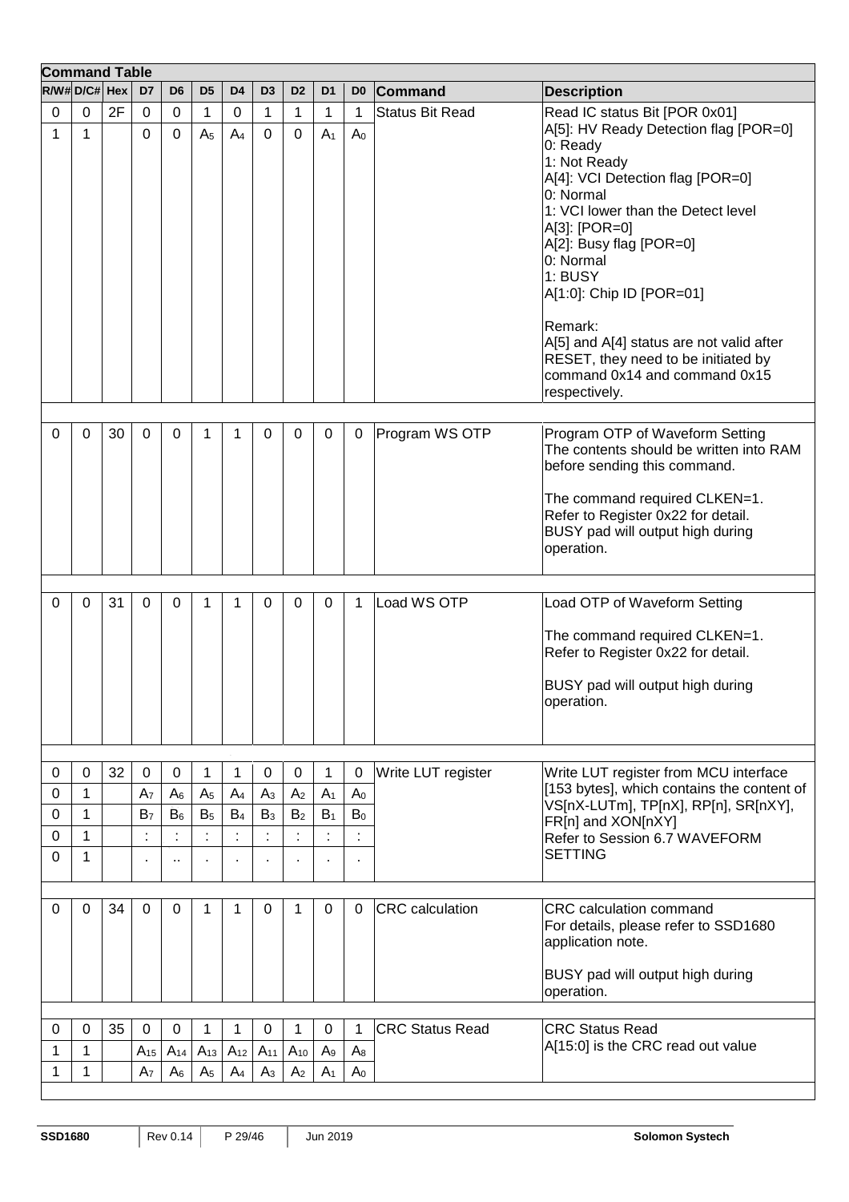**Command Table**

| R/W# | D/C# | Hex | D7 | D6 | D5 | D4 | D3 | D2 | D1 | D0 | Command | Description |
|---|---|---|---|---|---|---|---|---|---|---|---|---|
| 0 | 0 | 2F | 0 | 0 | 1 | 0 | 1 | 1 | 1 | 1 | Status Bit Read | Read IC status Bit [POR 0x01] |
| 1 | 1 | | 0 | 0 | $A_5$ | $A_4$ | 0 | 0 | $A_1$ | $A_0$ | | A[5]: HV Ready Detection flag [POR=0]<br>0: Ready<br>1: Not Ready<br>A[4]: VCI Detection flag [POR=0]<br>0: Normal<br>1: VCI lower than the Detect level<br>A[3]: [POR=0]<br>A[2]: Busy flag [POR=0]<br>0: Normal<br>1: BUSY<br>A[1:0]: Chip ID [POR=01]<br><br>Remark:<br>A[5] and A[4] status are not valid after RESET, they need to be initiated by command 0x14 and command 0x15 respectively. |
| | | | | | | | | | | | | |
| 0 | 0 | 30 | 0 | 0 | 1 | 1 | 0 | 0 | 0 | 0 | Program WS OTP | Program OTP of Waveform Setting<br>The contents should be written into RAM before sending this command.<br><br>The command required CLKEN=1.<br>Refer to Register 0x22 for detail.<br>BUSY pad will output high during operation. |
| | | | | | | | | | | | | |
| 0 | 0 | 31 | 0 | 0 | 1 | 1 | 0 | 0 | 0 | 1 | Load WS OTP | Load OTP of Waveform Setting<br><br>The command required CLKEN=1.<br>Refer to Register 0x22 for detail.<br><br>BUSY pad will output high during operation. |
| | | | | | | | | | | | | |
| 0 | 0 | 32 | 0 | 0 | 1 | 1 | 0 | 0 | 1 | 0 | Write LUT register | Write LUT register from MCU interface [153 bytes], which contains the content of VS[nX-LUTm], TP[nX], RP[n], SR[nXY], FR[n] and XON[nXY]<br>Refer to Session 6.7 WAVEFORM SETTING |
| 0 | 1 | | $A_7$ | $A_6$ | $A_5$ | $A_4$ | $A_3$ | $A_2$ | $A_1$ | $A_0$ | | |
| 0 | 1 | | $B_7$ | $B_6$ | $B_5$ | $B_4$ | $B_3$ | $B_2$ | $B_1$ | $B_0$ | | |
| 0 | 1 | | : | : | : | : | : | : | : | : | | |
| 0 | 1 | | . | .. | . | . | . | . | . | . | | |
| | | | | | | | | | | | | |
| 0 | 0 | 34 | 0 | 0 | 1 | 1 | 0 | 1 | 0 | 0 | CRC calculation | CRC calculation command<br>For details, please refer to SSD1680 application note.<br><br>BUSY pad will output high during operation. |
| | | | | | | | | | | | | |
| 0 | 0 | 35 | 0 | 0 | 1 | 1 | 0 | 1 | 0 | 1 | CRC Status Read | CRC Status Read<br>A[15:0] is the CRC read out value |
| 1 | 1 | | $A_{15}$ | $A_{14}$ | $A_{13}$ | $A_{12}$ | $A_{11}$ | $A_{10}$ | $A_9$ | $A_8$ | | |
| 1 | 1 | | $A_7$ | $A_6$ | $A_5$ | $A_4$ | $A_3$ | $A_2$ | $A_1$ | $A_0$ | | |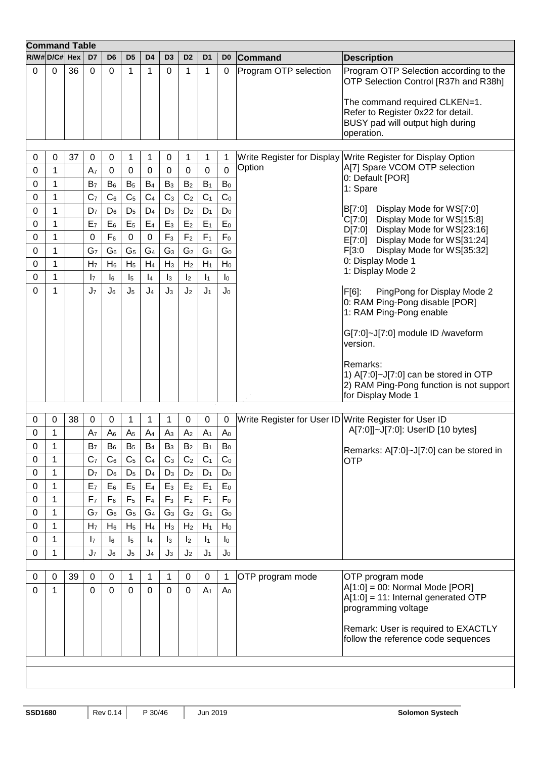**Command Table**

| R/W# | D/C# | Hex | D7 | D6 | D5 | D4 | D3 | D2 | D1 | D0 | Command | Description |
|---|---|---|---|---|---|---|---|---|---|---|---|---|
| 0 | 0 | 36 | 0 | 0 | 1 | 1 | 0 | 1 | 1 | 0 | Program OTP selection | Program OTP Selection according to the OTP Selection Control [R37h and R38h]<br><br>The command required CLKEN=1.<br>Refer to Register 0x22 for detail.<br>BUSY pad will output high during operation. |
| | | | | | | | | | | | | |
| 0 | 0 | 37 | 0 | 0 | 1 | 1 | 0 | 1 | 1 | 1 | Write Register for Display Option | Write Register for Display Option<br>A[7] Spare VCOM OTP selection<br>0: Default [POR]<br>1: Spare<br><br>B[7:0] Display Mode for WS[7:0]<br>C[7:0] Display Mode for WS[15:8]<br>D[7:0] Display Mode for WS[23:16]<br>E[7:0] Display Mode for WS[31:24]<br>F[3:0 Display Mode for WS[35:32]<br>0: Display Mode 1<br>1: Display Mode 2<br><br>F[6]: PingPong for Display Mode 2<br>0: RAM Ping-Pong disable [POR]<br>1: RAM Ping-Pong enable<br><br>G[7:0]~J[7:0] module ID /waveform version.<br><br>Remarks:<br>1) A[7:0]~J[7:0] can be stored in OTP<br>2) RAM Ping-Pong function is not support for Display Mode 1 |
| 0 | 1 | | $A_7$ | 0 | 0 | 0 | 0 | 0 | 0 | 0 | | |
| 0 | 1 | | $B_7$ | $B_6$ | $B_5$ | $B_4$ | $B_3$ | $B_2$ | $B_1$ | $B_0$ | | |
| 0 | 1 | | $C_7$ | $C_6$ | $C_5$ | $C_4$ | $C_3$ | $C_2$ | $C_1$ | $C_0$ | | |
| 0 | 1 | | $D_7$ | $D_6$ | $D_5$ | $D_4$ | $D_3$ | $D_2$ | $D_1$ | $D_0$ | | |
| 0 | 1 | | $E_7$ | $E_6$ | $E_5$ | $E_4$ | $E_3$ | $E_2$ | $E_1$ | $E_0$ | | |
| 0 | 1 | | 0 | $F_6$ | 0 | 0 | $F_3$ | $F_2$ | $F_1$ | $F_0$ | | |
| 0 | 1 | | $G_7$ | $G_6$ | $G_5$ | $G_4$ | $G_3$ | $G_2$ | $G_1$ | $G_0$ | | |
| 0 | 1 | | $H_7$ | $H_6$ | $H_5$ | $H_4$ | $H_3$ | $H_2$ | $H_1$ | $H_0$ | | |
| 0 | 1 | | $I_7$ | $I_6$ | $I_5$ | $I_4$ | $I_3$ | $I_2$ | $I_1$ | $I_0$ | | |
| 0 | 1 | | $J_7$ | $J_6$ | $J_5$ | $J_4$ | $J_3$ | $J_2$ | $J_1$ | $J_0$ | | |
| | | | | | | | | | | | | |
| 0 | 0 | 38 | 0 | 0 | 1 | 1 | 1 | 0 | 0 | 0 | Write Register for User ID | Write Register for User ID<br>A[7:0]]~J[7:0]: UserID [10 bytes]<br><br>Remarks: A[7:0]~J[7:0] can be stored in OTP |
| 0 | 1 | | $A_7$ | $A_6$ | $A_5$ | $A_4$ | $A_3$ | $A_2$ | $A_1$ | $A_0$ | | |
| 0 | 1 | | $B_7$ | $B_6$ | $B_5$ | $B_4$ | $B_3$ | $B_2$ | $B_1$ | $B_0$ | | |
| 0 | 1 | | $C_7$ | $C_6$ | $C_5$ | $C_4$ | $C_3$ | $C_2$ | $C_1$ | $C_0$ | | |
| 0 | 1 | | $D_7$ | $D_6$ | $D_5$ | $D_4$ | $D_3$ | $D_2$ | $D_1$ | $D_0$ | | |
| 0 | 1 | | $E_7$ | $E_6$ | $E_5$ | $E_4$ | $E_3$ | $E_2$ | $E_1$ | $E_0$ | | |
| 0 | 1 | | $F_7$ | $F_6$ | $F_5$ | $F_4$ | $F_3$ | $F_2$ | $F_1$ | $F_0$ | | |
| 0 | 1 | | $G_7$ | $G_6$ | $G_5$ | $G_4$ | $G_3$ | $G_2$ | $G_1$ | $G_0$ | | |
| 0 | 1 | | $H_7$ | $H_6$ | $H_5$ | $H_4$ | $H_3$ | $H_2$ | $H_1$ | $H_0$ | | |
| 0 | 1 | | $I_7$ | $I_6$ | $I_5$ | $I_4$ | $I_3$ | $I_2$ | $I_1$ | $I_0$ | | |
| 0 | 1 | | $J_7$ | $J_6$ | $J_5$ | $J_4$ | $J_3$ | $J_2$ | $J_1$ | $J_0$ | | |
| | | | | | | | | | | | | |
| 0 | 0 | 39 | 0 | 0 | 1 | 1 | 1 | 0 | 0 | 1 | OTP program mode | OTP program mode<br>A[1:0] = 00: Normal Mode [POR]<br>A[1:0] = 11: Internal generated OTP programming voltage<br><br>Remark: User is required to EXACTLY follow the reference code sequences |
| 0 | 1 | | 0 | 0 | 0 | 0 | 0 | 0 | $A_1$ | $A_0$ | | |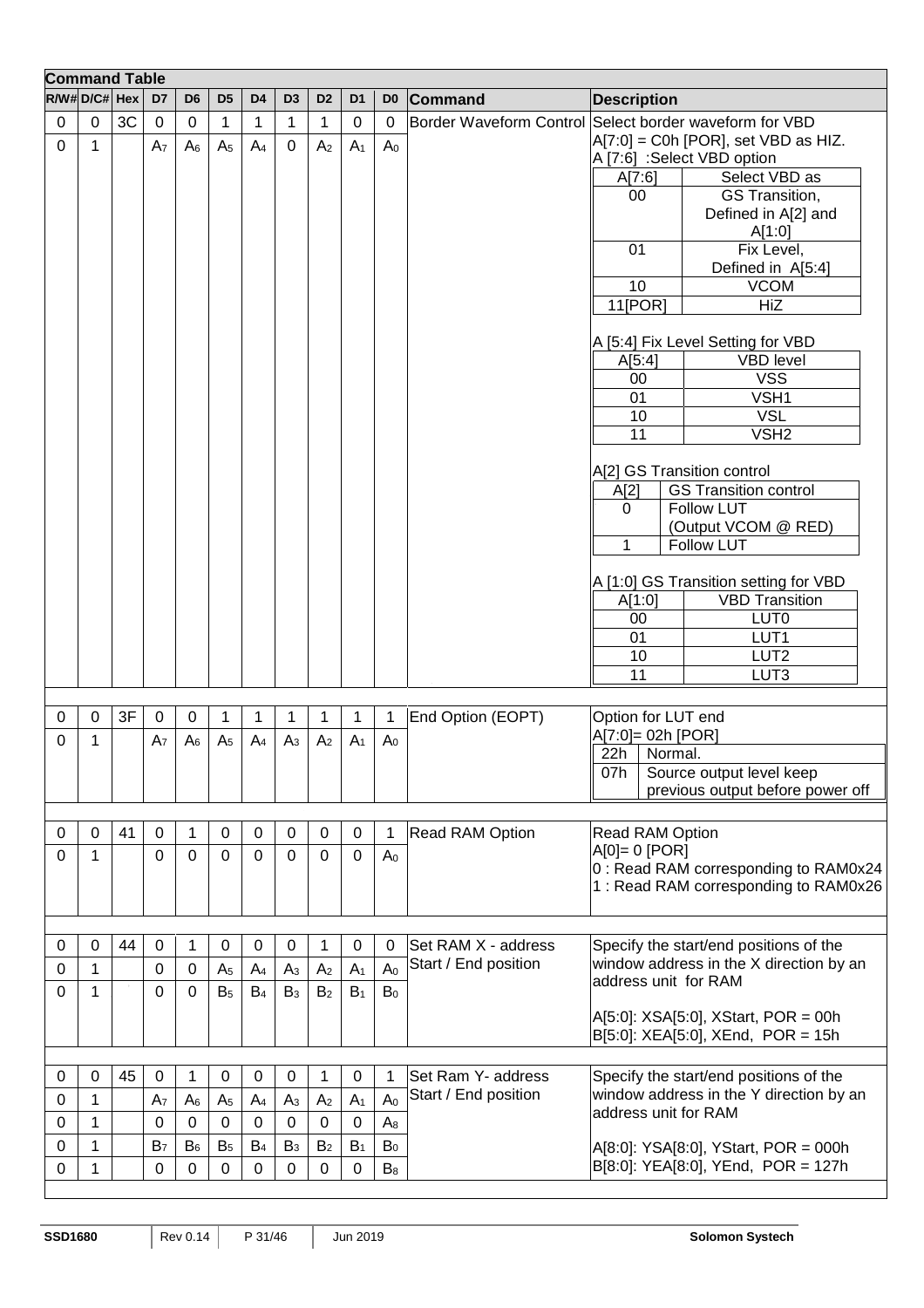**Command Table**

| R/W# | D/C# | Hex | D7 | D6 | D5 | D4 | D3 | D2 | D1 | D0 | Command | Description |
|---|---|---|---|---|---|---|---|---|---|---|---|---|
| 0 | 0 | 3C | 0 | 0 | 1 | 1 | 1 | 1 | 0 | 0 | Border Waveform Control | Select border waveform for VBD |
| 0 | 1 | | $A_7$ | $A_6$ | $A_5$ | $A_4$ | 0 | $A_2$ | $A_1$ | $A_0$ | | A[7:0] = C0h [POR], set VBD as HIZ.<br>A [7:6] :Select VBD option<br><br>A[7:6] / Select VBD as:<br>00 — GS Transition, Defined in A[2] and A[1:0]<br>01 — Fix Level, Defined in A[5:4]<br>10 — VCOM<br>11[POR] — HiZ<br><br>A [5:4] Fix Level Setting for VBD<br><br>A[5:4] / VBD level:<br>00 — VSS<br>01 — VSH1<br>10 — VSL<br>11 — VSH2<br><br>A[2] GS Transition control<br><br>A[2] / GS Transition control:<br>0 — Follow LUT (Output VCOM @ RED)<br>1 — Follow LUT<br><br>A [1:0] GS Transition setting for VBD<br><br>A[1:0] / VBD Transition:<br>00 — LUT0<br>01 — LUT1<br>10 — LUT2<br>11 — LUT3 |
| 0 | 0 | 3F | 0 | 0 | 1 | 1 | 1 | 1 | 1 | 1 | End Option (EOPT) | Option for LUT end |
| 0 | 1 | | $A_7$ | $A_6$ | $A_5$ | $A_4$ | $A_3$ | $A_2$ | $A_1$ | $A_0$ | | A[7:0]= 02h [POR]<br>22h — Normal.<br>07h — Source output level keep previous output before power off |
| 0 | 0 | 41 | 0 | 1 | 0 | 0 | 0 | 0 | 0 | 1 | Read RAM Option | Read RAM Option |
| 0 | 1 | | 0 | 0 | 0 | 0 | 0 | 0 | 0 | $A_0$ | | A[0]= 0 [POR]<br>0 : Read RAM corresponding to RAM0x24<br>1 : Read RAM corresponding to RAM0x26 |
| 0 | 0 | 44 | 0 | 1 | 0 | 0 | 0 | 1 | 0 | 0 | Set RAM X - address Start / End position | Specify the start/end positions of the window address in the X direction by an address unit for RAM |
| 0 | 1 | | 0 | 0 | $A_5$ | $A_4$ | $A_3$ | $A_2$ | $A_1$ | $A_0$ | | A[5:0]: XSA[5:0], XStart, POR = 00h |
| 0 | 1 | | 0 | 0 | $B_5$ | $B_4$ | $B_3$ | $B_2$ | $B_1$ | $B_0$ | | B[5:0]: XEA[5:0], XEnd, POR = 15h |
| 0 | 0 | 45 | 0 | 1 | 0 | 0 | 0 | 1 | 0 | 1 | Set Ram Y- address Start / End position | Specify the start/end positions of the window address in the Y direction by an address unit for RAM |
| 0 | 1 | | $A_7$ | $A_6$ | $A_5$ | $A_4$ | $A_3$ | $A_2$ | $A_1$ | $A_0$ | | A[8:0]: YSA[8:0], YStart, POR = 000h |
| 0 | 1 | | 0 | 0 | 0 | 0 | 0 | 0 | 0 | $A_8$ | | |
| 0 | 1 | | $B_7$ | $B_6$ | $B_5$ | $B_4$ | $B_3$ | $B_2$ | $B_1$ | $B_0$ | | B[8:0]: YEA[8:0], YEnd, POR = 127h |
| 0 | 1 | | 0 | 0 | 0 | 0 | 0 | 0 | 0 | $B_8$ | | |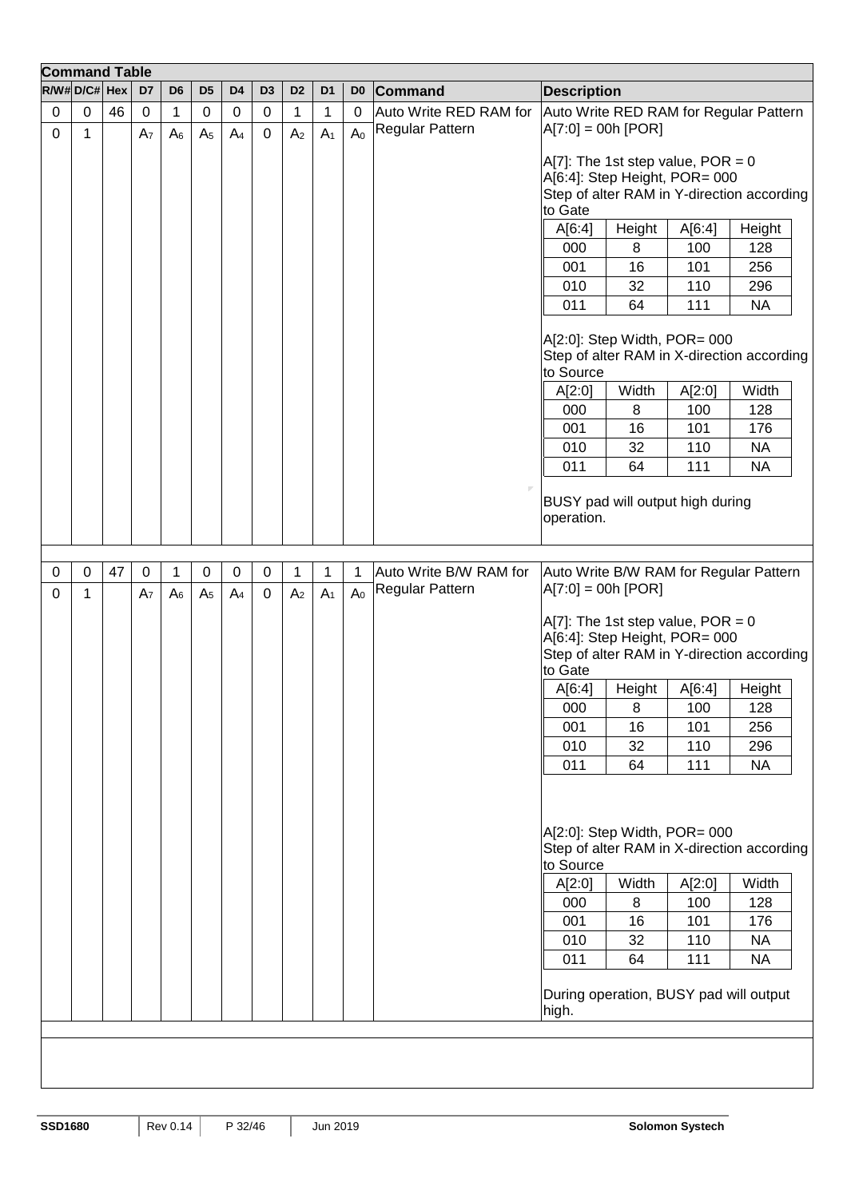**Command Table**

| R/W# | D/C# | Hex | D7 | D6 | D5 | D4 | D3 | D2 | D1 | D0 | Command | Description |
|---|---|---|---|---|---|---|---|---|---|---|---|---|
| 0 | 0 | 46 | 0 | 1 | 0 | 0 | 0 | 1 | 1 | 0 | Auto Write RED RAM for Regular Pattern | Auto Write RED RAM for Regular Pattern |
| 0 | 1 | | $A_7$ | $A_6$ | $A_5$ | $A_4$ | 0 | $A_2$ | $A_1$ | $A_0$ | | A[7:0] = 00h [POR]<br><br>A[7]: The 1st step value, POR = 0<br>A[6:4]: Step Height, POR= 000<br>Step of alter RAM in Y-direction according to Gate<br><br>A[6:4] / Height: 000 = 8, 001 = 16, 010 = 32, 011 = 64, 100 = 128, 101 = 256, 110 = 296, 111 = NA<br><br>A[2:0]: Step Width, POR= 000<br>Step of alter RAM in X-direction according to Source<br><br>A[2:0] / Width: 000 = 8, 001 = 16, 010 = 32, 011 = 64, 100 = 128, 101 = 176, 110 = NA, 111 = NA<br><br>BUSY pad will output high during operation. |
| 0 | 0 | 47 | 0 | 1 | 0 | 0 | 0 | 1 | 1 | 1 | Auto Write B/W RAM for Regular Pattern | Auto Write B/W RAM for Regular Pattern |
| 0 | 1 | | $A_7$ | $A_6$ | $A_5$ | $A_4$ | 0 | $A_2$ | $A_1$ | $A_0$ | | A[7:0] = 00h [POR]<br><br>A[7]: The 1st step value, POR = 0<br>A[6:4]: Step Height, POR= 000<br>Step of alter RAM in Y-direction according to Gate<br><br>A[6:4] / Height: 000 = 8, 001 = 16, 010 = 32, 011 = 64, 100 = 128, 101 = 256, 110 = 296, 111 = NA<br><br>A[2:0]: Step Width, POR= 000<br>Step of alter RAM in X-direction according to Source<br><br>A[2:0] / Width: 000 = 8, 001 = 16, 010 = 32, 011 = 64, 100 = 128, 101 = 176, 110 = NA, 111 = NA<br><br>During operation, BUSY pad will output high. |

Step Height (A[6:4]) for both commands:

| A[6:4] | Height | A[6:4] | Height |
|---|---|---|---|
| 000 | 8 | 100 | 128 |
| 001 | 16 | 101 | 256 |
| 010 | 32 | 110 | 296 |
| 011 | 64 | 111 | NA |

Step Width (A[2:0]) for both commands:

| A[2:0] | Width | A[2:0] | Width |
|---|---|---|---|
| 000 | 8 | 100 | 128 |
| 001 | 16 | 101 | 176 |
| 010 | 32 | 110 | NA |
| 011 | 64 | 111 | NA |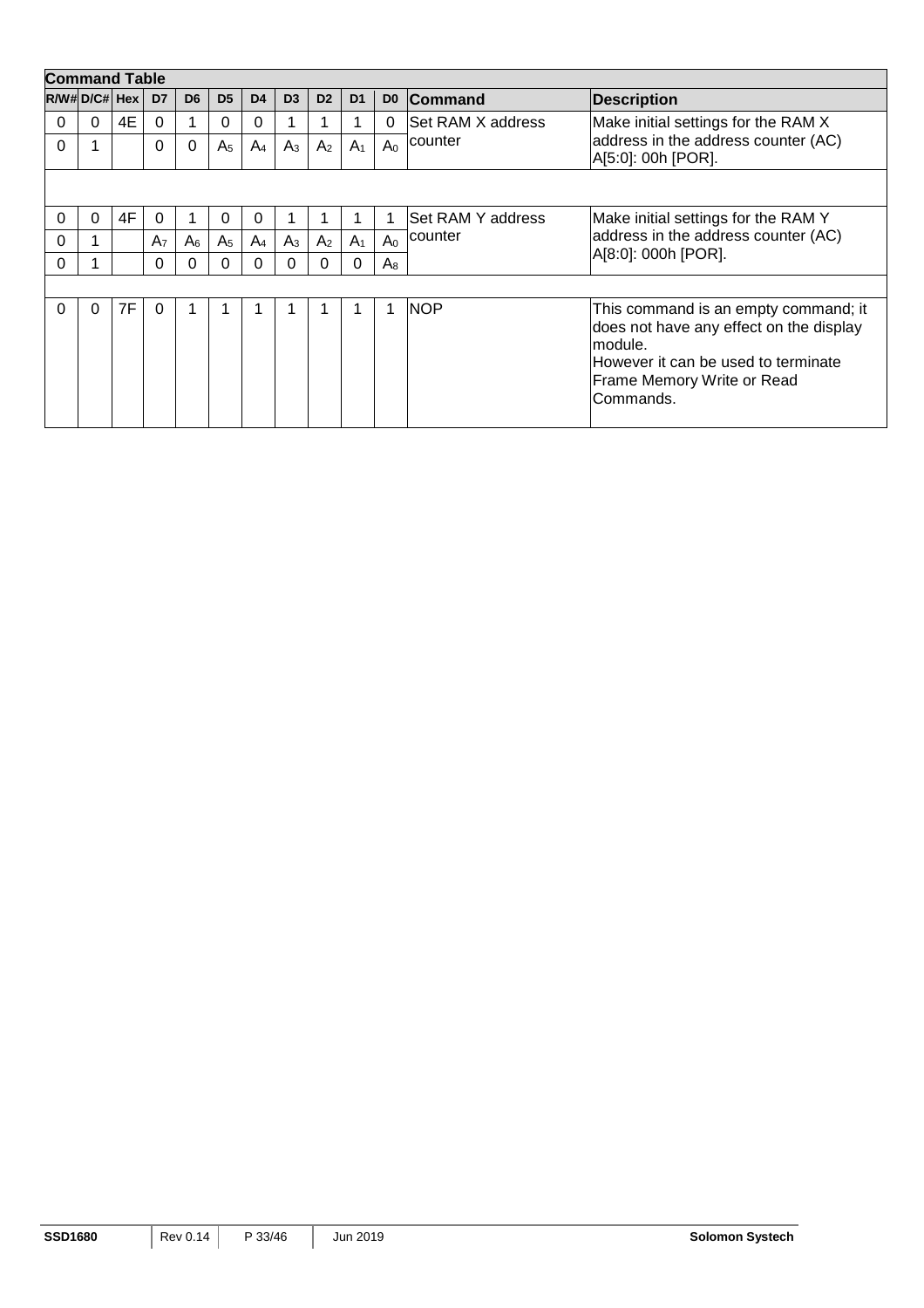**Command Table**

| R/W# | D/C# | Hex | D7 | D6 | D5 | D4 | D3 | D2 | D1 | D0 | Command | Description |
|---|---|---|---|---|---|---|---|---|---|---|---|---|
| 0 | 0 | 4E | 0 | 1 | 0 | 0 | 1 | 1 | 1 | 0 | Set RAM X address counter | Make initial settings for the RAM X address in the address counter (AC) A[5:0]: 00h [POR]. |
| 0 | 1 | | 0 | 0 | $A_5$ | $A_4$ | $A_3$ | $A_2$ | $A_1$ | $A_0$ | | |
| | | | | | | | | | | | | |
| 0 | 0 | 4F | 0 | 1 | 0 | 0 | 1 | 1 | 1 | 1 | Set RAM Y address counter | Make initial settings for the RAM Y address in the address counter (AC) A[8:0]: 000h [POR]. |
| 0 | 1 | | $A_7$ | $A_6$ | $A_5$ | $A_4$ | $A_3$ | $A_2$ | $A_1$ | $A_0$ | | |
| 0 | 1 | | 0 | 0 | 0 | 0 | 0 | 0 | 0 | $A_8$ | | |
| | | | | | | | | | | | | |
| 0 | 0 | 7F | 0 | 1 | 1 | 1 | 1 | 1 | 1 | 1 | NOP | This command is an empty command; it does not have any effect on the display module. However it can be used to terminate Frame Memory Write or Read Commands. |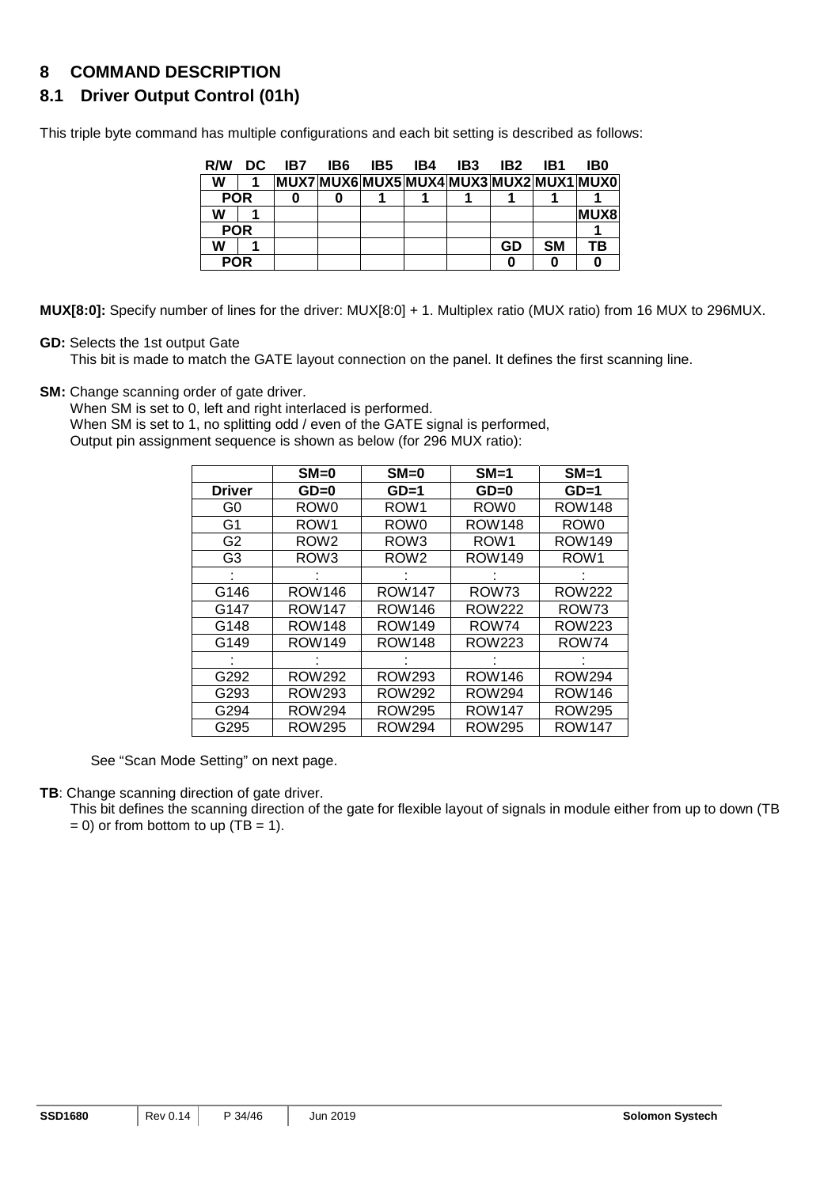# 8 COMMAND DESCRIPTION

## 8.1 Driver Output Control (01h)

This triple byte command has multiple configurations and each bit setting is described as follows:

| R/W | DC | IB7 | IB6 | IB5 | IB4 | IB3 | IB2 | IB1 | IB0 |
|---|---|---|---|---|---|---|---|---|---|
| W | 1 | MUX7 | MUX6 | MUX5 | MUX4 | MUX3 | MUX2 | MUX1 | MUX0 |
| POR | | 0 | 0 | 1 | 1 | 1 | 1 | 1 | 1 |
| W | 1 | | | | | | | | MUX8 |
| POR | | | | | | | | | 1 |
| W | 1 | | | | | | GD | SM | TB |
| POR | | | | | | | 0 | 0 | 0 |

**MUX[8:0]:** Specify number of lines for the driver: MUX[8:0] + 1. Multiplex ratio (MUX ratio) from 16 MUX to 296MUX.

**GD:** Selects the 1st output Gate
This bit is made to match the GATE layout connection on the panel. It defines the first scanning line.

**SM:** Change scanning order of gate driver.
When SM is set to 0, left and right interlaced is performed.
When SM is set to 1, no splitting odd / even of the GATE signal is performed,
Output pin assignment sequence is shown as below (for 296 MUX ratio):

| | SM=0 | SM=0 | SM=1 | SM=1 |
|---|---|---|---|---|
| **Driver** | **GD=0** | **GD=1** | **GD=0** | **GD=1** |
| G0 | ROW0 | ROW1 | ROW0 | ROW148 |
| G1 | ROW1 | ROW0 | ROW148 | ROW0 |
| G2 | ROW2 | ROW3 | ROW1 | ROW149 |
| G3 | ROW3 | ROW2 | ROW149 | ROW1 |
| : | : | : | : | : |
| G146 | ROW146 | ROW147 | ROW73 | ROW222 |
| G147 | ROW147 | ROW146 | ROW222 | ROW73 |
| G148 | ROW148 | ROW149 | ROW74 | ROW223 |
| G149 | ROW149 | ROW148 | ROW223 | ROW74 |
| : | : | : | : | : |
| G292 | ROW292 | ROW293 | ROW146 | ROW294 |
| G293 | ROW293 | ROW292 | ROW294 | ROW146 |
| G294 | ROW294 | ROW295 | ROW147 | ROW295 |
| G295 | ROW295 | ROW294 | ROW295 | ROW147 |

See "Scan Mode Setting" on next page.

**TB**: Change scanning direction of gate driver.
This bit defines the scanning direction of the gate for flexible layout of signals in module either from up to down (TB = 0) or from bottom to up (TB = 1).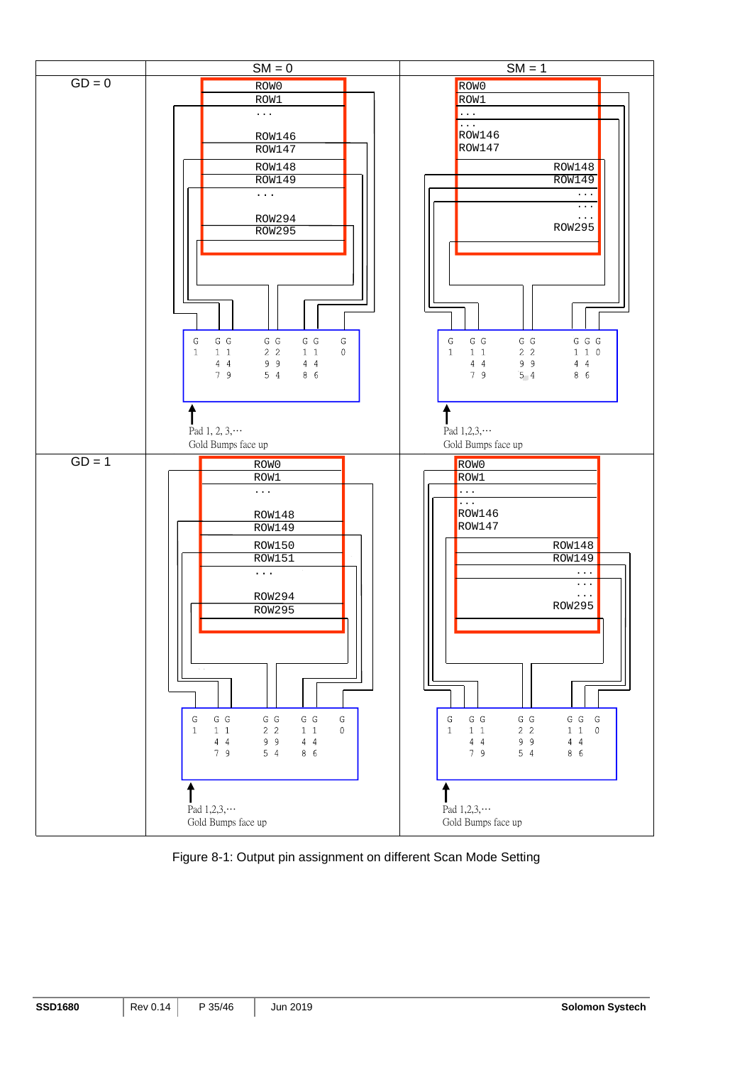| | SM = 0 | SM = 1 |
|---|---|---|
| GD = 0 | ROW0<br>ROW1<br>...<br>ROW146<br>ROW147<br>ROW148<br>ROW149<br>...<br>ROW294<br>ROW295<br><br>G1 G147 G149 G295 G294 G148 G146 G0<br><br>Pad 1, 2, 3,···<br>Gold Bumps face up | ROW0<br>ROW1<br>...<br>...<br>ROW146<br>ROW147<br>ROW148<br>ROW149<br>...<br>...<br>...<br>ROW295<br><br>G1 G147 G149 G295 G294 G148 G146 G0<br><br>Pad 1,2,3,···<br>Gold Bumps face up |
| GD = 1 | ROW0<br>ROW1<br>...<br>ROW148<br>ROW149<br>ROW150<br>ROW151<br>...<br>ROW294<br>ROW295<br><br>G1 G147 G149 G295 G294 G148 G146 G0<br><br>Pad 1,2,3,···<br>Gold Bumps face up | ROW0<br>ROW1<br>...<br>...<br>ROW146<br>ROW147<br>ROW148<br>ROW149<br>...<br>...<br>...<br>ROW295<br><br>G1 G147 G149 G295 G294 G148 G146 G0<br><br>Pad 1,2,3,···<br>Gold Bumps face up |

Figure 8-1: Output pin assignment on different Scan Mode Setting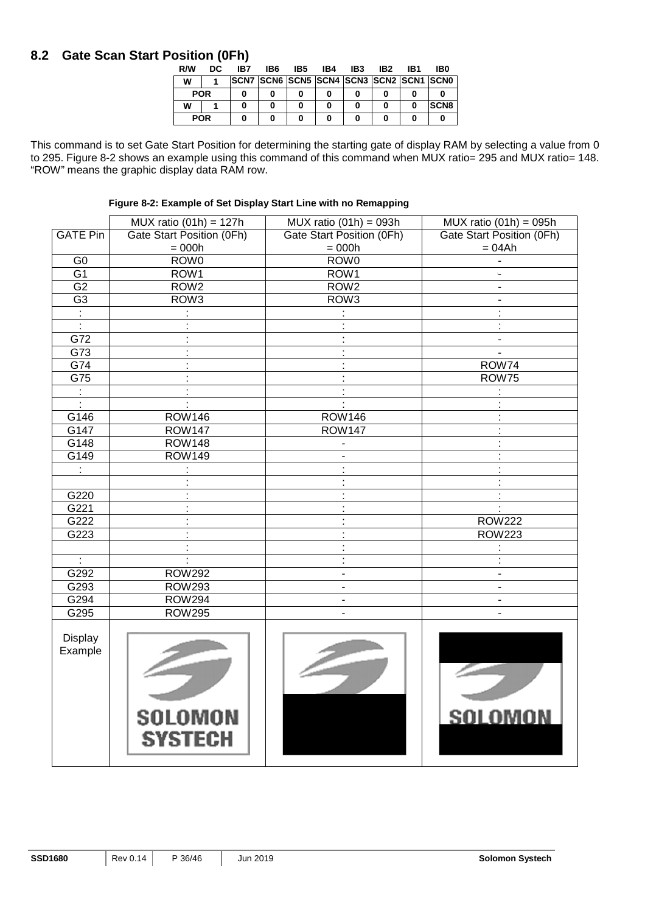## 8.2 Gate Scan Start Position (0Fh)

| R/W | DC | IB7 | IB6 | IB5 | IB4 | IB3 | IB2 | IB1 | IB0 |
|---|---|---|---|---|---|---|---|---|---|
| W | 1 | SCN7 | SCN6 | SCN5 | SCN4 | SCN3 | SCN2 | SCN1 | SCN0 |
| POR | | 0 | 0 | 0 | 0 | 0 | 0 | 0 | 0 |
| W | 1 | 0 | 0 | 0 | 0 | 0 | 0 | 0 | SCN8 |
| POR | | 0 | 0 | 0 | 0 | 0 | 0 | 0 | 0 |

This command is to set Gate Start Position for determining the starting gate of display RAM by selecting a value from 0 to 295. Figure 8-2 shows an example using this command of this command when MUX ratio= 295 and MUX ratio= 148. "ROW" means the graphic display data RAM row.

**Figure 8-2: Example of Set Display Start Line with no Remapping**

| | MUX ratio (01h) = 127h | MUX ratio (01h) = 093h | MUX ratio (01h) = 095h |
|---|---|---|---|
| GATE Pin | Gate Start Position (0Fh) = 000h | Gate Start Position (0Fh) = 000h | Gate Start Position (0Fh) = 04Ah |
| G0 | ROW0 | ROW0 | - |
| G1 | ROW1 | ROW1 | - |
| G2 | ROW2 | ROW2 | - |
| G3 | ROW3 | ROW3 | - |
| : | : | : | : |
| : | : | : | : |
| G72 | : | : | - |
| G73 | : | : | - |
| G74 | : | : | ROW74 |
| G75 | : | : | ROW75 |
| : | : | : | : |
| : | : | : | : |
| G146 | ROW146 | ROW146 | : |
| G147 | ROW147 | ROW147 | : |
| G148 | ROW148 | - | : |
| G149 | ROW149 | - | : |
| : | : | : | : |
| | : | : | : |
| G220 | : | : | : |
| G221 | : | : | : |
| G222 | : | : | ROW222 |
| G223 | : | : | ROW223 |
| | : | : | : |
| : | : | : | : |
| G292 | ROW292 | - | - |
| G293 | ROW293 | - | - |
| G294 | ROW294 | - | - |
| G295 | ROW295 | - | - |
| Display Example | SOLOMON SYSTECH | | SOLOMON |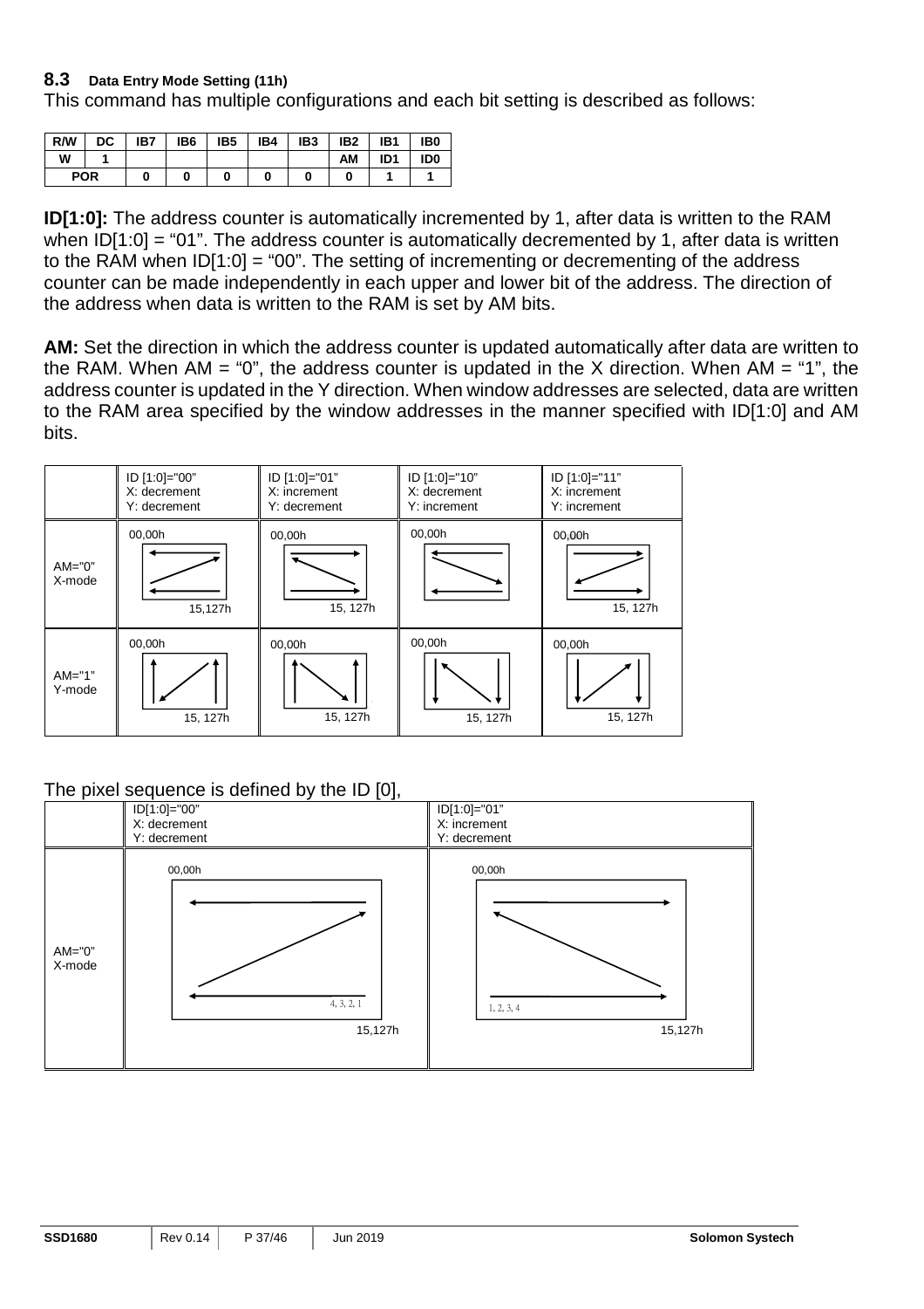### 8.3 Data Entry Mode Setting (11h)

This command has multiple configurations and each bit setting is described as follows:

| R/W | DC | IB7 | IB6 | IB5 | IB4 | IB3 | IB2 | IB1 | IB0 |
|---|---|---|---|---|---|---|---|---|---|
| W | 1 | | | | | | AM | ID1 | ID0 |
| POR | | 0 | 0 | 0 | 0 | 0 | 0 | 1 | 1 |

**ID[1:0]:** The address counter is automatically incremented by 1, after data is written to the RAM when ID[1:0] = "01". The address counter is automatically decremented by 1, after data is written to the RAM when ID[1:0] = "00". The setting of incrementing or decrementing of the address counter can be made independently in each upper and lower bit of the address. The direction of the address when data is written to the RAM is set by AM bits.

**AM:** Set the direction in which the address counter is updated automatically after data are written to the RAM. When AM = "0", the address counter is updated in the X direction. When AM = "1", the address counter is updated in the Y direction. When window addresses are selected, data are written to the RAM area specified by the window addresses in the manner specified with ID[1:0] and AM bits.

| | ID [1:0]="00" X: decrement Y: decrement | ID [1:0]="01" X: increment Y: decrement | ID [1:0]="10" X: decrement Y: increment | ID [1:0]="11" X: increment Y: increment |
|---|---|---|---|---|
| AM="0" X-mode | 00,00h … 15,127h | 00,00h … 15, 127h | 00,00h | 00,00h … 15, 127h |
| AM="1" Y-mode | 00,00h … 15, 127h | 00,00h … 15, 127h | 00,00h … 15, 127h | 00,00h … 15, 127h |

The pixel sequence is defined by the ID [0],

| | ID[1:0]="00" X: decrement Y: decrement | ID[1:0]="01" X: increment Y: decrement |
|---|---|---|
| AM="0" X-mode | 00,00h … 4, 3, 2, 1 … 15,127h | 00,00h … 1, 2, 3, 4 … 15,127h |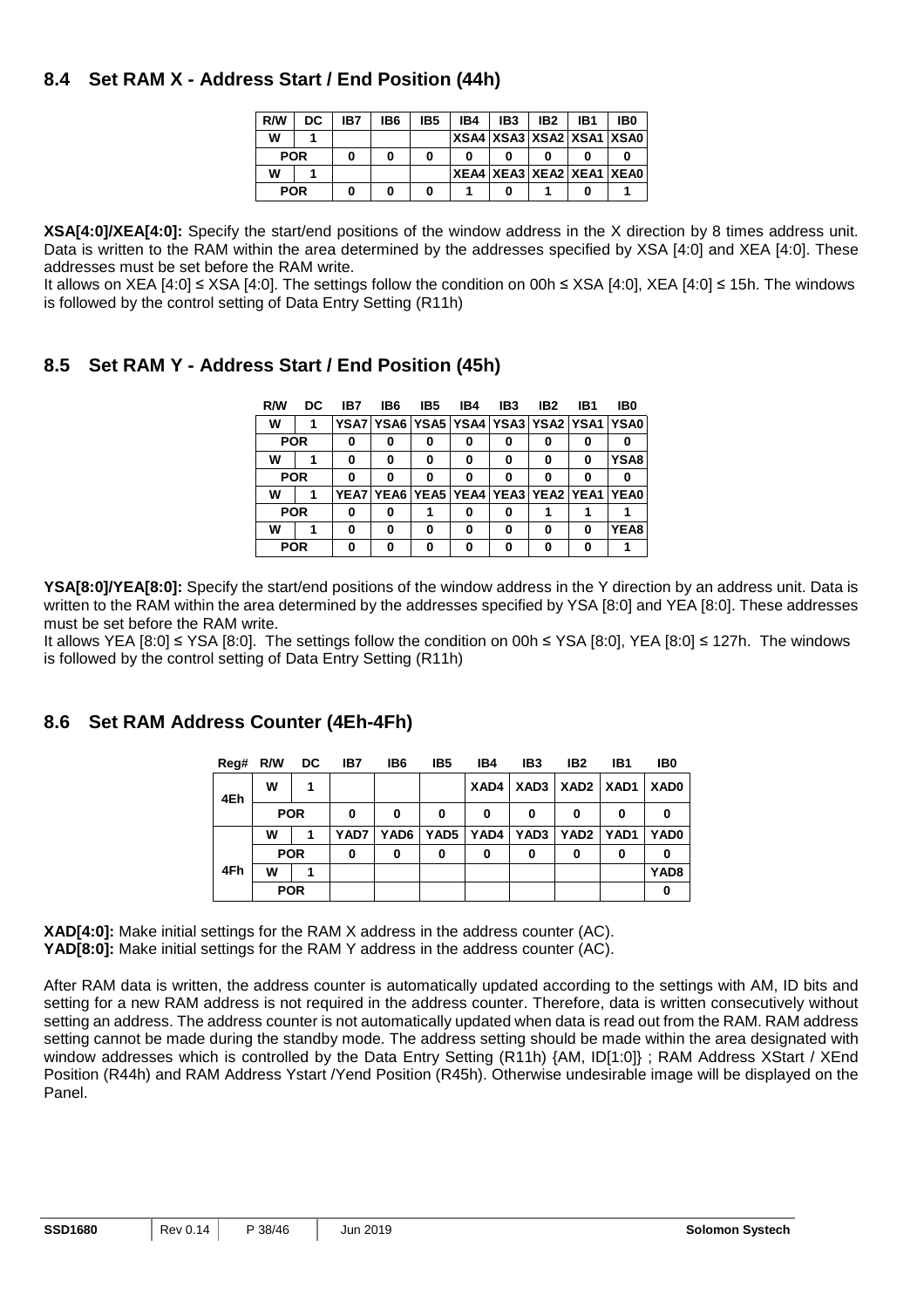## 8.4 Set RAM X - Address Start / End Position (44h)

| R/W | DC | IB7 | IB6 | IB5 | IB4 | IB3 | IB2 | IB1 | IB0 |
|---|---|---|---|---|---|---|---|---|---|
| W | 1 | | | | XSA4 | XSA3 | XSA2 | XSA1 | XSA0 |
| POR | | 0 | 0 | 0 | 0 | 0 | 0 | 0 | 0 |
| W | 1 | | | | XEA4 | XEA3 | XEA2 | XEA1 | XEA0 |
| POR | | 0 | 0 | 0 | 1 | 0 | 1 | 0 | 1 |

**XSA[4:0]/XEA[4:0]:** Specify the start/end positions of the window address in the X direction by 8 times address unit. Data is written to the RAM within the area determined by the addresses specified by XSA [4:0] and XEA [4:0]. These addresses must be set before the RAM write.
It allows on XEA [4:0] ≤ XSA [4:0]. The settings follow the condition on 00h ≤ XSA [4:0], XEA [4:0] ≤ 15h. The windows is followed by the control setting of Data Entry Setting (R11h)

## 8.5 Set RAM Y - Address Start / End Position (45h)

| R/W | DC | IB7 | IB6 | IB5 | IB4 | IB3 | IB2 | IB1 | IB0 |
|---|---|---|---|---|---|---|---|---|---|
| W | 1 | YSA7 | YSA6 | YSA5 | YSA4 | YSA3 | YSA2 | YSA1 | YSA0 |
| POR | | 0 | 0 | 0 | 0 | 0 | 0 | 0 | 0 |
| W | 1 | 0 | 0 | 0 | 0 | 0 | 0 | 0 | YSA8 |
| POR | | 0 | 0 | 0 | 0 | 0 | 0 | 0 | 0 |
| W | 1 | YEA7 | YEA6 | YEA5 | YEA4 | YEA3 | YEA2 | YEA1 | YEA0 |
| POR | | 0 | 0 | 1 | 0 | 0 | 1 | 1 | 1 |
| W | 1 | 0 | 0 | 0 | 0 | 0 | 0 | 0 | YEA8 |
| POR | | 0 | 0 | 0 | 0 | 0 | 0 | 0 | 1 |

**YSA[8:0]/YEA[8:0]:** Specify the start/end positions of the window address in the Y direction by an address unit. Data is written to the RAM within the area determined by the addresses specified by YSA [8:0] and YEA [8:0]. These addresses must be set before the RAM write.
It allows YEA [8:0] ≤ YSA [8:0]. The settings follow the condition on 00h ≤ YSA [8:0], YEA [8:0] ≤ 127h. The windows is followed by the control setting of Data Entry Setting (R11h)

## 8.6 Set RAM Address Counter (4Eh-4Fh)

| Reg# | R/W | DC | IB7 | IB6 | IB5 | IB4 | IB3 | IB2 | IB1 | IB0 |
|---|---|---|---|---|---|---|---|---|---|---|
| 4Eh | W | 1 | | | | XAD4 | XAD3 | XAD2 | XAD1 | XAD0 |
| | POR | | 0 | 0 | 0 | 0 | 0 | 0 | 0 | 0 |
| 4Fh | W | 1 | YAD7 | YAD6 | YAD5 | YAD4 | YAD3 | YAD2 | YAD1 | YAD0 |
| | POR | | 0 | 0 | 0 | 0 | 0 | 0 | 0 | 0 |
| | W | 1 | | | | | | | | YAD8 |
| | POR | | | | | | | | | 0 |

**XAD[4:0]:** Make initial settings for the RAM X address in the address counter (AC).
**YAD[8:0]:** Make initial settings for the RAM Y address in the address counter (AC).

After RAM data is written, the address counter is automatically updated according to the settings with AM, ID bits and setting for a new RAM address is not required in the address counter. Therefore, data is written consecutively without setting an address. The address counter is not automatically updated when data is read out from the RAM. RAM address setting cannot be made during the standby mode. The address setting should be made within the area designated with window addresses which is controlled by the Data Entry Setting (R11h) {AM, ID[1:0]} ; RAM Address XStart / XEnd Position (R44h) and RAM Address Ystart /Yend Position (R45h). Otherwise undesirable image will be displayed on the Panel.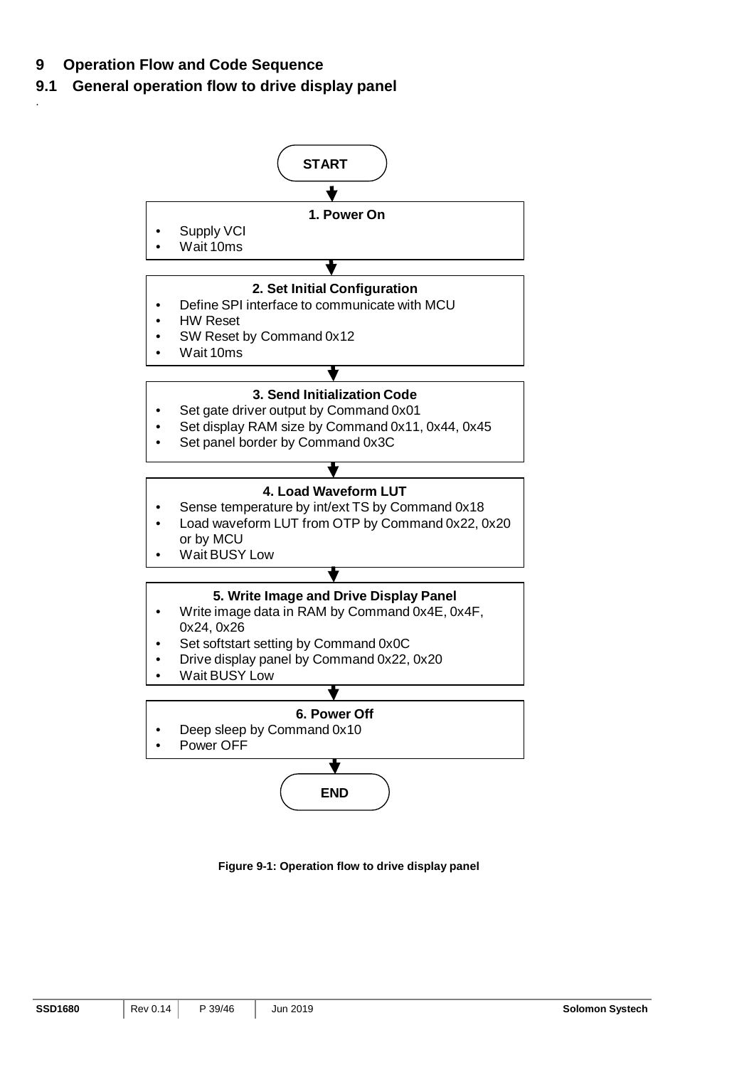# 9 Operation Flow and Code Sequence

## 9.1 General operation flow to drive display panel

START

**1. Power On**

- Supply VCI
- Wait 10ms

**2. Set Initial Configuration**

- Define SPI interface to communicate with MCU
- HW Reset
- SW Reset by Command 0x12
- Wait 10ms

**3. Send Initialization Code**

- Set gate driver output by Command 0x01
- Set display RAM size by Command 0x11, 0x44, 0x45
- Set panel border by Command 0x3C

**4. Load Waveform LUT**

- Sense temperature by int/ext TS by Command 0x18
- Load waveform LUT from OTP by Command 0x22, 0x20 or by MCU
- Wait BUSY Low

**5. Write Image and Drive Display Panel**

- Write image data in RAM by Command 0x4E, 0x4F, 0x24, 0x26
- Set softstart setting by Command 0x0C
- Drive display panel by Command 0x22, 0x20
- Wait BUSY Low

**6. Power Off**

- Deep sleep by Command 0x10
- Power OFF

END

**Figure 9-1: Operation flow to drive display panel**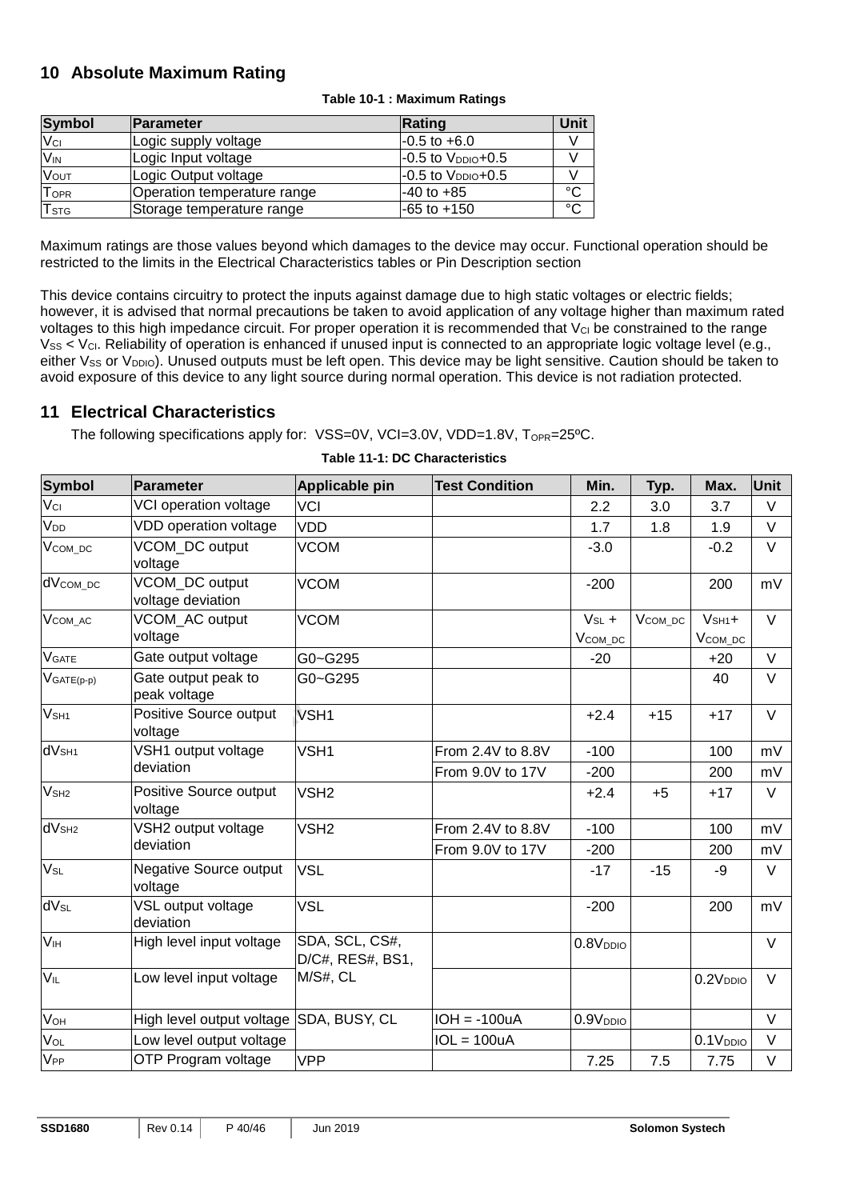## 10 Absolute Maximum Rating

**Table 10-1 : Maximum Ratings**

| Symbol | Parameter | Rating | Unit |
|---|---|---|---|
| $V_{CI}$ | Logic supply voltage | -0.5 to +6.0 | V |
| $V_{IN}$ | Logic Input voltage | -0.5 to $V_{DDIO}$+0.5 | V |
| $V_{OUT}$ | Logic Output voltage | -0.5 to $V_{DDIO}$+0.5 | V |
| $T_{OPR}$ | Operation temperature range | -40 to +85 | °C |
| $T_{STG}$ | Storage temperature range | -65 to +150 | °C |

Maximum ratings are those values beyond which damages to the device may occur. Functional operation should be restricted to the limits in the Electrical Characteristics tables or Pin Description section

This device contains circuitry to protect the inputs against damage due to high static voltages or electric fields; however, it is advised that normal precautions be taken to avoid application of any voltage higher than maximum rated voltages to this high impedance circuit. For proper operation it is recommended that $V_{CI}$ be constrained to the range $V_{SS}$ < $V_{CI}$. Reliability of operation is enhanced if unused input is connected to an appropriate logic voltage level (e.g., either $V_{SS}$ or $V_{DDIO}$). Unused outputs must be left open. This device may be light sensitive. Caution should be taken to avoid exposure of this device to any light source during normal operation. This device is not radiation protected.

## 11 Electrical Characteristics

The following specifications apply for: VSS=0V, VCI=3.0V, VDD=1.8V, $T_{OPR}$=25ºC.

**Table 11-1: DC Characteristics**

| Symbol | Parameter | Applicable pin | Test Condition | Min. | Typ. | Max. | Unit |
|---|---|---|---|---|---|---|---|
| $V_{CI}$ | VCI operation voltage | VCI | | 2.2 | 3.0 | 3.7 | V |
| $V_{DD}$ | VDD operation voltage | VDD | | 1.7 | 1.8 | 1.9 | V |
| $V_{COM\_DC}$ | VCOM_DC output voltage | VCOM | | -3.0 | | -0.2 | V |
| $dV_{COM\_DC}$ | VCOM_DC output voltage deviation | VCOM | | -200 | | 200 | mV |
| $V_{COM\_AC}$ | VCOM_AC output voltage | VCOM | | $V_{SL}$ + $V_{COM\_DC}$ | $V_{COM\_DC}$ | $V_{SH1}$+ $V_{COM\_DC}$ | V |
| $V_{GATE}$ | Gate output voltage | G0~G295 | | -20 | | +20 | V |
| $V_{GATE(p-p)}$ | Gate output peak to peak voltage | G0~G295 | | | | 40 | V |
| $V_{SH1}$ | Positive Source output voltage | VSH1 | | +2.4 | +15 | +17 | V |
| $dV_{SH1}$ | VSH1 output voltage deviation | VSH1 | From 2.4V to 8.8V | -100 | | 100 | mV |
| | | | From 9.0V to 17V | -200 | | 200 | mV |
| $V_{SH2}$ | Positive Source output voltage | VSH2 | | +2.4 | +5 | +17 | V |
| $dV_{SH2}$ | VSH2 output voltage deviation | VSH2 | From 2.4V to 8.8V | -100 | | 100 | mV |
| | | | From 9.0V to 17V | -200 | | 200 | mV |
| $V_{SL}$ | Negative Source output voltage | VSL | | -17 | -15 | -9 | V |
| $dV_{SL}$ | VSL output voltage deviation | VSL | | -200 | | 200 | mV |
| $V_{IH}$ | High level input voltage | SDA, SCL, CS#, D/C#, RES#, BS1, M/S#, CL | | 0.8$V_{DDIO}$ | | | V |
| $V_{IL}$ | Low level input voltage | | | | | 0.2$V_{DDIO}$ | V |
| $V_{OH}$ | High level output voltage | SDA, BUSY, CL | IOH = -100uA | 0.9$V_{DDIO}$ | | | V |
| $V_{OL}$ | Low level output voltage | | IOL = 100uA | | | 0.1$V_{DDIO}$ | V |
| $V_{PP}$ | OTP Program voltage | VPP | | 7.25 | 7.5 | 7.75 | V |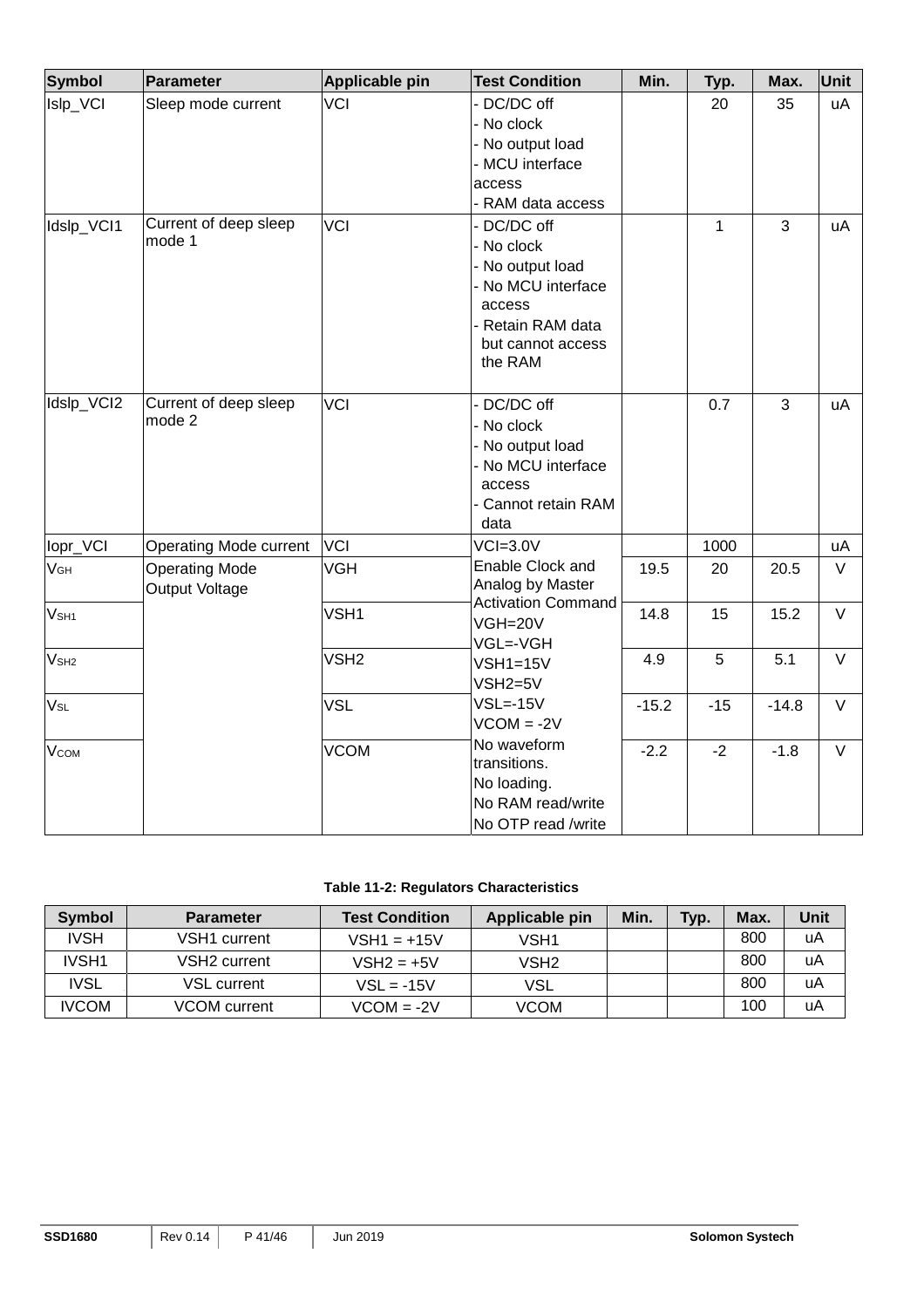| Symbol | Parameter | Applicable pin | Test Condition | Min. | Typ. | Max. | Unit |
|---|---|---|---|---|---|---|---|
| Islp_VCI | Sleep mode current | VCI | - DC/DC off<br>- No clock<br>- No output load<br>- MCU interface access<br>- RAM data access | | 20 | 35 | uA |
| Idslp_VCI1 | Current of deep sleep mode 1 | VCI | - DC/DC off<br>- No clock<br>- No output load<br>- No MCU interface access<br>- Retain RAM data but cannot access the RAM | | 1 | 3 | uA |
| Idslp_VCI2 | Current of deep sleep mode 2 | VCI | - DC/DC off<br>- No clock<br>- No output load<br>- No MCU interface access<br>- Cannot retain RAM data | | 0.7 | 3 | uA |
| Iopr_VCI | Operating Mode current | VCI | VCI=3.0V | | 1000 | | uA |
| $V_{GH}$ | Operating Mode Output Voltage | VGH | Enable Clock and Analog by Master Activation Command<br>VGH=20V<br>VGL=-VGH<br>VSH1=15V<br>VSH2=5V<br>VSL=-15V<br>VCOM = -2V<br>No waveform transitions.<br>No loading.<br>No RAM read/write<br>No OTP read /write | 19.5 | 20 | 20.5 | V |
| $V_{SH1}$ | | VSH1 | | 14.8 | 15 | 15.2 | V |
| $V_{SH2}$ | | VSH2 | | 4.9 | 5 | 5.1 | V |
| $V_{SL}$ | | VSL | | -15.2 | -15 | -14.8 | V |
| $V_{COM}$ | | VCOM | | -2.2 | -2 | -1.8 | V |

**Table 11-2: Regulators Characteristics**

| Symbol | Parameter | Test Condition | Applicable pin | Min. | Typ. | Max. | Unit |
|---|---|---|---|---|---|---|---|
| IVSH | VSH1 current | VSH1 = +15V | VSH1 | | | 800 | uA |
| IVSH1 | VSH2 current | VSH2 = +5V | VSH2 | | | 800 | uA |
| IVSL | VSL current | VSL = -15V | VSL | | | 800 | uA |
| IVCOM | VCOM current | VCOM = -2V | VCOM | | | 100 | uA |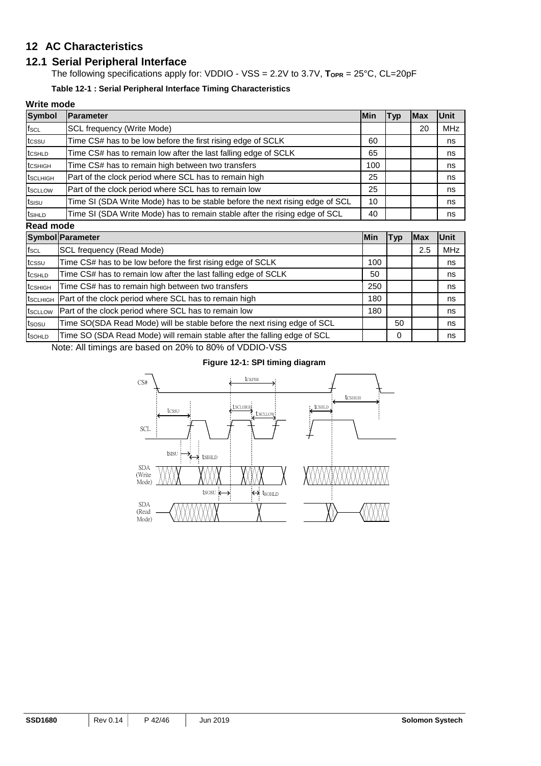# 12 AC Characteristics

## 12.1 Serial Peripheral Interface

The following specifications apply for: VDDIO - VSS = 2.2V to 3.7V, $T_{OPR}$ = 25°C, CL=20pF

**Table 12-1 : Serial Peripheral Interface Timing Characteristics**

**Write mode**

| Symbol | Parameter | Min | Typ | Max | Unit |
|---|---|---|---|---|---|
| $f_{SCL}$ | SCL frequency (Write Mode) | | | 20 | MHz |
| $t_{CSSU}$ | Time CS# has to be low before the first rising edge of SCLK | 60 | | | ns |
| $t_{CSHLD}$ | Time CS# has to remain low after the last falling edge of SCLK | 65 | | | ns |
| $t_{CSHIGH}$ | Time CS# has to remain high between two transfers | 100 | | | ns |
| $t_{SCLHIGH}$ | Part of the clock period where SCL has to remain high | 25 | | | ns |
| $t_{SCLLOW}$ | Part of the clock period where SCL has to remain low | 25 | | | ns |
| $t_{SISU}$ | Time SI (SDA Write Mode) has to be stable before the next rising edge of SCL | 10 | | | ns |
| $t_{SIHLD}$ | Time SI (SDA Write Mode) has to remain stable after the rising edge of SCL | 40 | | | ns |

**Read mode**

| Symbol | Parameter | Min | Typ | Max | Unit |
|---|---|---|---|---|---|
| $f_{SCL}$ | SCL frequency (Read Mode) | | | 2.5 | MHz |
| $t_{CSSU}$ | Time CS# has to be low before the first rising edge of SCLK | 100 | | | ns |
| $t_{CSHLD}$ | Time CS# has to remain low after the last falling edge of SCLK | 50 | | | ns |
| $t_{CSHIGH}$ | Time CS# has to remain high between two transfers | 250 | | | ns |
| $t_{SCLHIGH}$ | Part of the clock period where SCL has to remain high | 180 | | | ns |
| $t_{SCLLOW}$ | Part of the clock period where SCL has to remain low | 180 | | | ns |
| $t_{SOSU}$ | Time SO(SDA Read Mode) will be stable before the next rising edge of SCL | | 50 | | ns |
| $t_{SOHLD}$ | Time SO (SDA Read Mode) will remain stable after the falling edge of SCL | | 0 | | ns |

Note: All timings are based on 20% to 80% of VDDIO-VSS

**Figure 12-1: SPI timing diagram**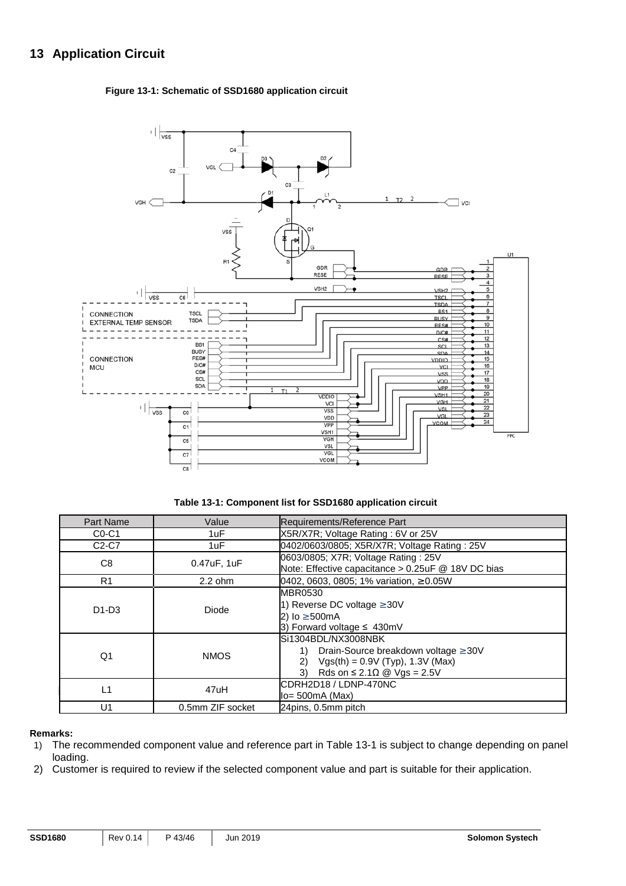# 13 Application Circuit

**Figure 13-1: Schematic of SSD1680 application circuit**

**Table 13-1: Component list for SSD1680 application circuit**

| Part Name | Value | Requirements/Reference Part |
|---|---|---|
| C0-C1 | 1uF | X5R/X7R; Voltage Rating : 6V or 25V |
| C2-C7 | 1uF | 0402/0603/0805; X5R/X7R; Voltage Rating : 25V |
| C8 | 0.47uF, 1uF | 0603/0805; X7R; Voltage Rating : 25V<br>Note: Effective capacitance > 0.25uF @ 18V DC bias |
| R1 | 2.2 ohm | 0402, 0603, 0805; 1% variation, ≥0.05W |
| D1-D3 | Diode | MBR0530<br>1) Reverse DC voltage ≥30V<br>2) Io ≥500mA<br>3) Forward voltage ≤ 430mV |
| Q1 | NMOS | Si1304BDL/NX3008NBK<br>1) Drain-Source breakdown voltage ≥30V<br>2) Vgs(th) = 0.9V (Typ), 1.3V (Max)<br>3) Rds on ≤ 2.1Ω @ Vgs = 2.5V |
| L1 | 47uH | CDRH2D18 / LDNP-470NC<br>Io= 500mA (Max) |
| U1 | 0.5mm ZIF socket | 24pins, 0.5mm pitch |

**Remarks:**

1) The recommended component value and reference part in Table 13-1 is subject to change depending on panel loading.
2) Customer is required to review if the selected component value and part is suitable for their application.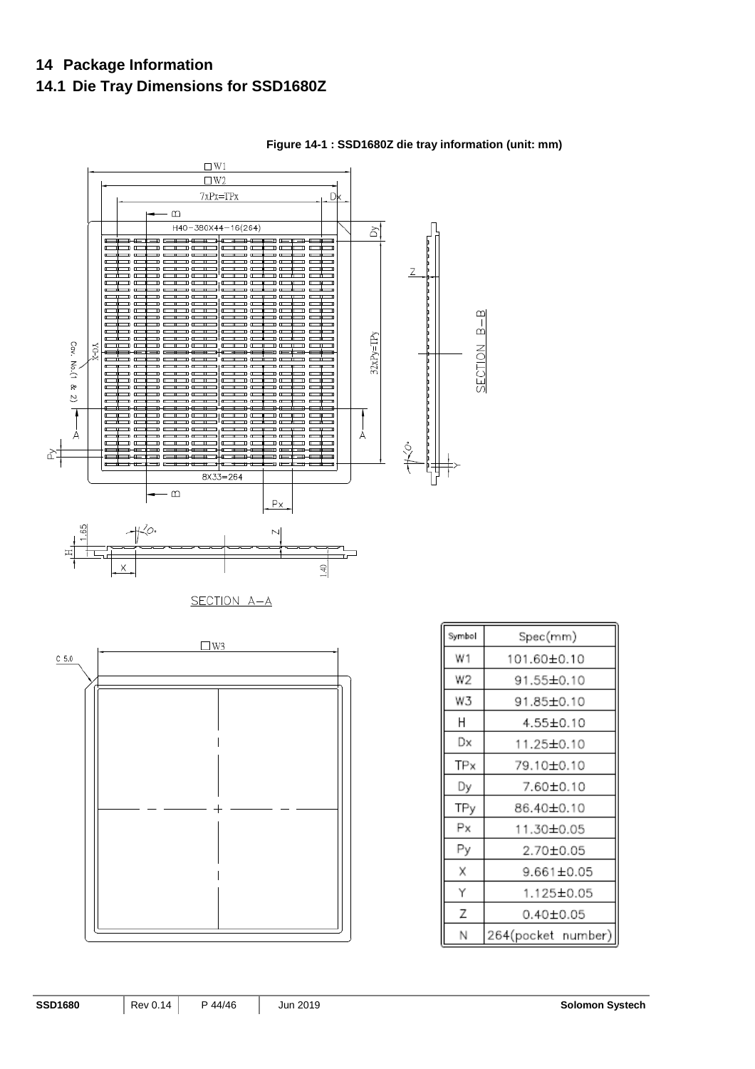# 14 Package Information

## 14.1 Die Tray Dimensions for SSD1680Z

**Figure 14-1 : SSD1680Z die tray information (unit: mm)**

| Symbol | Spec(mm) |
|---|---|
| W1 | 101.60±0.10 |
| W2 | 91.55±0.10 |
| W3 | 91.85±0.10 |
| H | 4.55±0.10 |
| Dx | 11.25±0.10 |
| TPx | 79.10±0.10 |
| Dy | 7.60±0.10 |
| TPy | 86.40±0.10 |
| Px | 11.30±0.05 |
| Py | 2.70±0.05 |
| X | 9.661±0.05 |
| Y | 1.125±0.05 |
| Z | 0.40±0.05 |
| N | 264(pocket number) |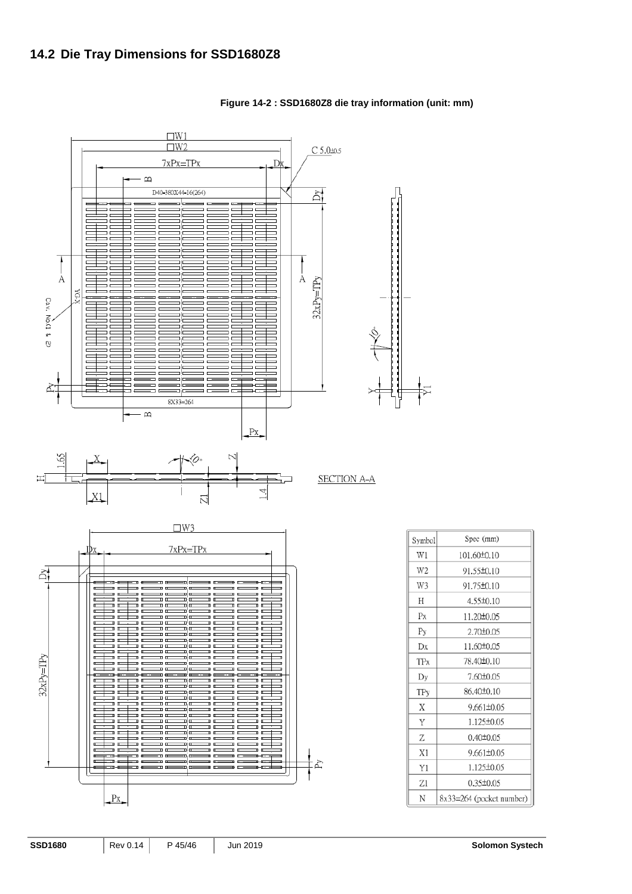## 14.2 Die Tray Dimensions for SSD1680Z8

**Figure 14-2 : SSD1680Z8 die tray information (unit: mm)**

| Symbol | Spec (mm) |
| --- | --- |
| W1 | 101.60±0.10 |
| W2 | 91.55±0.10 |
| W3 | 91.75±0.10 |
| H | 4.55±0.10 |
| Px | 11.20±0.05 |
| Py | 2.70±0.05 |
| Dx | 11.60±0.05 |
| TPx | 78.40±0.10 |
| Dy | 7.60±0.05 |
| TPy | 86.40±0.10 |
| X | 9.661±0.05 |
| Y | 1.125±0.05 |
| Z | 0.40±0.05 |
| X1 | 9.661±0.05 |
| Y1 | 1.125±0.05 |
| Z1 | 0.35±0.05 |
| N | 8x33=264 (pocket number) |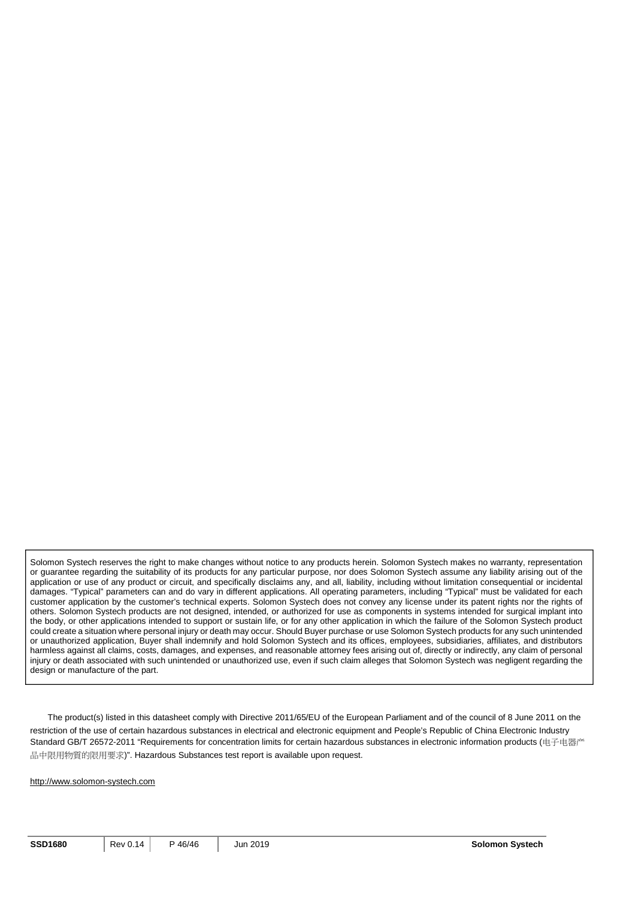Solomon Systech reserves the right to make changes without notice to any products herein. Solomon Systech makes no warranty, representation or guarantee regarding the suitability of its products for any particular purpose, nor does Solomon Systech assume any liability arising out of the application or use of any product or circuit, and specifically disclaims any, and all, liability, including without limitation consequential or incidental damages. “Typical” parameters can and do vary in different applications. All operating parameters, including “Typical” must be validated for each customer application by the customer’s technical experts. Solomon Systech does not convey any license under its patent rights nor the rights of others. Solomon Systech products are not designed, intended, or authorized for use as components in systems intended for surgical implant into the body, or other applications intended to support or sustain life, or for any other application in which the failure of the Solomon Systech product could create a situation where personal injury or death may occur. Should Buyer purchase or use Solomon Systech products for any such unintended or unauthorized application, Buyer shall indemnify and hold Solomon Systech and its offices, employees, subsidiaries, affiliates, and distributors harmless against all claims, costs, damages, and expenses, and reasonable attorney fees arising out of, directly or indirectly, any claim of personal injury or death associated with such unintended or unauthorized use, even if such claim alleges that Solomon Systech was negligent regarding the design or manufacture of the part.

The product(s) listed in this datasheet comply with Directive 2011/65/EU of the European Parliament and of the council of 8 June 2011 on the restriction of the use of certain hazardous substances in electrical and electronic equipment and People’s Republic of China Electronic Industry Standard GB/T 26572-2011 “Requirements for concentration limits for certain hazardous substances in electronic information products (电子电器产品中限用物質的限用要求)”. Hazardous Substances test report is available upon request.

http://www.solomon-systech.com